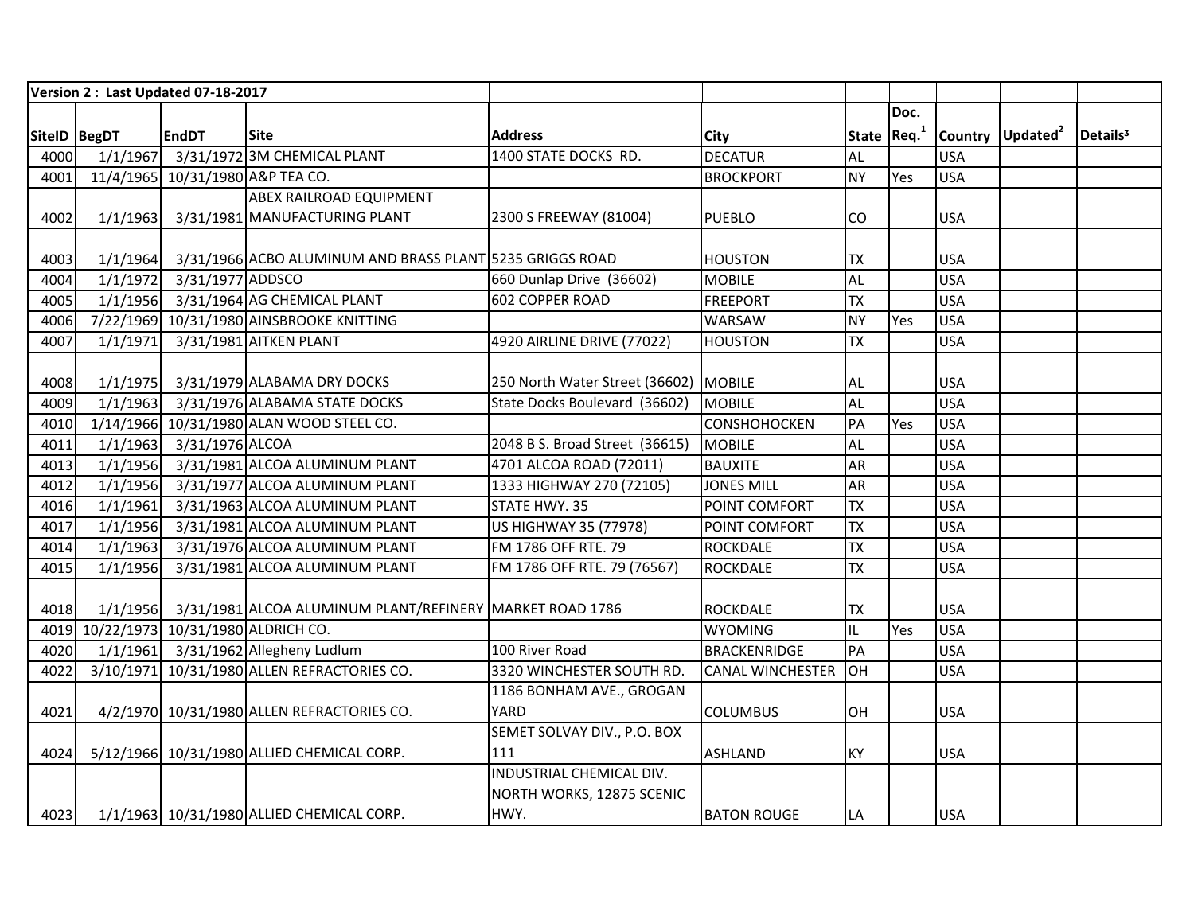| Version 2 : Last Updated 07-18-2017 | | | | | | | | | | |
|---|---|---|---|---|---|---|---|---|---|---|
| SiteID | BegDT | EndDT | Site | Address | City | State | Doc. Req.[1] | Country | Updated[2] | Details[3] |
| 4000 | 1/1/1967 | 3/31/1972 | 3M CHEMICAL PLANT | 1400 STATE DOCKS RD. | DECATUR | AL | | USA | | |
| 4001 | 11/4/1965 | 10/31/1980 | A&P TEA CO. | | BROCKPORT | NY | Yes | USA | | |
| 4002 | 1/1/1963 | 3/31/1981 | ABEX RAILROAD EQUIPMENT MANUFACTURING PLANT | 2300 S FREEWAY (81004) | PUEBLO | CO | | USA | | |
| 4003 | 1/1/1964 | 3/31/1966 | ACBO ALUMINUM AND BRASS PLANT | 5235 GRIGGS ROAD | HOUSTON | TX | | USA | | |
| 4004 | 1/1/1972 | 3/31/1977 | ADDSCO | 660 Dunlap Drive (36602) | MOBILE | AL | | USA | | |
| 4005 | 1/1/1956 | 3/31/1964 | AG CHEMICAL PLANT | 602 COPPER ROAD | FREEPORT | TX | | USA | | |
| 4006 | 7/22/1969 | 10/31/1980 | AINSBROOKE KNITTING | | WARSAW | NY | Yes | USA | | |
| 4007 | 1/1/1971 | 3/31/1981 | AITKEN PLANT | 4920 AIRLINE DRIVE (77022) | HOUSTON | TX | | USA | | |
| 4008 | 1/1/1975 | 3/31/1979 | ALABAMA DRY DOCKS | 250 North Water Street (36602) | MOBILE | AL | | USA | | |
| 4009 | 1/1/1963 | 3/31/1976 | ALABAMA STATE DOCKS | State Docks Boulevard (36602) | MOBILE | AL | | USA | | |
| 4010 | 1/14/1966 | 10/31/1980 | ALAN WOOD STEEL CO. | | CONSHOHOCKEN | PA | Yes | USA | | |
| 4011 | 1/1/1963 | 3/31/1976 | ALCOA | 2048 B S. Broad Street (36615) | MOBILE | AL | | USA | | |
| 4013 | 1/1/1956 | 3/31/1981 | ALCOA ALUMINUM PLANT | 4701 ALCOA ROAD (72011) | BAUXITE | AR | | USA | | |
| 4012 | 1/1/1956 | 3/31/1977 | ALCOA ALUMINUM PLANT | 1333 HIGHWAY 270 (72105) | JONES MILL | AR | | USA | | |
| 4016 | 1/1/1961 | 3/31/1963 | ALCOA ALUMINUM PLANT | STATE HWY. 35 | POINT COMFORT | TX | | USA | | |
| 4017 | 1/1/1956 | 3/31/1981 | ALCOA ALUMINUM PLANT | US HIGHWAY 35 (77978) | POINT COMFORT | TX | | USA | | |
| 4014 | 1/1/1963 | 3/31/1976 | ALCOA ALUMINUM PLANT | FM 1786 OFF RTE. 79 | ROCKDALE | TX | | USA | | |
| 4015 | 1/1/1956 | 3/31/1981 | ALCOA ALUMINUM PLANT | FM 1786 OFF RTE. 79 (76567) | ROCKDALE | TX | | USA | | |
| 4018 | 1/1/1956 | 3/31/1981 | ALCOA ALUMINUM PLANT/REFINERY | MARKET ROAD 1786 | ROCKDALE | TX | | USA | | |
| 4019 | 10/22/1973 | 10/31/1980 | ALDRICH CO. | | WYOMING | IL | Yes | USA | | |
| 4020 | 1/1/1961 | 3/31/1962 | Allegheny Ludlum | 100 River Road | BRACKENRIDGE | PA | | USA | | |
| 4022 | 3/10/1971 | 10/31/1980 | ALLEN REFRACTORIES CO. | 3320 WINCHESTER SOUTH RD. | CANAL WINCHESTER | OH | | USA | | |
| 4021 | 4/2/1970 | 10/31/1980 | ALLEN REFRACTORIES CO. | 1186 BONHAM AVE., GROGAN YARD | COLUMBUS | OH | | USA | | |
| 4024 | 5/12/1966 | 10/31/1980 | ALLIED CHEMICAL CORP. | SEMET SOLVAY DIV., P.O. BOX 111 | ASHLAND | KY | | USA | | |
| 4023 | 1/1/1963 | 10/31/1980 | ALLIED CHEMICAL CORP. | INDUSTRIAL CHEMICAL DIV. NORTH WORKS, 12875 SCENIC HWY. | BATON ROUGE | LA | | USA | | |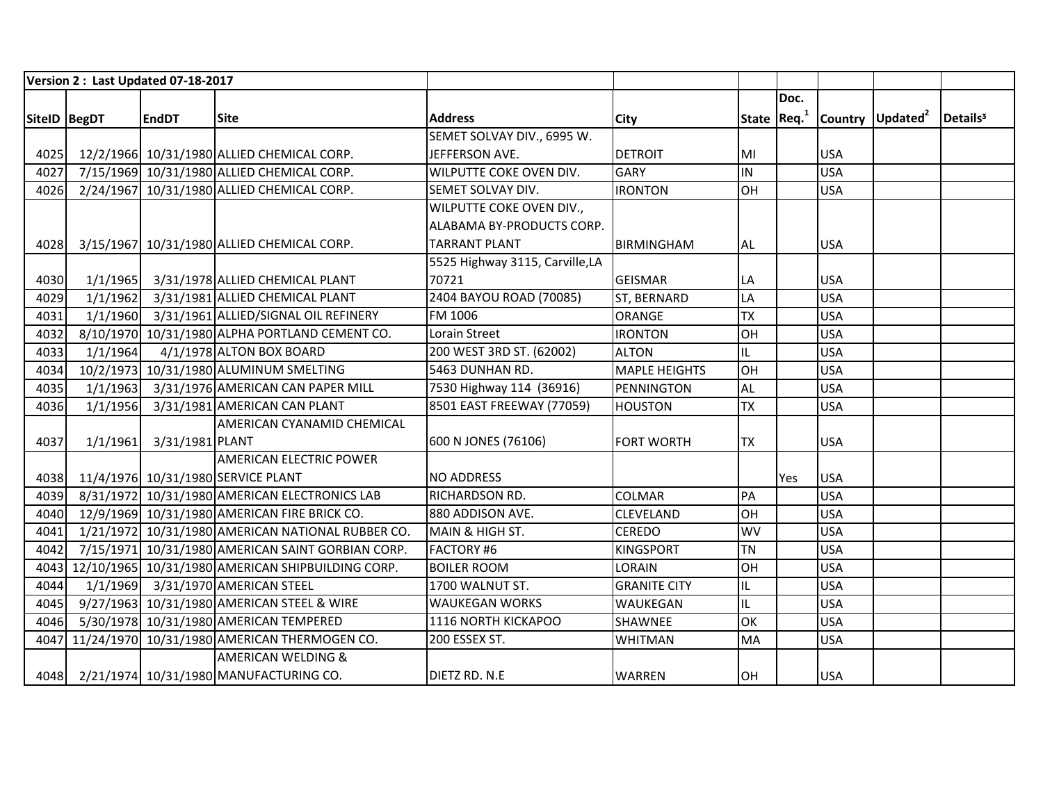| Version 2 : Last Updated 07-18-2017 | | | | | | | | | | |
|---|---|---|---|---|---|---|---|---|---|---|
| SiteID | BegDT | EndDT | Site | Address | City | State | Doc. Req.[1] | Country | Updated[2] | Details³ |
| 4025 | 12/2/1966 | 10/31/1980 | ALLIED CHEMICAL CORP. | SEMET SOLVAY DIV., 6995 W. JEFFERSON AVE. | DETROIT | MI | | USA | | |
| 4027 | 7/15/1969 | 10/31/1980 | ALLIED CHEMICAL CORP. | WILPUTTE COKE OVEN DIV. | GARY | IN | | USA | | |
| 4026 | 2/24/1967 | 10/31/1980 | ALLIED CHEMICAL CORP. | SEMET SOLVAY DIV. | IRONTON | OH | | USA | | |
| 4028 | 3/15/1967 | 10/31/1980 | ALLIED CHEMICAL CORP. | WILPUTTE COKE OVEN DIV., ALABAMA BY-PRODUCTS CORP. TARRANT PLANT | BIRMINGHAM | AL | | USA | | |
| 4030 | 1/1/1965 | 3/31/1978 | ALLIED CHEMICAL PLANT | 5525 Highway 3115, Carville,LA 70721 | GEISMAR | LA | | USA | | |
| 4029 | 1/1/1962 | 3/31/1981 | ALLIED CHEMICAL PLANT | 2404 BAYOU ROAD (70085) | ST, BERNARD | LA | | USA | | |
| 4031 | 1/1/1960 | 3/31/1961 | ALLIED/SIGNAL OIL REFINERY | FM 1006 | ORANGE | TX | | USA | | |
| 4032 | 8/10/1970 | 10/31/1980 | ALPHA PORTLAND CEMENT CO. | Lorain Street | IRONTON | OH | | USA | | |
| 4033 | 1/1/1964 | 4/1/1978 | ALTON BOX BOARD | 200 WEST 3RD ST. (62002) | ALTON | IL | | USA | | |
| 4034 | 10/2/1973 | 10/31/1980 | ALUMINUM SMELTING | 5463 DUNHAN RD. | MAPLE HEIGHTS | OH | | USA | | |
| 4035 | 1/1/1963 | 3/31/1976 | AMERICAN CAN PAPER MILL | 7530 Highway 114 (36916) | PENNINGTON | AL | | USA | | |
| 4036 | 1/1/1956 | 3/31/1981 | AMERICAN CAN PLANT | 8501 EAST FREEWAY (77059) | HOUSTON | TX | | USA | | |
| 4037 | 1/1/1961 | 3/31/1981 | AMERICAN CYANAMID CHEMICAL PLANT | 600 N JONES (76106) | FORT WORTH | TX | | USA | | |
| 4038 | 11/4/1976 | 10/31/1980 | AMERICAN ELECTRIC POWER SERVICE PLANT | NO ADDRESS | | | Yes | USA | | |
| 4039 | 8/31/1972 | 10/31/1980 | AMERICAN ELECTRONICS LAB | RICHARDSON RD. | COLMAR | PA | | USA | | |
| 4040 | 12/9/1969 | 10/31/1980 | AMERICAN FIRE BRICK CO. | 880 ADDISON AVE. | CLEVELAND | OH | | USA | | |
| 4041 | 1/21/1972 | 10/31/1980 | AMERICAN NATIONAL RUBBER CO. | MAIN & HIGH ST. | CEREDO | WV | | USA | | |
| 4042 | 7/15/1971 | 10/31/1980 | AMERICAN SAINT GORBIAN CORP. | FACTORY #6 | KINGSPORT | TN | | USA | | |
| 4043 | 12/10/1965 | 10/31/1980 | AMERICAN SHIPBUILDING CORP. | BOILER ROOM | LORAIN | OH | | USA | | |
| 4044 | 1/1/1969 | 3/31/1970 | AMERICAN STEEL | 1700 WALNUT ST. | GRANITE CITY | IL | | USA | | |
| 4045 | 9/27/1963 | 10/31/1980 | AMERICAN STEEL & WIRE | WAUKEGAN WORKS | WAUKEGAN | IL | | USA | | |
| 4046 | 5/30/1978 | 10/31/1980 | AMERICAN TEMPERED | 1116 NORTH KICKAPOO | SHAWNEE | OK | | USA | | |
| 4047 | 11/24/1970 | 10/31/1980 | AMERICAN THERMOGEN CO. | 200 ESSEX ST. | WHITMAN | MA | | USA | | |
| 4048 | 2/21/1974 | 10/31/1980 | AMERICAN WELDING & MANUFACTURING CO. | DIETZ RD. N.E | WARREN | OH | | USA | | |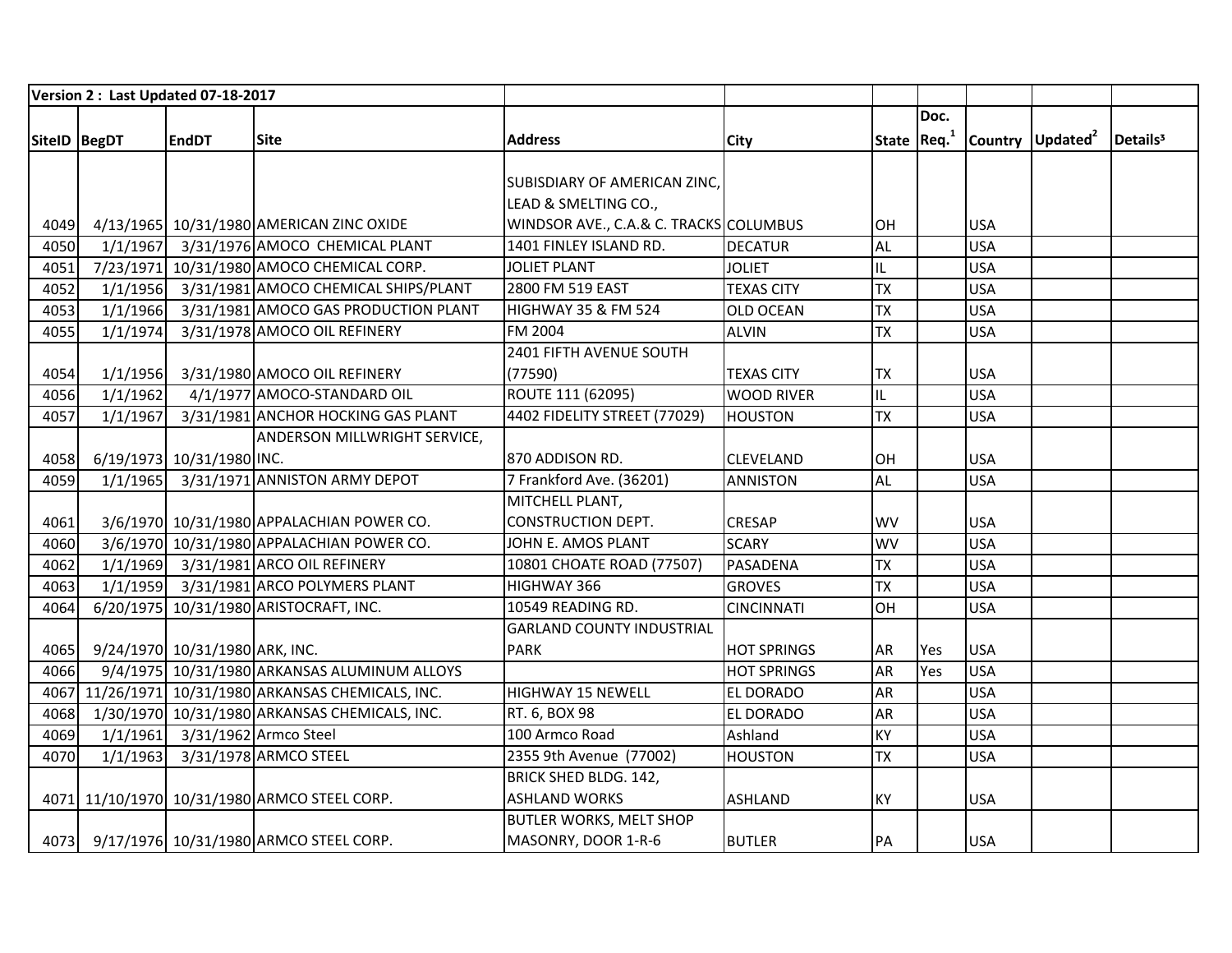| Version 2 : Last Updated 07-18-2017 | | | | | | | | | | |
|---|---|---|---|---|---|---|---|---|---|---|
| SiteID | BegDT | EndDT | Site | Address | City | State | Doc. Req.[1] | Country | Updated[2] | Details[3] |
| 4049 | 4/13/1965 | 10/31/1980 | AMERICAN ZINC OXIDE | SUBISDIARY OF AMERICAN ZINC, LEAD & SMELTING CO., WINDSOR AVE., C.A.& C. TRACKS | COLUMBUS | OH | | USA | | |
| 4050 | 1/1/1967 | 3/31/1976 | AMOCO CHEMICAL PLANT | 1401 FINLEY ISLAND RD. | DECATUR | AL | | USA | | |
| 4051 | 7/23/1971 | 10/31/1980 | AMOCO CHEMICAL CORP. | JOLIET PLANT | JOLIET | IL | | USA | | |
| 4052 | 1/1/1956 | 3/31/1981 | AMOCO CHEMICAL SHIPS/PLANT | 2800 FM 519 EAST | TEXAS CITY | TX | | USA | | |
| 4053 | 1/1/1966 | 3/31/1981 | AMOCO GAS PRODUCTION PLANT | HIGHWAY 35 & FM 524 | OLD OCEAN | TX | | USA | | |
| 4055 | 1/1/1974 | 3/31/1978 | AMOCO OIL REFINERY | FM 2004 | ALVIN | TX | | USA | | |
| 4054 | 1/1/1956 | 3/31/1980 | AMOCO OIL REFINERY | 2401 FIFTH AVENUE SOUTH (77590) | TEXAS CITY | TX | | USA | | |
| 4056 | 1/1/1962 | 4/1/1977 | AMOCO-STANDARD OIL | ROUTE 111 (62095) | WOOD RIVER | IL | | USA | | |
| 4057 | 1/1/1967 | 3/31/1981 | ANCHOR HOCKING GAS PLANT | 4402 FIDELITY STREET (77029) | HOUSTON | TX | | USA | | |
| 4058 | 6/19/1973 | 10/31/1980 | ANDERSON MILLWRIGHT SERVICE, INC. | 870 ADDISON RD. | CLEVELAND | OH | | USA | | |
| 4059 | 1/1/1965 | 3/31/1971 | ANNISTON ARMY DEPOT | 7 Frankford Ave. (36201) | ANNISTON | AL | | USA | | |
| 4061 | 3/6/1970 | 10/31/1980 | APPALACHIAN POWER CO. | MITCHELL PLANT, CONSTRUCTION DEPT. | CRESAP | WV | | USA | | |
| 4060 | 3/6/1970 | 10/31/1980 | APPALACHIAN POWER CO. | JOHN E. AMOS PLANT | SCARY | WV | | USA | | |
| 4062 | 1/1/1969 | 3/31/1981 | ARCO OIL REFINERY | 10801 CHOATE ROAD (77507) | PASADENA | TX | | USA | | |
| 4063 | 1/1/1959 | 3/31/1981 | ARCO POLYMERS PLANT | HIGHWAY 366 | GROVES | TX | | USA | | |
| 4064 | 6/20/1975 | 10/31/1980 | ARISTOCRAFT, INC. | 10549 READING RD. | CINCINNATI | OH | | USA | | |
| 4065 | 9/24/1970 | 10/31/1980 | ARK, INC. | GARLAND COUNTY INDUSTRIAL PARK | HOT SPRINGS | AR | Yes | USA | | |
| 4066 | 9/4/1975 | 10/31/1980 | ARKANSAS ALUMINUM ALLOYS | | HOT SPRINGS | AR | Yes | USA | | |
| 4067 | 11/26/1971 | 10/31/1980 | ARKANSAS CHEMICALS, INC. | HIGHWAY 15 NEWELL | EL DORADO | AR | | USA | | |
| 4068 | 1/30/1970 | 10/31/1980 | ARKANSAS CHEMICALS, INC. | RT. 6, BOX 98 | EL DORADO | AR | | USA | | |
| 4069 | 1/1/1961 | 3/31/1962 | Armco Steel | 100 Armco Road | Ashland | KY | | USA | | |
| 4070 | 1/1/1963 | 3/31/1978 | ARMCO STEEL | 2355 9th Avenue (77002) | HOUSTON | TX | | USA | | |
| 4071 | 11/10/1970 | 10/31/1980 | ARMCO STEEL CORP. | BRICK SHED BLDG. 142, ASHLAND WORKS | ASHLAND | KY | | USA | | |
| 4073 | 9/17/1976 | 10/31/1980 | ARMCO STEEL CORP. | BUTLER WORKS, MELT SHOP MASONRY, DOOR 1-R-6 | BUTLER | PA | | USA | | |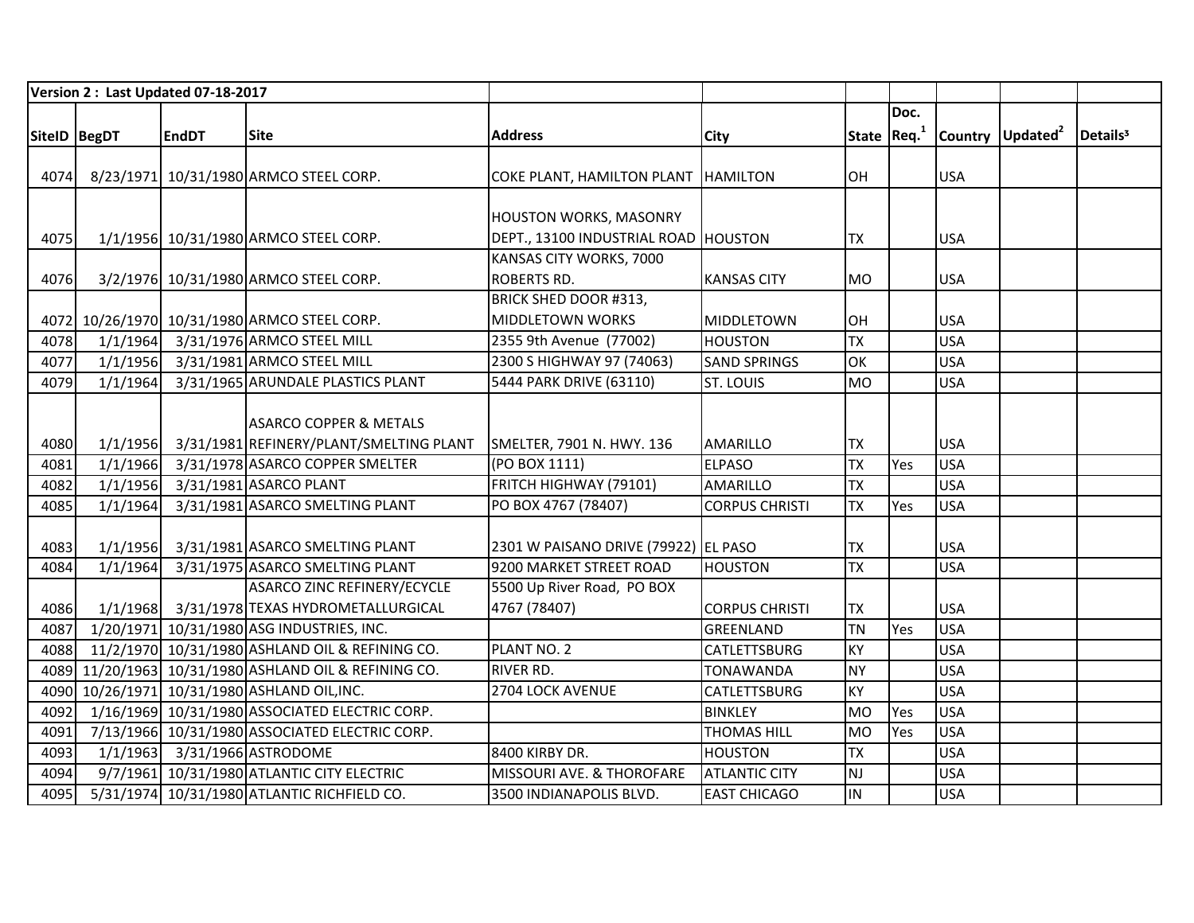| Version 2 : Last Updated 07-18-2017 | | | | | | | | | | |
|---|---|---|---|---|---|---|---|---|---|---|
| SiteID | BegDT | EndDT | Site | Address | City | State | Doc. Req.[1] | Country | Updated[2] | Details[3] |
| 4074 | 8/23/1971 | 10/31/1980 | ARMCO STEEL CORP. | COKE PLANT, HAMILTON PLANT | HAMILTON | OH | | USA | | |
| 4075 | 1/1/1956 | 10/31/1980 | ARMCO STEEL CORP. | HOUSTON WORKS, MASONRY DEPT., 13100 INDUSTRIAL ROAD | HOUSTON | TX | | USA | | |
| 4076 | 3/2/1976 | 10/31/1980 | ARMCO STEEL CORP. | KANSAS CITY WORKS, 7000 ROBERTS RD. | KANSAS CITY | MO | | USA | | |
| 4072 | 10/26/1970 | 10/31/1980 | ARMCO STEEL CORP. | BRICK SHED DOOR #313, MIDDLETOWN WORKS | MIDDLETOWN | OH | | USA | | |
| 4078 | 1/1/1964 | 3/31/1976 | ARMCO STEEL MILL | 2355 9th Avenue (77002) | HOUSTON | TX | | USA | | |
| 4077 | 1/1/1956 | 3/31/1981 | ARMCO STEEL MILL | 2300 S HIGHWAY 97 (74063) | SAND SPRINGS | OK | | USA | | |
| 4079 | 1/1/1964 | 3/31/1965 | ARUNDALE PLASTICS PLANT | 5444 PARK DRIVE (63110) | ST. LOUIS | MO | | USA | | |
| 4080 | 1/1/1956 | 3/31/1981 | ASARCO COPPER & METALS REFINERY/PLANT/SMELTING PLANT | SMELTER, 7901 N. HWY. 136 | AMARILLO | TX | | USA | | |
| 4081 | 1/1/1966 | 3/31/1978 | ASARCO COPPER SMELTER | (PO BOX 1111) | ELPASO | TX | Yes | USA | | |
| 4082 | 1/1/1956 | 3/31/1981 | ASARCO PLANT | FRITCH HIGHWAY (79101) | AMARILLO | TX | | USA | | |
| 4085 | 1/1/1964 | 3/31/1981 | ASARCO SMELTING PLANT | PO BOX 4767 (78407) | CORPUS CHRISTI | TX | Yes | USA | | |
| 4083 | 1/1/1956 | 3/31/1981 | ASARCO SMELTING PLANT | 2301 W PAISANO DRIVE (79922) | EL PASO | TX | | USA | | |
| 4084 | 1/1/1964 | 3/31/1975 | ASARCO SMELTING PLANT | 9200 MARKET STREET ROAD | HOUSTON | TX | | USA | | |
| 4086 | 1/1/1968 | 3/31/1978 | ASARCO ZINC REFINERY/ECYCLE TEXAS HYDROMETALLURGICAL | 5500 Up River Road, PO BOX 4767 (78407) | CORPUS CHRISTI | TX | | USA | | |
| 4087 | 1/20/1971 | 10/31/1980 | ASG INDUSTRIES, INC. | | GREENLAND | TN | Yes | USA | | |
| 4088 | 11/2/1970 | 10/31/1980 | ASHLAND OIL & REFINING CO. | PLANT NO. 2 | CATLETTSBURG | KY | | USA | | |
| 4089 | 11/20/1963 | 10/31/1980 | ASHLAND OIL & REFINING CO. | RIVER RD. | TONAWANDA | NY | | USA | | |
| 4090 | 10/26/1971 | 10/31/1980 | ASHLAND OIL,INC. | 2704 LOCK AVENUE | CATLETTSBURG | KY | | USA | | |
| 4092 | 1/16/1969 | 10/31/1980 | ASSOCIATED ELECTRIC CORP. | | BINKLEY | MO | Yes | USA | | |
| 4091 | 7/13/1966 | 10/31/1980 | ASSOCIATED ELECTRIC CORP. | | THOMAS HILL | MO | Yes | USA | | |
| 4093 | 1/1/1963 | 3/31/1966 | ASTRODOME | 8400 KIRBY DR. | HOUSTON | TX | | USA | | |
| 4094 | 9/7/1961 | 10/31/1980 | ATLANTIC CITY ELECTRIC | MISSOURI AVE. & THOROFARE | ATLANTIC CITY | NJ | | USA | | |
| 4095 | 5/31/1974 | 10/31/1980 | ATLANTIC RICHFIELD CO. | 3500 INDIANAPOLIS BLVD. | EAST CHICAGO | IN | | USA | | |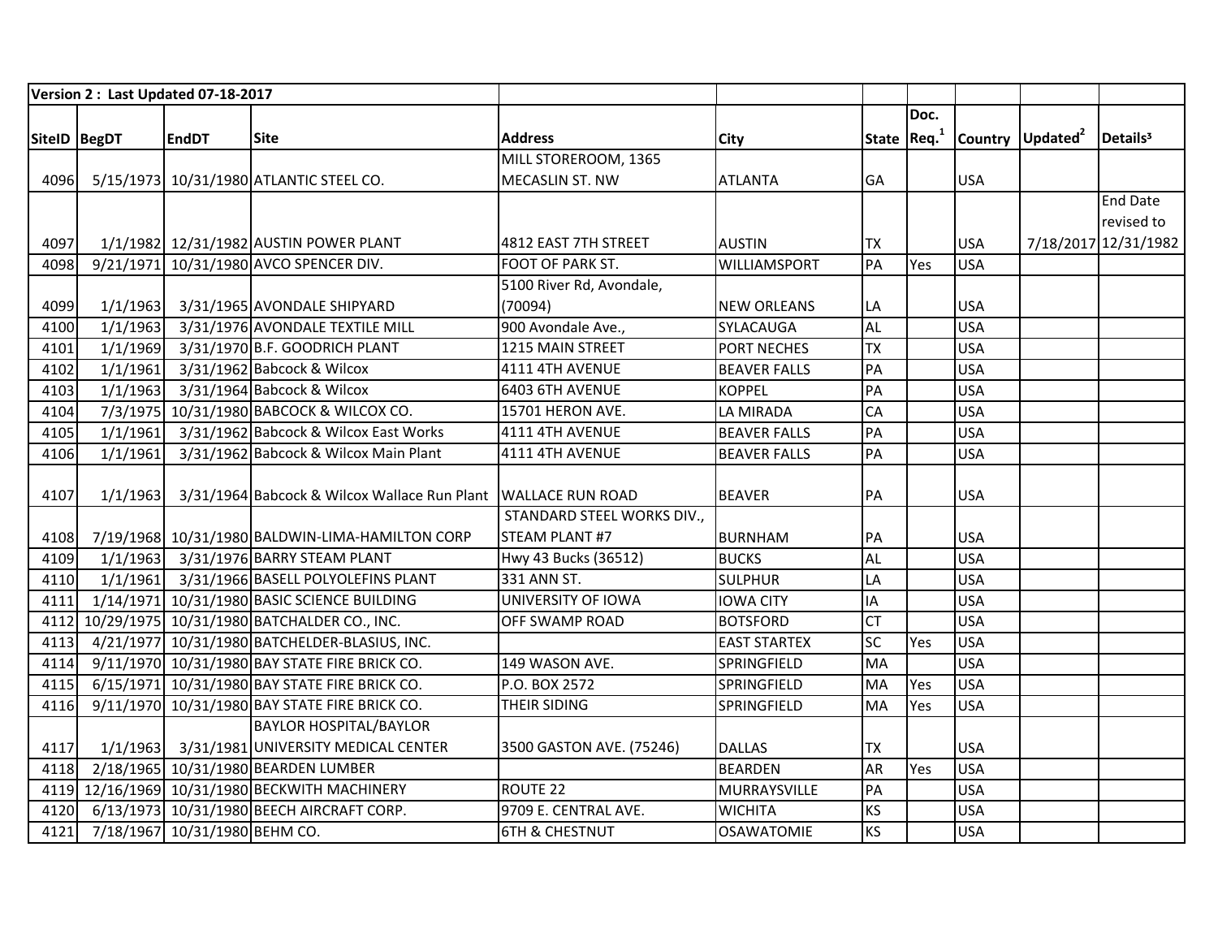**Version 2 : Last Updated 07-18-2017**

| SiteID | BegDT | EndDT | Site | Address | City | State | Doc. Req.[1] | Country | Updated[2] | Details[3] |
|---|---|---|---|---|---|---|---|---|---|---|
| 4096 | 5/15/1973 | 10/31/1980 | ATLANTIC STEEL CO. | MILL STOREROOM, 1365 MECASLIN ST. NW | ATLANTA | GA | | USA | | |
| 4097 | 1/1/1982 | 12/31/1982 | AUSTIN POWER PLANT | 4812 EAST 7TH STREET | AUSTIN | TX | | USA | 7/18/2017 | End Date revised to 12/31/1982 |
| 4098 | 9/21/1971 | 10/31/1980 | AVCO SPENCER DIV. | FOOT OF PARK ST. | WILLIAMSPORT | PA | Yes | USA | | |
| 4099 | 1/1/1963 | 3/31/1965 | AVONDALE SHIPYARD | 5100 River Rd, Avondale, (70094) | NEW ORLEANS | LA | | USA | | |
| 4100 | 1/1/1963 | 3/31/1976 | AVONDALE TEXTILE MILL | 900 Avondale Ave., | SYLACAUGA | AL | | USA | | |
| 4101 | 1/1/1969 | 3/31/1970 | B.F. GOODRICH PLANT | 1215 MAIN STREET | PORT NECHES | TX | | USA | | |
| 4102 | 1/1/1961 | 3/31/1962 | Babcock & Wilcox | 4111 4TH AVENUE | BEAVER FALLS | PA | | USA | | |
| 4103 | 1/1/1963 | 3/31/1964 | Babcock & Wilcox | 6403 6TH AVENUE | KOPPEL | PA | | USA | | |
| 4104 | 7/3/1975 | 10/31/1980 | BABCOCK & WILCOX CO. | 15701 HERON AVE. | LA MIRADA | CA | | USA | | |
| 4105 | 1/1/1961 | 3/31/1962 | Babcock & Wilcox East Works | 4111 4TH AVENUE | BEAVER FALLS | PA | | USA | | |
| 4106 | 1/1/1961 | 3/31/1962 | Babcock & Wilcox Main Plant | 4111 4TH AVENUE | BEAVER FALLS | PA | | USA | | |
| 4107 | 1/1/1963 | 3/31/1964 | Babcock & Wilcox Wallace Run Plant | WALLACE RUN ROAD | BEAVER | PA | | USA | | |
| 4108 | 7/19/1968 | 10/31/1980 | BALDWIN-LIMA-HAMILTON CORP | STANDARD STEEL WORKS DIV., STEAM PLANT #7 | BURNHAM | PA | | USA | | |
| 4109 | 1/1/1963 | 3/31/1976 | BARRY STEAM PLANT | Hwy 43 Bucks (36512) | BUCKS | AL | | USA | | |
| 4110 | 1/1/1961 | 3/31/1966 | BASELL POLYOLEFINS PLANT | 331 ANN ST. | SULPHUR | LA | | USA | | |
| 4111 | 1/14/1971 | 10/31/1980 | BASIC SCIENCE BUILDING | UNIVERSITY OF IOWA | IOWA CITY | IA | | USA | | |
| 4112 | 10/29/1975 | 10/31/1980 | BATCHALDER CO., INC. | OFF SWAMP ROAD | BOTSFORD | CT | | USA | | |
| 4113 | 4/21/1977 | 10/31/1980 | BATCHELDER-BLASIUS, INC. | | EAST STARTEX | SC | Yes | USA | | |
| 4114 | 9/11/1970 | 10/31/1980 | BAY STATE FIRE BRICK CO. | 149 WASON AVE. | SPRINGFIELD | MA | | USA | | |
| 4115 | 6/15/1971 | 10/31/1980 | BAY STATE FIRE BRICK CO. | P.O. BOX 2572 | SPRINGFIELD | MA | Yes | USA | | |
| 4116 | 9/11/1970 | 10/31/1980 | BAY STATE FIRE BRICK CO. | THEIR SIDING | SPRINGFIELD | MA | Yes | USA | | |
| 4117 | 1/1/1963 | 3/31/1981 | BAYLOR HOSPITAL/BAYLOR UNIVERSITY MEDICAL CENTER | 3500 GASTON AVE. (75246) | DALLAS | TX | | USA | | |
| 4118 | 2/18/1965 | 10/31/1980 | BEARDEN LUMBER | | BEARDEN | AR | Yes | USA | | |
| 4119 | 12/16/1969 | 10/31/1980 | BECKWITH MACHINERY | ROUTE 22 | MURRAYSVILLE | PA | | USA | | |
| 4120 | 6/13/1973 | 10/31/1980 | BEECH AIRCRAFT CORP. | 9709 E. CENTRAL AVE. | WICHITA | KS | | USA | | |
| 4121 | 7/18/1967 | 10/31/1980 | BEHM CO. | 6TH & CHESTNUT | OSAWATOMIE | KS | | USA | | |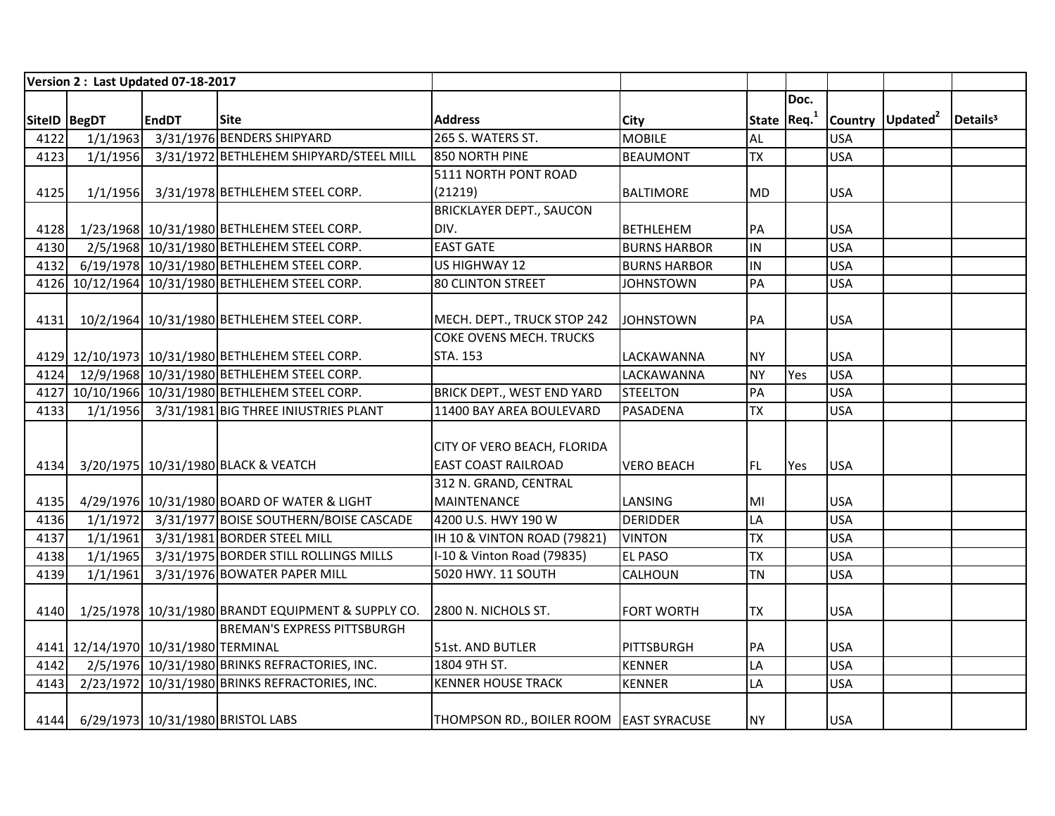| Version 2 : Last Updated 07-18-2017 | | | | | | | | | | |
|---|---|---|---|---|---|---|---|---|---|---|
| SiteID | BegDT | EndDT | Site | Address | City | State | Doc. Req.[1] | Country | Updated[2] | Details[3] |
| 4122 | 1/1/1963 | 3/31/1976 | BENDERS SHIPYARD | 265 S. WATERS ST. | MOBILE | AL | | USA | | |
| 4123 | 1/1/1956 | 3/31/1972 | BETHLEHEM SHIPYARD/STEEL MILL | 850 NORTH PINE | BEAUMONT | TX | | USA | | |
| 4125 | 1/1/1956 | 3/31/1978 | BETHLEHEM STEEL CORP. | 5111 NORTH PONT ROAD (21219) | BALTIMORE | MD | | USA | | |
| 4128 | 1/23/1968 | 10/31/1980 | BETHLEHEM STEEL CORP. | BRICKLAYER DEPT., SAUCON DIV. | BETHLEHEM | PA | | USA | | |
| 4130 | 2/5/1968 | 10/31/1980 | BETHLEHEM STEEL CORP. | EAST GATE | BURNS HARBOR | IN | | USA | | |
| 4132 | 6/19/1978 | 10/31/1980 | BETHLEHEM STEEL CORP. | US HIGHWAY 12 | BURNS HARBOR | IN | | USA | | |
| 4126 | 10/12/1964 | 10/31/1980 | BETHLEHEM STEEL CORP. | 80 CLINTON STREET | JOHNSTOWN | PA | | USA | | |
| 4131 | 10/2/1964 | 10/31/1980 | BETHLEHEM STEEL CORP. | MECH. DEPT., TRUCK STOP 242 | JOHNSTOWN | PA | | USA | | |
| 4129 | 12/10/1973 | 10/31/1980 | BETHLEHEM STEEL CORP. | COKE OVENS MECH. TRUCKS STA. 153 | LACKAWANNA | NY | | USA | | |
| 4124 | 12/9/1968 | 10/31/1980 | BETHLEHEM STEEL CORP. | | LACKAWANNA | NY | Yes | USA | | |
| 4127 | 10/10/1966 | 10/31/1980 | BETHLEHEM STEEL CORP. | BRICK DEPT., WEST END YARD | STEELTON | PA | | USA | | |
| 4133 | 1/1/1956 | 3/31/1981 | BIG THREE INIUSTRIES PLANT | 11400 BAY AREA BOULEVARD | PASADENA | TX | | USA | | |
| 4134 | 3/20/1975 | 10/31/1980 | BLACK & VEATCH | CITY OF VERO BEACH, FLORIDA EAST COAST RAILROAD | VERO BEACH | FL | Yes | USA | | |
| 4135 | 4/29/1976 | 10/31/1980 | BOARD OF WATER & LIGHT | 312 N. GRAND, CENTRAL MAINTENANCE | LANSING | MI | | USA | | |
| 4136 | 1/1/1972 | 3/31/1977 | BOISE SOUTHERN/BOISE CASCADE | 4200 U.S. HWY 190 W | DERIDDER | LA | | USA | | |
| 4137 | 1/1/1961 | 3/31/1981 | BORDER STEEL MILL | IH 10 & VINTON ROAD (79821) | VINTON | TX | | USA | | |
| 4138 | 1/1/1965 | 3/31/1975 | BORDER STILL ROLLINGS MILLS | I-10 & Vinton Road (79835) | EL PASO | TX | | USA | | |
| 4139 | 1/1/1961 | 3/31/1976 | BOWATER PAPER MILL | 5020 HWY. 11 SOUTH | CALHOUN | TN | | USA | | |
| 4140 | 1/25/1978 | 10/31/1980 | BRANDT EQUIPMENT & SUPPLY CO. | 2800 N. NICHOLS ST. | FORT WORTH | TX | | USA | | |
| 4141 | 12/14/1970 | 10/31/1980 | BREMAN'S EXPRESS PITTSBURGH TERMINAL | 51st. AND BUTLER | PITTSBURGH | PA | | USA | | |
| 4142 | 2/5/1976 | 10/31/1980 | BRINKS REFRACTORIES, INC. | 1804 9TH ST. | KENNER | LA | | USA | | |
| 4143 | 2/23/1972 | 10/31/1980 | BRINKS REFRACTORIES, INC. | KENNER HOUSE TRACK | KENNER | LA | | USA | | |
| 4144 | 6/29/1973 | 10/31/1980 | BRISTOL LABS | THOMPSON RD., BOILER ROOM | EAST SYRACUSE | NY | | USA | | |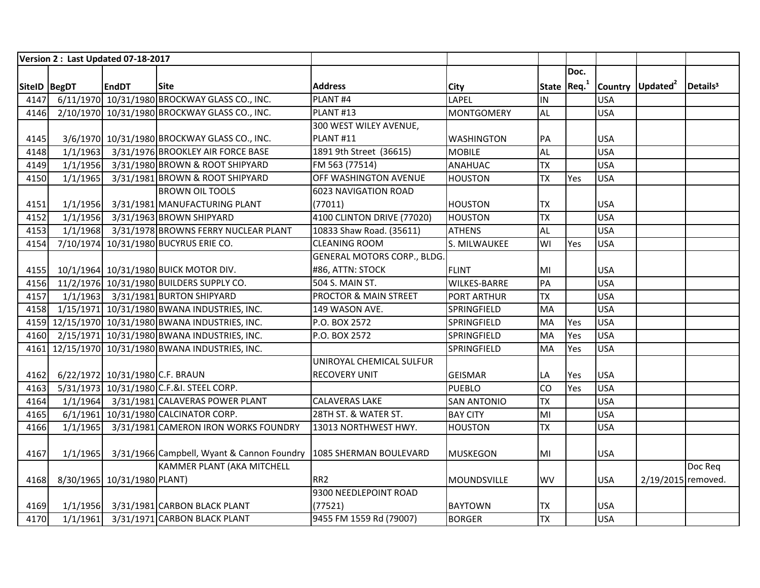| Version 2 : Last Updated 07-18-2017 | | | | | | | | | | |
|---|---|---|---|---|---|---|---|---|---|---|
| SiteID | BegDT | EndDT | Site | Address | City | State | Doc. Req.[1] | Country | Updated[2] | Details[3] |
| 4147 | 6/11/1970 | 10/31/1980 | BROCKWAY GLASS CO., INC. | PLANT #4 | LAPEL | IN | | USA | | |
| 4146 | 2/10/1970 | 10/31/1980 | BROCKWAY GLASS CO., INC. | PLANT #13 | MONTGOMERY | AL | | USA | | |
| 4145 | 3/6/1970 | 10/31/1980 | BROCKWAY GLASS CO., INC. | 300 WEST WILEY AVENUE, PLANT #11 | WASHINGTON | PA | | USA | | |
| 4148 | 1/1/1963 | 3/31/1976 | BROOKLEY AIR FORCE BASE | 1891 9th Street (36615) | MOBILE | AL | | USA | | |
| 4149 | 1/1/1956 | 3/31/1980 | BROWN & ROOT SHIPYARD | FM 563 (77514) | ANAHUAC | TX | | USA | | |
| 4150 | 1/1/1965 | 3/31/1981 | BROWN & ROOT SHIPYARD | OFF WASHINGTON AVENUE | HOUSTON | TX | Yes | USA | | |
| 4151 | 1/1/1956 | 3/31/1981 | BROWN OIL TOOLS MANUFACTURING PLANT | 6023 NAVIGATION ROAD (77011) | HOUSTON | TX | | USA | | |
| 4152 | 1/1/1956 | 3/31/1963 | BROWN SHIPYARD | 4100 CLINTON DRIVE (77020) | HOUSTON | TX | | USA | | |
| 4153 | 1/1/1968 | 3/31/1978 | BROWNS FERRY NUCLEAR PLANT | 10833 Shaw Road. (35611) | ATHENS | AL | | USA | | |
| 4154 | 7/10/1974 | 10/31/1980 | BUCYRUS ERIE CO. | CLEANING ROOM | S. MILWAUKEE | WI | Yes | USA | | |
| 4155 | 10/1/1964 | 10/31/1980 | BUICK MOTOR DIV. | GENERAL MOTORS CORP., BLDG. #86, ATTN: STOCK | FLINT | MI | | USA | | |
| 4156 | 11/2/1976 | 10/31/1980 | BUILDERS SUPPLY CO. | 504 S. MAIN ST. | WILKES-BARRE | PA | | USA | | |
| 4157 | 1/1/1963 | 3/31/1981 | BURTON SHIPYARD | PROCTOR & MAIN STREET | PORT ARTHUR | TX | | USA | | |
| 4158 | 1/15/1971 | 10/31/1980 | BWANA INDUSTRIES, INC. | 149 WASON AVE. | SPRINGFIELD | MA | | USA | | |
| 4159 | 12/15/1970 | 10/31/1980 | BWANA INDUSTRIES, INC. | P.O. BOX 2572 | SPRINGFIELD | MA | Yes | USA | | |
| 4160 | 2/15/1971 | 10/31/1980 | BWANA INDUSTRIES, INC. | P.O. BOX 2572 | SPRINGFIELD | MA | Yes | USA | | |
| 4161 | 12/15/1970 | 10/31/1980 | BWANA INDUSTRIES, INC. | | SPRINGFIELD | MA | Yes | USA | | |
| 4162 | 6/22/1972 | 10/31/1980 | C.F. BRAUN | UNIROYAL CHEMICAL SULFUR RECOVERY UNIT | GEISMAR | LA | Yes | USA | | |
| 4163 | 5/31/1973 | 10/31/1980 | C.F.&I. STEEL CORP. | | PUEBLO | CO | Yes | USA | | |
| 4164 | 1/1/1964 | 3/31/1981 | CALAVERAS POWER PLANT | CALAVERAS LAKE | SAN ANTONIO | TX | | USA | | |
| 4165 | 6/1/1961 | 10/31/1980 | CALCINATOR CORP. | 28TH ST. & WATER ST. | BAY CITY | MI | | USA | | |
| 4166 | 1/1/1965 | 3/31/1981 | CAMERON IRON WORKS FOUNDRY | 13013 NORTHWEST HWY. | HOUSTON | TX | | USA | | |
| 4167 | 1/1/1965 | 3/31/1966 | Campbell, Wyant & Cannon Foundry | 1085 SHERMAN BOULEVARD | MUSKEGON | MI | | USA | | |
| 4168 | 8/30/1965 | 10/31/1980 | KAMMER PLANT (AKA MITCHELL PLANT) | RR2 | MOUNDSVILLE | WV | | USA | 2/19/2015 | Doc Req removed. |
| 4169 | 1/1/1956 | 3/31/1981 | CARBON BLACK PLANT | 9300 NEEDLEPOINT ROAD (77521) | BAYTOWN | TX | | USA | | |
| 4170 | 1/1/1961 | 3/31/1971 | CARBON BLACK PLANT | 9455 FM 1559 Rd (79007) | BORGER | TX | | USA | | |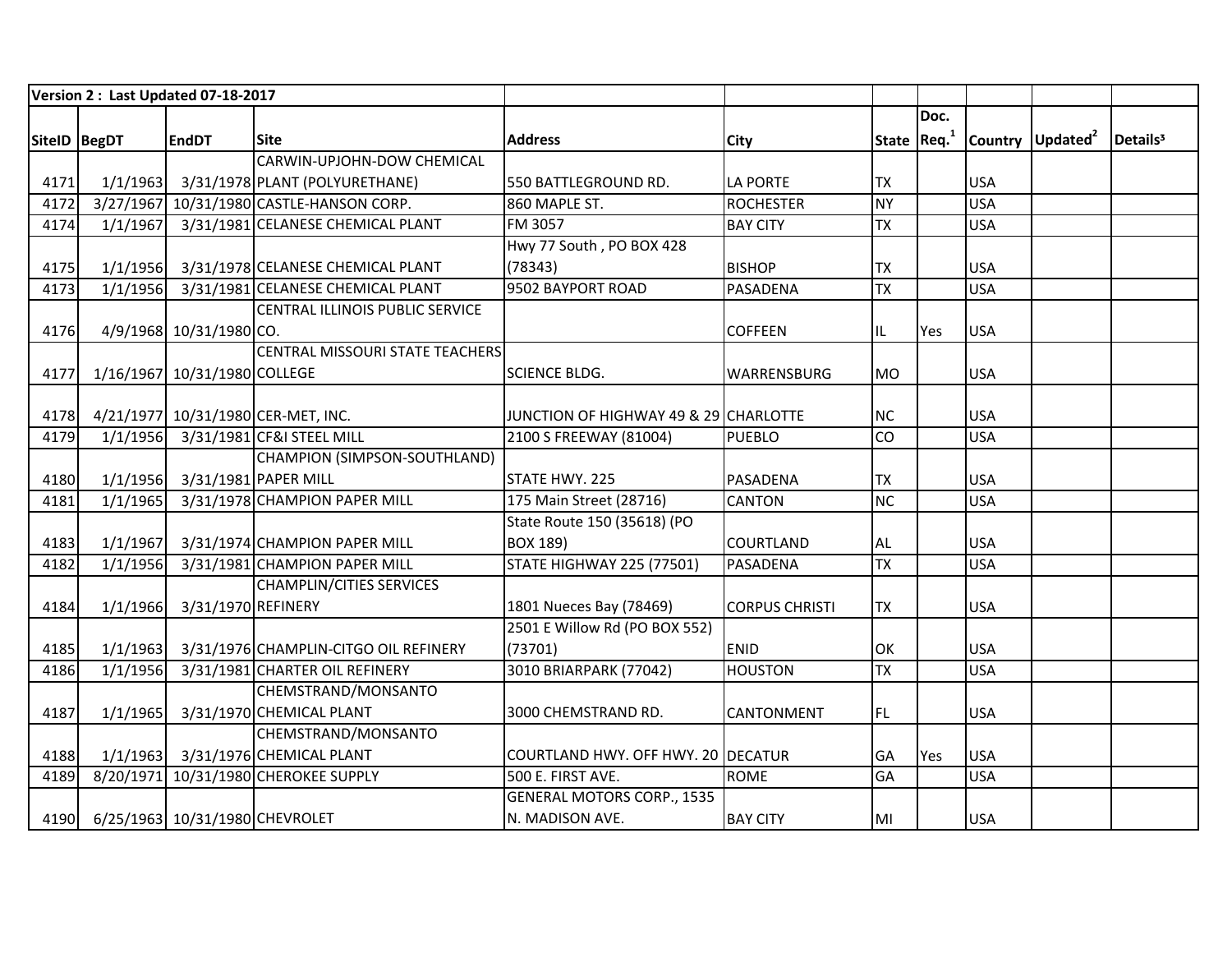| Version 2 : Last Updated 07-18-2017 | | | | | | | | | | |
|---|---|---|---|---|---|---|---|---|---|---|
| SiteID | BegDT | EndDT | Site | Address | City | State | Doc. Req.[1] | Country | Updated[2] | Details[3] |
| 4171 | 1/1/1963 | 3/31/1978 | CARWIN-UPJOHN-DOW CHEMICAL PLANT (POLYURETHANE) | 550 BATTLEGROUND RD. | LA PORTE | TX | | USA | | |
| 4172 | 3/27/1967 | 10/31/1980 | CASTLE-HANSON CORP. | 860 MAPLE ST. | ROCHESTER | NY | | USA | | |
| 4174 | 1/1/1967 | 3/31/1981 | CELANESE CHEMICAL PLANT | FM 3057 | BAY CITY | TX | | USA | | |
| 4175 | 1/1/1956 | 3/31/1978 | CELANESE CHEMICAL PLANT | Hwy 77 South , PO BOX 428 (78343) | BISHOP | TX | | USA | | |
| 4173 | 1/1/1956 | 3/31/1981 | CELANESE CHEMICAL PLANT | 9502 BAYPORT ROAD | PASADENA | TX | | USA | | |
| 4176 | 4/9/1968 | 10/31/1980 | CENTRAL ILLINOIS PUBLIC SERVICE CO. | | COFFEEN | IL | Yes | USA | | |
| 4177 | 1/16/1967 | 10/31/1980 | CENTRAL MISSOURI STATE TEACHERS COLLEGE | SCIENCE BLDG. | WARRENSBURG | MO | | USA | | |
| 4178 | 4/21/1977 | 10/31/1980 | CER-MET, INC. | JUNCTION OF HIGHWAY 49 & 29 | CHARLOTTE | NC | | USA | | |
| 4179 | 1/1/1956 | 3/31/1981 | CF&I STEEL MILL | 2100 S FREEWAY (81004) | PUEBLO | CO | | USA | | |
| 4180 | 1/1/1956 | 3/31/1981 | CHAMPION (SIMPSON-SOUTHLAND) PAPER MILL | STATE HWY. 225 | PASADENA | TX | | USA | | |
| 4181 | 1/1/1965 | 3/31/1978 | CHAMPION PAPER MILL | 175 Main Street (28716) | CANTON | NC | | USA | | |
| 4183 | 1/1/1967 | 3/31/1974 | CHAMPION PAPER MILL | State Route 150 (35618) (PO BOX 189) | COURTLAND | AL | | USA | | |
| 4182 | 1/1/1956 | 3/31/1981 | CHAMPION PAPER MILL | STATE HIGHWAY 225 (77501) | PASADENA | TX | | USA | | |
| 4184 | 1/1/1966 | 3/31/1970 | CHAMPLIN/CITIES SERVICES REFINERY | 1801 Nueces Bay (78469) | CORPUS CHRISTI | TX | | USA | | |
| 4185 | 1/1/1963 | 3/31/1976 | CHAMPLIN-CITGO OIL REFINERY | 2501 E Willow Rd (PO BOX 552) (73701) | ENID | OK | | USA | | |
| 4186 | 1/1/1956 | 3/31/1981 | CHARTER OIL REFINERY | 3010 BRIARPARK (77042) | HOUSTON | TX | | USA | | |
| 4187 | 1/1/1965 | 3/31/1970 | CHEMSTRAND/MONSANTO CHEMICAL PLANT | 3000 CHEMSTRAND RD. | CANTONMENT | FL | | USA | | |
| 4188 | 1/1/1963 | 3/31/1976 | CHEMSTRAND/MONSANTO CHEMICAL PLANT | COURTLAND HWY. OFF HWY. 20 | DECATUR | GA | Yes | USA | | |
| 4189 | 8/20/1971 | 10/31/1980 | CHEROKEE SUPPLY | 500 E. FIRST AVE. | ROME | GA | | USA | | |
| 4190 | 6/25/1963 | 10/31/1980 | CHEVROLET | GENERAL MOTORS CORP., 1535 N. MADISON AVE. | BAY CITY | MI | | USA | | |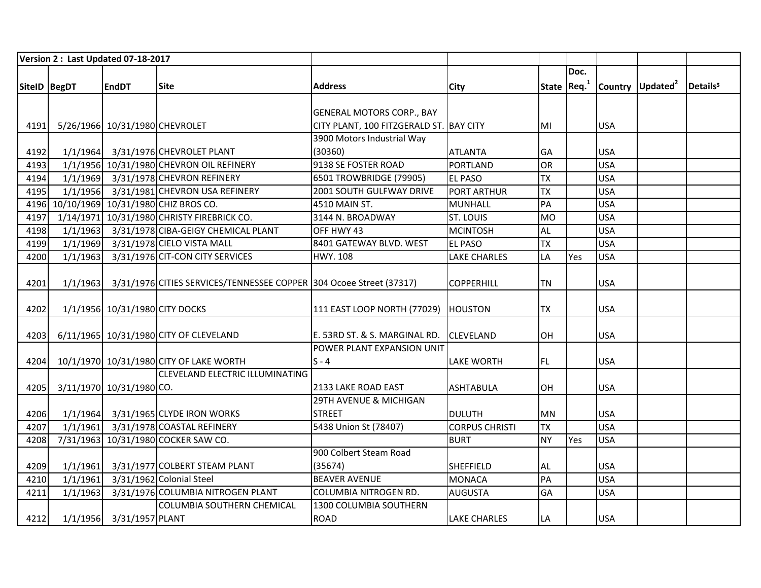| Version 2 : Last Updated 07-18-2017 | | | | | | | | | | |
|---|---|---|---|---|---|---|---|---|---|---|
| SiteID | BegDT | EndDT | Site | Address | City | State | Doc. Req.[1] | Country | Updated[2] | Details[3] |
| 4191 | 5/26/1966 | 10/31/1980 | CHEVROLET | GENERAL MOTORS CORP., BAY CITY PLANT, 100 FITZGERALD ST. | BAY CITY | MI | | USA | | |
| 4192 | 1/1/1964 | 3/31/1976 | CHEVROLET PLANT | 3900 Motors Industrial Way (30360) | ATLANTA | GA | | USA | | |
| 4193 | 1/1/1956 | 10/31/1980 | CHEVRON OIL REFINERY | 9138 SE FOSTER ROAD | PORTLAND | OR | | USA | | |
| 4194 | 1/1/1969 | 3/31/1978 | CHEVRON REFINERY | 6501 TROWBRIDGE (79905) | EL PASO | TX | | USA | | |
| 4195 | 1/1/1956 | 3/31/1981 | CHEVRON USA REFINERY | 2001 SOUTH GULFWAY DRIVE | PORT ARTHUR | TX | | USA | | |
| 4196 | 10/10/1969 | 10/31/1980 | CHIZ BROS CO. | 4510 MAIN ST. | MUNHALL | PA | | USA | | |
| 4197 | 1/14/1971 | 10/31/1980 | CHRISTY FIREBRICK CO. | 3144 N. BROADWAY | ST. LOUIS | MO | | USA | | |
| 4198 | 1/1/1963 | 3/31/1978 | CIBA-GEIGY CHEMICAL PLANT | OFF HWY 43 | MCINTOSH | AL | | USA | | |
| 4199 | 1/1/1969 | 3/31/1978 | CIELO VISTA MALL | 8401 GATEWAY BLVD. WEST | EL PASO | TX | | USA | | |
| 4200 | 1/1/1963 | 3/31/1976 | CIT-CON CITY SERVICES | HWY. 108 | LAKE CHARLES | LA | Yes | USA | | |
| 4201 | 1/1/1963 | 3/31/1976 | CITIES SERVICES/TENNESSEE COPPER | 304 Ocoee Street (37317) | COPPERHILL | TN | | USA | | |
| 4202 | 1/1/1956 | 10/31/1980 | CITY DOCKS | 111 EAST LOOP NORTH (77029) | HOUSTON | TX | | USA | | |
| 4203 | 6/11/1965 | 10/31/1980 | CITY OF CLEVELAND | E. 53RD ST. & S. MARGINAL RD. | CLEVELAND | OH | | USA | | |
| 4204 | 10/1/1970 | 10/31/1980 | CITY OF LAKE WORTH | POWER PLANT EXPANSION UNIT S - 4 | LAKE WORTH | FL | | USA | | |
| 4205 | 3/11/1970 | 10/31/1980 | CLEVELAND ELECTRIC ILLUMINATING CO. | 2133 LAKE ROAD EAST | ASHTABULA | OH | | USA | | |
| 4206 | 1/1/1964 | 3/31/1965 | CLYDE IRON WORKS | 29TH AVENUE & MICHIGAN STREET | DULUTH | MN | | USA | | |
| 4207 | 1/1/1961 | 3/31/1978 | COASTAL REFINERY | 5438 Union St (78407) | CORPUS CHRISTI | TX | | USA | | |
| 4208 | 7/31/1963 | 10/31/1980 | COCKER SAW CO. | | BURT | NY | Yes | USA | | |
| 4209 | 1/1/1961 | 3/31/1977 | COLBERT STEAM PLANT | 900 Colbert Steam Road (35674) | SHEFFIELD | AL | | USA | | |
| 4210 | 1/1/1961 | 3/31/1962 | Colonial Steel | BEAVER AVENUE | MONACA | PA | | USA | | |
| 4211 | 1/1/1963 | 3/31/1976 | COLUMBIA NITROGEN PLANT | COLUMBIA NITROGEN RD. | AUGUSTA | GA | | USA | | |
| 4212 | 1/1/1956 | 3/31/1957 | COLUMBIA SOUTHERN CHEMICAL PLANT | 1300 COLUMBIA SOUTHERN ROAD | LAKE CHARLES | LA | | USA | | |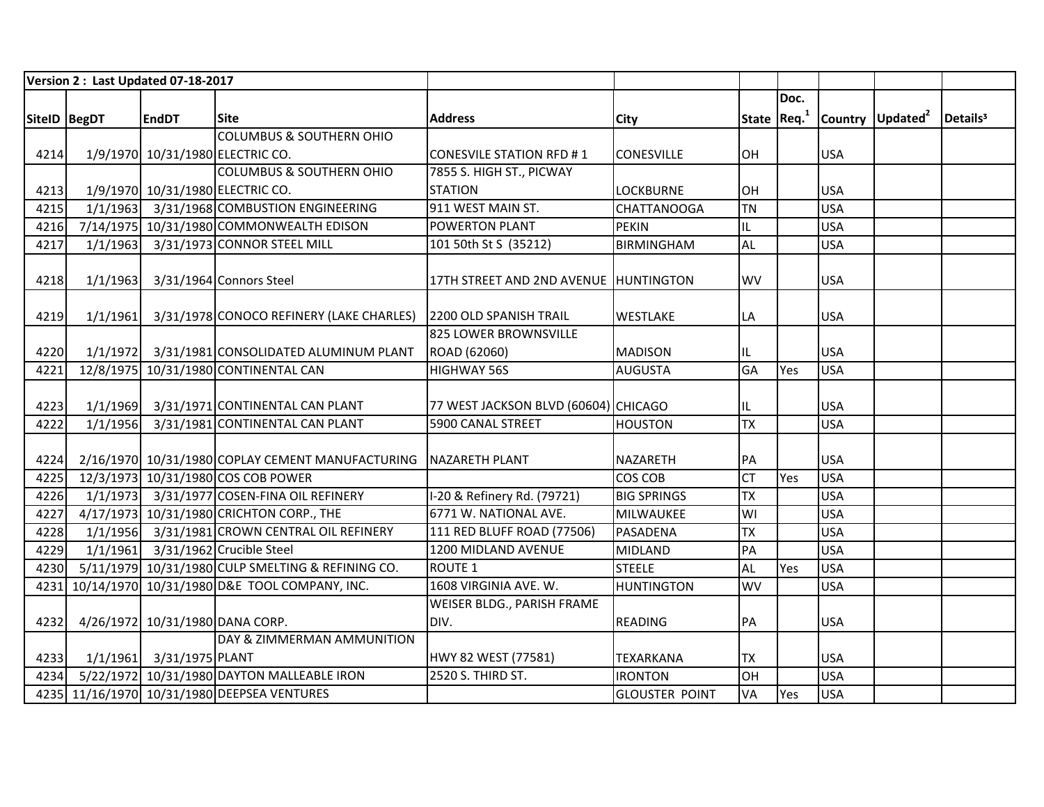| Version 2 : Last Updated 07-18-2017 | | | | | | | | | | |
|---|---|---|---|---|---|---|---|---|---|---|
| SiteID | BegDT | EndDT | Site | Address | City | State | Doc. Req.[1] | Country | Updated[2] | Details[3] |
| 4214 | 1/9/1970 | 10/31/1980 | COLUMBUS & SOUTHERN OHIO ELECTRIC CO. | CONESVILE STATION RFD # 1 | CONESVILLE | OH | | USA | | |
| 4213 | 1/9/1970 | 10/31/1980 | COLUMBUS & SOUTHERN OHIO ELECTRIC CO. | 7855 S. HIGH ST., PICWAY STATION | LOCKBURNE | OH | | USA | | |
| 4215 | 1/1/1963 | 3/31/1968 | COMBUSTION ENGINEERING | 911 WEST MAIN ST. | CHATTANOOGA | TN | | USA | | |
| 4216 | 7/14/1975 | 10/31/1980 | COMMONWEALTH EDISON | POWERTON PLANT | PEKIN | IL | | USA | | |
| 4217 | 1/1/1963 | 3/31/1973 | CONNOR STEEL MILL | 101 50th St S (35212) | BIRMINGHAM | AL | | USA | | |
| 4218 | 1/1/1963 | 3/31/1964 | Connors Steel | 17TH STREET AND 2ND AVENUE | HUNTINGTON | WV | | USA | | |
| 4219 | 1/1/1961 | 3/31/1978 | CONOCO REFINERY (LAKE CHARLES) | 2200 OLD SPANISH TRAIL | WESTLAKE | LA | | USA | | |
| 4220 | 1/1/1972 | 3/31/1981 | CONSOLIDATED ALUMINUM PLANT | 825 LOWER BROWNSVILLE ROAD (62060) | MADISON | IL | | USA | | |
| 4221 | 12/8/1975 | 10/31/1980 | CONTINENTAL CAN | HIGHWAY 56S | AUGUSTA | GA | Yes | USA | | |
| 4223 | 1/1/1969 | 3/31/1971 | CONTINENTAL CAN PLANT | 77 WEST JACKSON BLVD (60604) | CHICAGO | IL | | USA | | |
| 4222 | 1/1/1956 | 3/31/1981 | CONTINENTAL CAN PLANT | 5900 CANAL STREET | HOUSTON | TX | | USA | | |
| 4224 | 2/16/1970 | 10/31/1980 | COPLAY CEMENT MANUFACTURING | NAZARETH PLANT | NAZARETH | PA | | USA | | |
| 4225 | 12/3/1973 | 10/31/1980 | COS COB POWER | | COS COB | CT | Yes | USA | | |
| 4226 | 1/1/1973 | 3/31/1977 | COSEN-FINA OIL REFINERY | I-20 & Refinery Rd. (79721) | BIG SPRINGS | TX | | USA | | |
| 4227 | 4/17/1973 | 10/31/1980 | CRICHTON CORP., THE | 6771 W. NATIONAL AVE. | MILWAUKEE | WI | | USA | | |
| 4228 | 1/1/1956 | 3/31/1981 | CROWN CENTRAL OIL REFINERY | 111 RED BLUFF ROAD (77506) | PASADENA | TX | | USA | | |
| 4229 | 1/1/1961 | 3/31/1962 | Crucible Steel | 1200 MIDLAND AVENUE | MIDLAND | PA | | USA | | |
| 4230 | 5/11/1979 | 10/31/1980 | CULP SMELTING & REFINING CO. | ROUTE 1 | STEELE | AL | Yes | USA | | |
| 4231 | 10/14/1970 | 10/31/1980 | D&E TOOL COMPANY, INC. | 1608 VIRGINIA AVE. W. | HUNTINGTON | WV | | USA | | |
| 4232 | 4/26/1972 | 10/31/1980 | DANA CORP. | WEISER BLDG., PARISH FRAME DIV. | READING | PA | | USA | | |
| 4233 | 1/1/1961 | 3/31/1975 | DAY & ZIMMERMAN AMMUNITION PLANT | HWY 82 WEST (77581) | TEXARKANA | TX | | USA | | |
| 4234 | 5/22/1972 | 10/31/1980 | DAYTON MALLEABLE IRON | 2520 S. THIRD ST. | IRONTON | OH | | USA | | |
| 4235 | 11/16/1970 | 10/31/1980 | DEEPSEA VENTURES | | GLOUSTER POINT | VA | Yes | USA | | |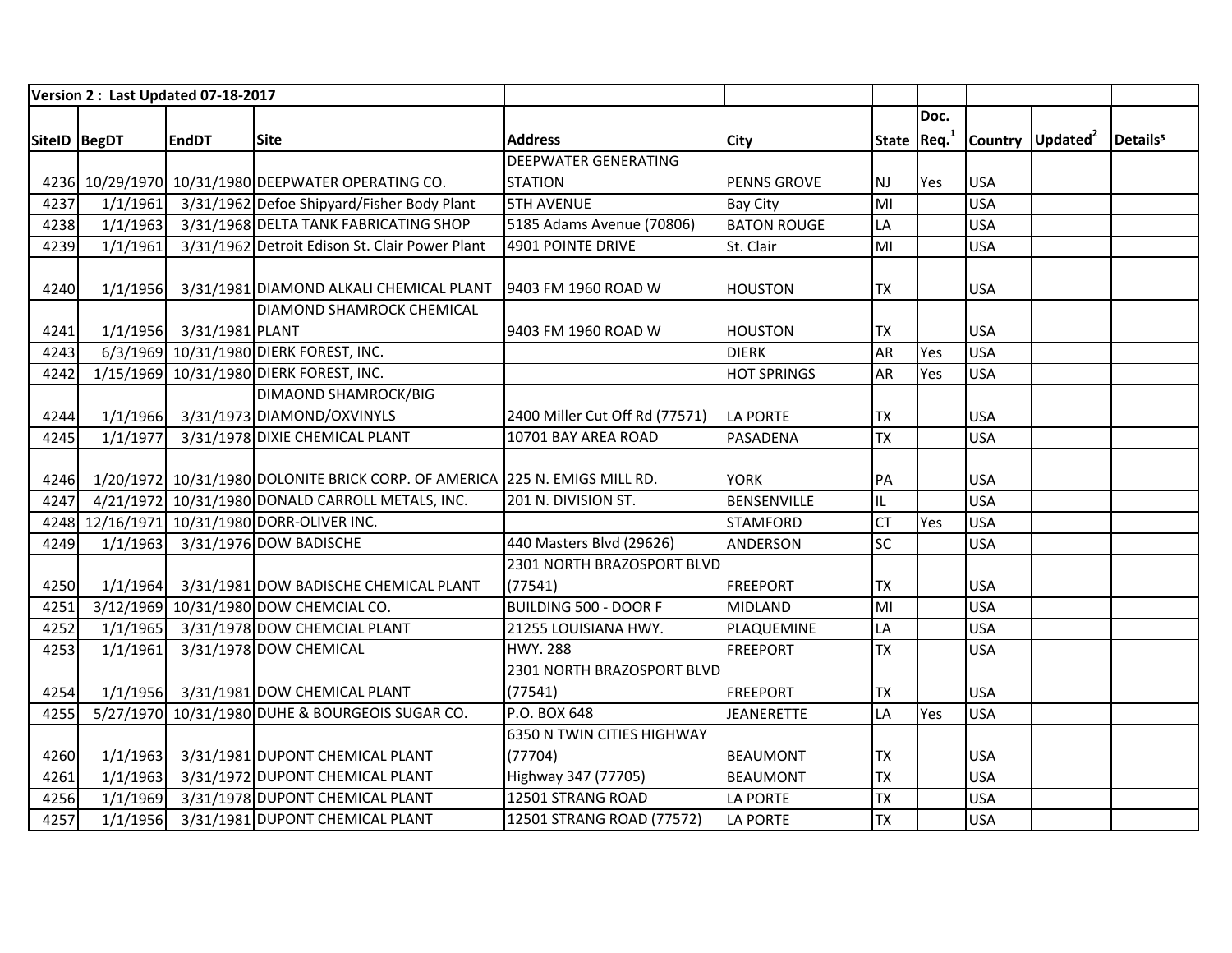| Version 2 : Last Updated 07-18-2017 | | | | | | | | | | |
|---|---|---|---|---|---|---|---|---|---|---|
| SiteID | BegDT | EndDT | Site | Address | City | State | Doc. Req.[1] | Country | Updated[2] | Details³ |
| 4236 | 10/29/1970 | 10/31/1980 | DEEPWATER OPERATING CO. | DEEPWATER GENERATING STATION | PENNS GROVE | NJ | Yes | USA | | |
| 4237 | 1/1/1961 | 3/31/1962 | Defoe Shipyard/Fisher Body Plant | 5TH AVENUE | Bay City | MI | | USA | | |
| 4238 | 1/1/1963 | 3/31/1968 | DELTA TANK FABRICATING SHOP | 5185 Adams Avenue (70806) | BATON ROUGE | LA | | USA | | |
| 4239 | 1/1/1961 | 3/31/1962 | Detroit Edison St. Clair Power Plant | 4901 POINTE DRIVE | St. Clair | MI | | USA | | |
| 4240 | 1/1/1956 | 3/31/1981 | DIAMOND ALKALI CHEMICAL PLANT | 9403 FM 1960 ROAD W | HOUSTON | TX | | USA | | |
| 4241 | 1/1/1956 | 3/31/1981 | DIAMOND SHAMROCK CHEMICAL PLANT | 9403 FM 1960 ROAD W | HOUSTON | TX | | USA | | |
| 4243 | 6/3/1969 | 10/31/1980 | DIERK FOREST, INC. | | DIERK | AR | Yes | USA | | |
| 4242 | 1/15/1969 | 10/31/1980 | DIERK FOREST, INC. | | HOT SPRINGS | AR | Yes | USA | | |
| 4244 | 1/1/1966 | 3/31/1973 | DIMAOND SHAMROCK/BIG DIAMOND/OXVINYLS | 2400 Miller Cut Off Rd (77571) | LA PORTE | TX | | USA | | |
| 4245 | 1/1/1977 | 3/31/1978 | DIXIE CHEMICAL PLANT | 10701 BAY AREA ROAD | PASADENA | TX | | USA | | |
| 4246 | 1/20/1972 | 10/31/1980 | DOLONITE BRICK CORP. OF AMERICA | 225 N. EMIGS MILL RD. | YORK | PA | | USA | | |
| 4247 | 4/21/1972 | 10/31/1980 | DONALD CARROLL METALS, INC. | 201 N. DIVISION ST. | BENSENVILLE | IL | | USA | | |
| 4248 | 12/16/1971 | 10/31/1980 | DORR-OLIVER INC. | | STAMFORD | CT | Yes | USA | | |
| 4249 | 1/1/1963 | 3/31/1976 | DOW BADISCHE | 440 Masters Blvd (29626) | ANDERSON | SC | | USA | | |
| 4250 | 1/1/1964 | 3/31/1981 | DOW BADISCHE CHEMICAL PLANT | 2301 NORTH BRAZOSPORT BLVD (77541) | FREEPORT | TX | | USA | | |
| 4251 | 3/12/1969 | 10/31/1980 | DOW CHEMCIAL CO. | BUILDING 500 - DOOR F | MIDLAND | MI | | USA | | |
| 4252 | 1/1/1965 | 3/31/1978 | DOW CHEMCIAL PLANT | 21255 LOUISIANA HWY. | PLAQUEMINE | LA | | USA | | |
| 4253 | 1/1/1961 | 3/31/1978 | DOW CHEMICAL | HWY. 288 | FREEPORT | TX | | USA | | |
| 4254 | 1/1/1956 | 3/31/1981 | DOW CHEMICAL PLANT | 2301 NORTH BRAZOSPORT BLVD (77541) | FREEPORT | TX | | USA | | |
| 4255 | 5/27/1970 | 10/31/1980 | DUHE & BOURGEOIS SUGAR CO. | P.O. BOX 648 | JEANERETTE | LA | Yes | USA | | |
| 4260 | 1/1/1963 | 3/31/1981 | DUPONT CHEMICAL PLANT | 6350 N TWIN CITIES HIGHWAY (77704) | BEAUMONT | TX | | USA | | |
| 4261 | 1/1/1963 | 3/31/1972 | DUPONT CHEMICAL PLANT | Highway 347 (77705) | BEAUMONT | TX | | USA | | |
| 4256 | 1/1/1969 | 3/31/1978 | DUPONT CHEMICAL PLANT | 12501 STRANG ROAD | LA PORTE | TX | | USA | | |
| 4257 | 1/1/1956 | 3/31/1981 | DUPONT CHEMICAL PLANT | 12501 STRANG ROAD (77572) | LA PORTE | TX | | USA | | |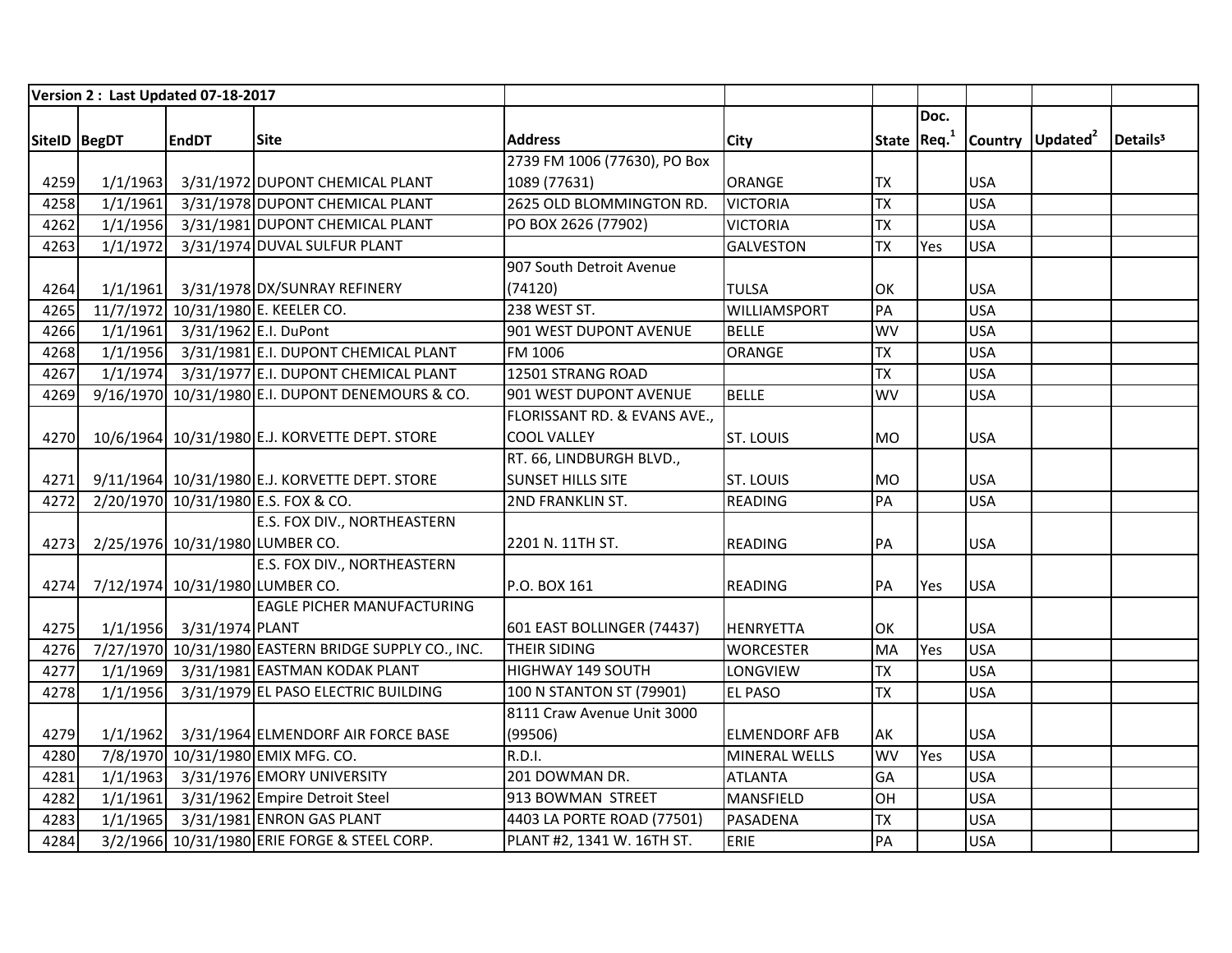| Version 2 : Last Updated 07-18-2017 | | | | | | | | | | |
|---|---|---|---|---|---|---|---|---|---|---|
| SiteID | BegDT | EndDT | Site | Address | City | State | Doc. Req.[1] | Country | Updated[2] | Details[3] |
| 4259 | 1/1/1963 | 3/31/1972 | DUPONT CHEMICAL PLANT | 2739 FM 1006 (77630), PO Box 1089 (77631) | ORANGE | TX | | USA | | |
| 4258 | 1/1/1961 | 3/31/1978 | DUPONT CHEMICAL PLANT | 2625 OLD BLOMMINGTON RD. | VICTORIA | TX | | USA | | |
| 4262 | 1/1/1956 | 3/31/1981 | DUPONT CHEMICAL PLANT | PO BOX 2626 (77902) | VICTORIA | TX | | USA | | |
| 4263 | 1/1/1972 | 3/31/1974 | DUVAL SULFUR PLANT | | GALVESTON | TX | Yes | USA | | |
| 4264 | 1/1/1961 | 3/31/1978 | DX/SUNRAY REFINERY | 907 South Detroit Avenue (74120) | TULSA | OK | | USA | | |
| 4265 | 11/7/1972 | 10/31/1980 | E. KEELER CO. | 238 WEST ST. | WILLIAMSPORT | PA | | USA | | |
| 4266 | 1/1/1961 | 3/31/1962 | E.I. DuPont | 901 WEST DUPONT AVENUE | BELLE | WV | | USA | | |
| 4268 | 1/1/1956 | 3/31/1981 | E.I. DUPONT CHEMICAL PLANT | FM 1006 | ORANGE | TX | | USA | | |
| 4267 | 1/1/1974 | 3/31/1977 | E.I. DUPONT CHEMICAL PLANT | 12501 STRANG ROAD | | TX | | USA | | |
| 4269 | 9/16/1970 | 10/31/1980 | E.I. DUPONT DENEMOURS & CO. | 901 WEST DUPONT AVENUE | BELLE | WV | | USA | | |
| 4270 | 10/6/1964 | 10/31/1980 | E.J. KORVETTE DEPT. STORE | FLORISSANT RD. & EVANS AVE., COOL VALLEY | ST. LOUIS | MO | | USA | | |
| 4271 | 9/11/1964 | 10/31/1980 | E.J. KORVETTE DEPT. STORE | RT. 66, LINDBURGH BLVD., SUNSET HILLS SITE | ST. LOUIS | MO | | USA | | |
| 4272 | 2/20/1970 | 10/31/1980 | E.S. FOX & CO. | 2ND FRANKLIN ST. | READING | PA | | USA | | |
| 4273 | 2/25/1976 | 10/31/1980 | E.S. FOX DIV., NORTHEASTERN LUMBER CO. | 2201 N. 11TH ST. | READING | PA | | USA | | |
| 4274 | 7/12/1974 | 10/31/1980 | E.S. FOX DIV., NORTHEASTERN LUMBER CO. | P.O. BOX 161 | READING | PA | Yes | USA | | |
| 4275 | 1/1/1956 | 3/31/1974 | EAGLE PICHER MANUFACTURING PLANT | 601 EAST BOLLINGER (74437) | HENRYETTA | OK | | USA | | |
| 4276 | 7/27/1970 | 10/31/1980 | EASTERN BRIDGE SUPPLY CO., INC. | THEIR SIDING | WORCESTER | MA | Yes | USA | | |
| 4277 | 1/1/1969 | 3/31/1981 | EASTMAN KODAK PLANT | HIGHWAY 149 SOUTH | LONGVIEW | TX | | USA | | |
| 4278 | 1/1/1956 | 3/31/1979 | EL PASO ELECTRIC BUILDING | 100 N STANTON ST (79901) | EL PASO | TX | | USA | | |
| 4279 | 1/1/1962 | 3/31/1964 | ELMENDORF AIR FORCE BASE | 8111 Craw Avenue Unit 3000 (99506) | ELMENDORF AFB | AK | | USA | | |
| 4280 | 7/8/1970 | 10/31/1980 | EMIX MFG. CO. | R.D.I. | MINERAL WELLS | WV | Yes | USA | | |
| 4281 | 1/1/1963 | 3/31/1976 | EMORY UNIVERSITY | 201 DOWMAN DR. | ATLANTA | GA | | USA | | |
| 4282 | 1/1/1961 | 3/31/1962 | Empire Detroit Steel | 913 BOWMAN STREET | MANSFIELD | OH | | USA | | |
| 4283 | 1/1/1965 | 3/31/1981 | ENRON GAS PLANT | 4403 LA PORTE ROAD (77501) | PASADENA | TX | | USA | | |
| 4284 | 3/2/1966 | 10/31/1980 | ERIE FORGE & STEEL CORP. | PLANT #2, 1341 W. 16TH ST. | ERIE | PA | | USA | | |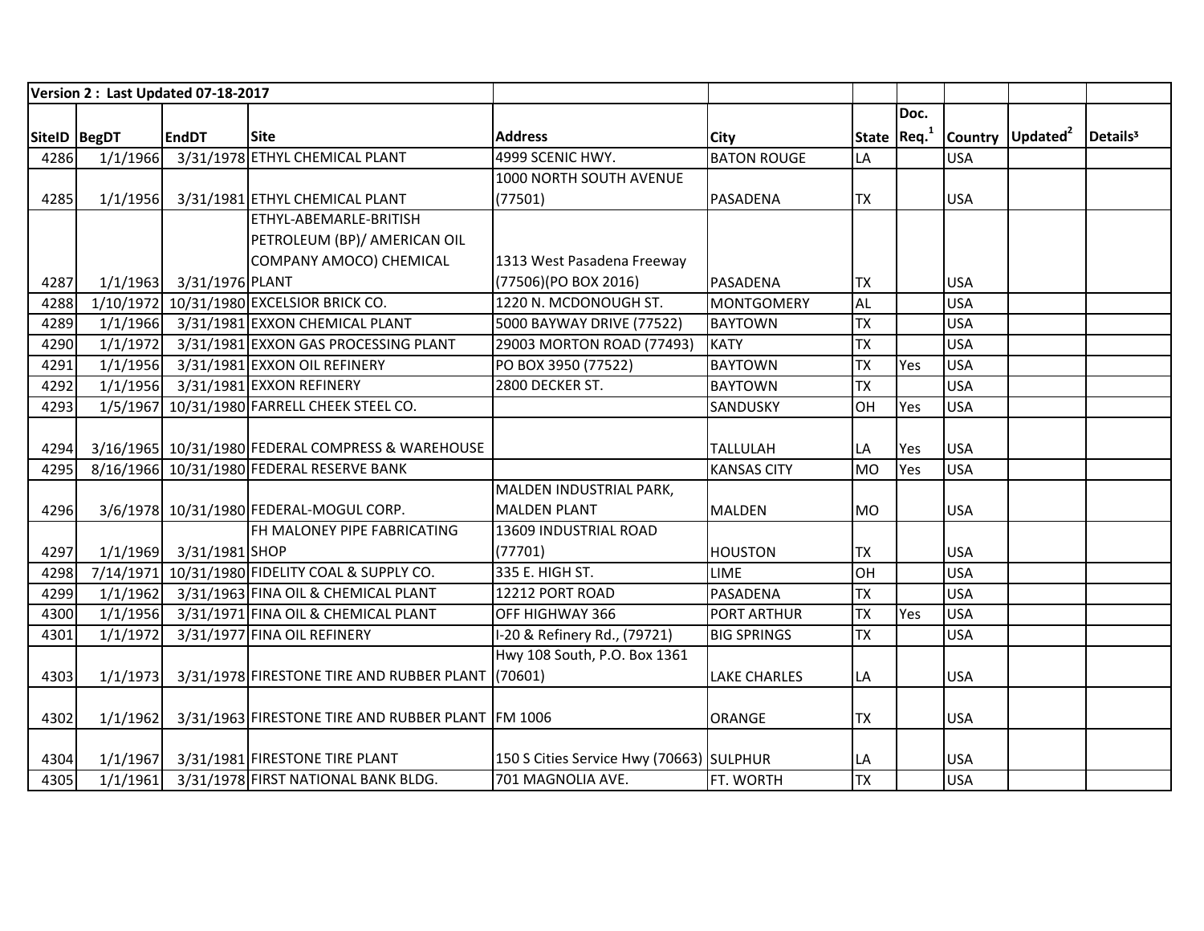| Version 2 : Last Updated 07-18-2017 | | | | | | | | | | |
|---|---|---|---|---|---|---|---|---|---|---|
| SiteID | BegDT | EndDT | Site | Address | City | State | Doc. Req.[1] | Country | Updated[2] | Details[3] |
| 4286 | 1/1/1966 | 3/31/1978 | ETHYL CHEMICAL PLANT | 4999 SCENIC HWY. | BATON ROUGE | LA | | USA | | |
| 4285 | 1/1/1956 | 3/31/1981 | ETHYL CHEMICAL PLANT | 1000 NORTH SOUTH AVENUE (77501) | PASADENA | TX | | USA | | |
| 4287 | 1/1/1963 | 3/31/1976 | ETHYL-ABEMARLE-BRITISH PETROLEUM (BP)/ AMERICAN OIL COMPANY AMOCO) CHEMICAL PLANT | 1313 West Pasadena Freeway (77506)(PO BOX 2016) | PASADENA | TX | | USA | | |
| 4288 | 1/10/1972 | 10/31/1980 | EXCELSIOR BRICK CO. | 1220 N. MCDONOUGH ST. | MONTGOMERY | AL | | USA | | |
| 4289 | 1/1/1966 | 3/31/1981 | EXXON CHEMICAL PLANT | 5000 BAYWAY DRIVE (77522) | BAYTOWN | TX | | USA | | |
| 4290 | 1/1/1972 | 3/31/1981 | EXXON GAS PROCESSING PLANT | 29003 MORTON ROAD (77493) | KATY | TX | | USA | | |
| 4291 | 1/1/1956 | 3/31/1981 | EXXON OIL REFINERY | PO BOX 3950 (77522) | BAYTOWN | TX | Yes | USA | | |
| 4292 | 1/1/1956 | 3/31/1981 | EXXON REFINERY | 2800 DECKER ST. | BAYTOWN | TX | | USA | | |
| 4293 | 1/5/1967 | 10/31/1980 | FARRELL CHEEK STEEL CO. | | SANDUSKY | OH | Yes | USA | | |
| 4294 | 3/16/1965 | 10/31/1980 | FEDERAL COMPRESS & WAREHOUSE | | TALLULAH | LA | Yes | USA | | |
| 4295 | 8/16/1966 | 10/31/1980 | FEDERAL RESERVE BANK | | KANSAS CITY | MO | Yes | USA | | |
| 4296 | 3/6/1978 | 10/31/1980 | FEDERAL-MOGUL CORP. | MALDEN INDUSTRIAL PARK, MALDEN PLANT | MALDEN | MO | | USA | | |
| 4297 | 1/1/1969 | 3/31/1981 | FH MALONEY PIPE FABRICATING SHOP | 13609 INDUSTRIAL ROAD (77701) | HOUSTON | TX | | USA | | |
| 4298 | 7/14/1971 | 10/31/1980 | FIDELITY COAL & SUPPLY CO. | 335 E. HIGH ST. | LIME | OH | | USA | | |
| 4299 | 1/1/1962 | 3/31/1963 | FINA OIL & CHEMICAL PLANT | 12212 PORT ROAD | PASADENA | TX | | USA | | |
| 4300 | 1/1/1956 | 3/31/1971 | FINA OIL & CHEMICAL PLANT | OFF HIGHWAY 366 | PORT ARTHUR | TX | Yes | USA | | |
| 4301 | 1/1/1972 | 3/31/1977 | FINA OIL REFINERY | I-20 & Refinery Rd., (79721) | BIG SPRINGS | TX | | USA | | |
| 4303 | 1/1/1973 | 3/31/1978 | FIRESTONE TIRE AND RUBBER PLANT | Hwy 108 South, P.O. Box 1361 (70601) | LAKE CHARLES | LA | | USA | | |
| 4302 | 1/1/1962 | 3/31/1963 | FIRESTONE TIRE AND RUBBER PLANT | FM 1006 | ORANGE | TX | | USA | | |
| 4304 | 1/1/1967 | 3/31/1981 | FIRESTONE TIRE PLANT | 150 S Cities Service Hwy (70663) | SULPHUR | LA | | USA | | |
| 4305 | 1/1/1961 | 3/31/1978 | FIRST NATIONAL BANK BLDG. | 701 MAGNOLIA AVE. | FT. WORTH | TX | | USA | | |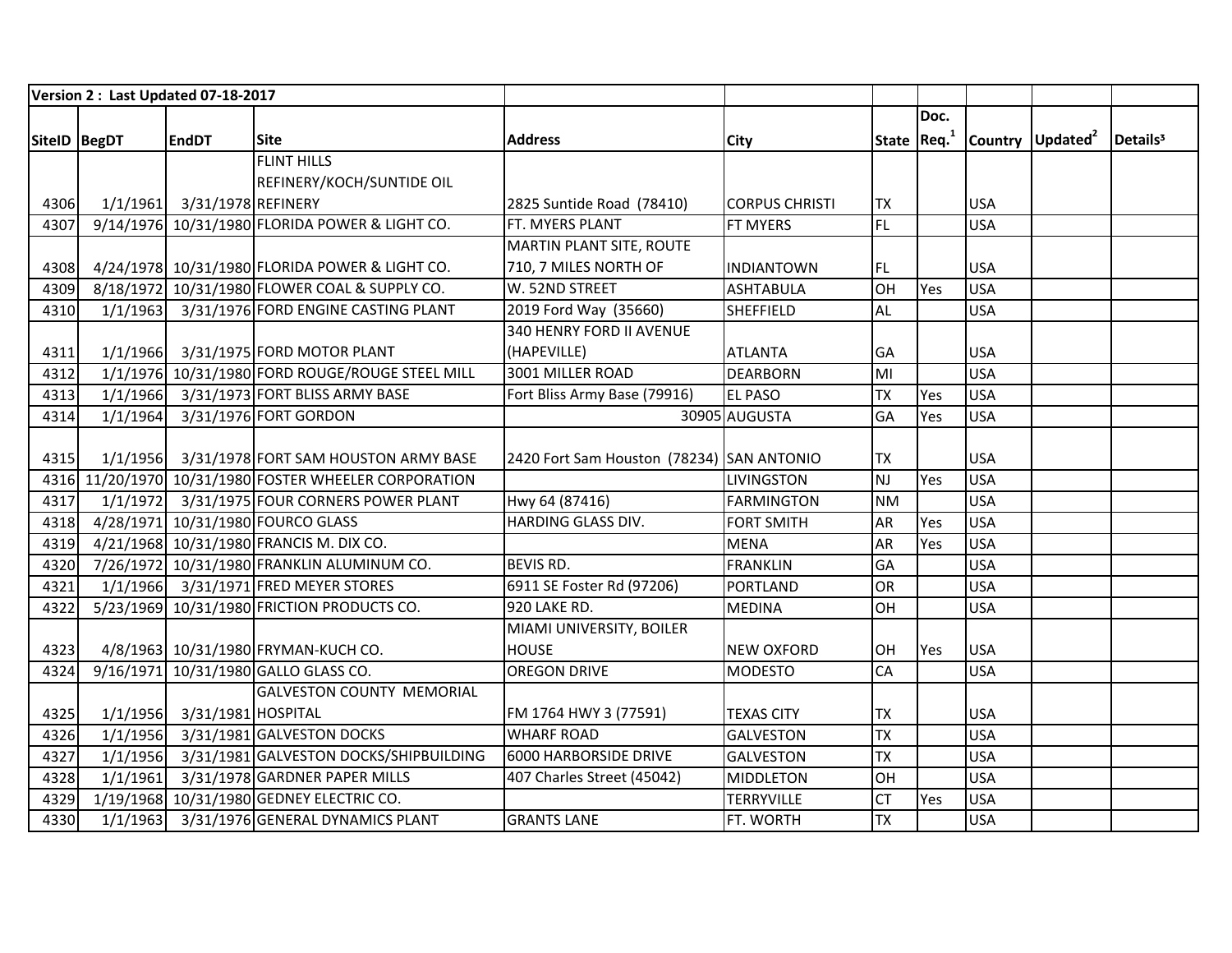| Version 2 : Last Updated 07-18-2017 | | | | | | | | | | |
|---|---|---|---|---|---|---|---|---|---|---|
| SiteID | BegDT | EndDT | Site | Address | City | State | Doc. Req.[1] | Country | Updated[2] | Details³ |
| 4306 | 1/1/1961 | 3/31/1978 | FLINT HILLS REFINERY/KOCH/SUNTIDE OIL REFINERY | 2825 Suntide Road (78410) | CORPUS CHRISTI | TX | | USA | | |
| 4307 | 9/14/1976 | 10/31/1980 | FLORIDA POWER & LIGHT CO. | FT. MYERS PLANT | FT MYERS | FL | | USA | | |
| 4308 | 4/24/1978 | 10/31/1980 | FLORIDA POWER & LIGHT CO. | MARTIN PLANT SITE, ROUTE 710, 7 MILES NORTH OF | INDIANTOWN | FL | | USA | | |
| 4309 | 8/18/1972 | 10/31/1980 | FLOWER COAL & SUPPLY CO. | W. 52ND STREET | ASHTABULA | OH | Yes | USA | | |
| 4310 | 1/1/1963 | 3/31/1976 | FORD ENGINE CASTING PLANT | 2019 Ford Way (35660) | SHEFFIELD | AL | | USA | | |
| 4311 | 1/1/1966 | 3/31/1975 | FORD MOTOR PLANT | 340 HENRY FORD II AVENUE (HAPEVILLE) | ATLANTA | GA | | USA | | |
| 4312 | 1/1/1976 | 10/31/1980 | FORD ROUGE/ROUGE STEEL MILL | 3001 MILLER ROAD | DEARBORN | MI | | USA | | |
| 4313 | 1/1/1966 | 3/31/1973 | FORT BLISS ARMY BASE | Fort Bliss Army Base (79916) | EL PASO | TX | Yes | USA | | |
| 4314 | 1/1/1964 | 3/31/1976 | FORT GORDON | 30905 | AUGUSTA | GA | Yes | USA | | |
| 4315 | 1/1/1956 | 3/31/1978 | FORT SAM HOUSTON ARMY BASE | 2420 Fort Sam Houston (78234) | SAN ANTONIO | TX | | USA | | |
| 4316 | 11/20/1970 | 10/31/1980 | FOSTER WHEELER CORPORATION | | LIVINGSTON | NJ | Yes | USA | | |
| 4317 | 1/1/1972 | 3/31/1975 | FOUR CORNERS POWER PLANT | Hwy 64 (87416) | FARMINGTON | NM | | USA | | |
| 4318 | 4/28/1971 | 10/31/1980 | FOURCO GLASS | HARDING GLASS DIV. | FORT SMITH | AR | Yes | USA | | |
| 4319 | 4/21/1968 | 10/31/1980 | FRANCIS M. DIX CO. | | MENA | AR | Yes | USA | | |
| 4320 | 7/26/1972 | 10/31/1980 | FRANKLIN ALUMINUM CO. | BEVIS RD. | FRANKLIN | GA | | USA | | |
| 4321 | 1/1/1966 | 3/31/1971 | FRED MEYER STORES | 6911 SE Foster Rd (97206) | PORTLAND | OR | | USA | | |
| 4322 | 5/23/1969 | 10/31/1980 | FRICTION PRODUCTS CO. | 920 LAKE RD. | MEDINA | OH | | USA | | |
| 4323 | 4/8/1963 | 10/31/1980 | FRYMAN-KUCH CO. | MIAMI UNIVERSITY, BOILER HOUSE | NEW OXFORD | OH | Yes | USA | | |
| 4324 | 9/16/1971 | 10/31/1980 | GALLO GLASS CO. | OREGON DRIVE | MODESTO | CA | | USA | | |
| 4325 | 1/1/1956 | 3/31/1981 | GALVESTON COUNTY MEMORIAL HOSPITAL | FM 1764 HWY 3 (77591) | TEXAS CITY | TX | | USA | | |
| 4326 | 1/1/1956 | 3/31/1981 | GALVESTON DOCKS | WHARF ROAD | GALVESTON | TX | | USA | | |
| 4327 | 1/1/1956 | 3/31/1981 | GALVESTON DOCKS/SHIPBUILDING | 6000 HARBORSIDE DRIVE | GALVESTON | TX | | USA | | |
| 4328 | 1/1/1961 | 3/31/1978 | GARDNER PAPER MILLS | 407 Charles Street (45042) | MIDDLETON | OH | | USA | | |
| 4329 | 1/19/1968 | 10/31/1980 | GEDNEY ELECTRIC CO. | | TERRYVILLE | CT | Yes | USA | | |
| 4330 | 1/1/1963 | 3/31/1976 | GENERAL DYNAMICS PLANT | GRANTS LANE | FT. WORTH | TX | | USA | | |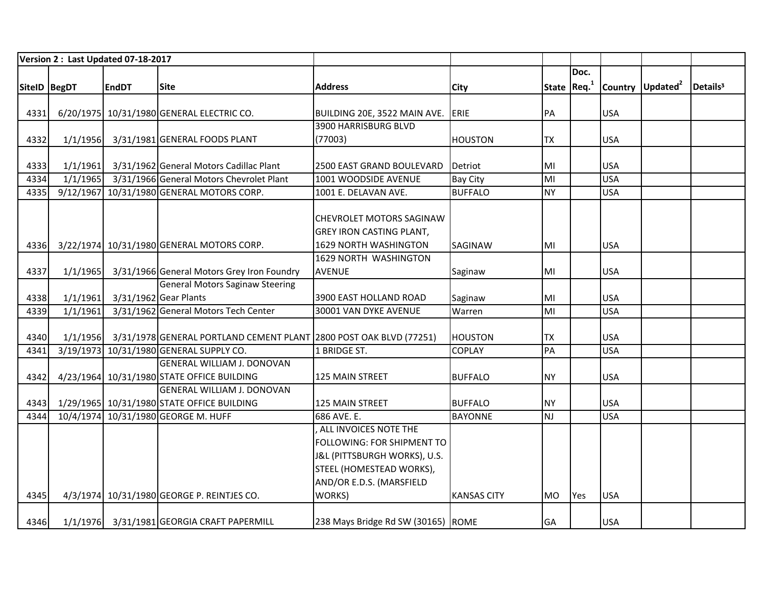| Version 2 : Last Updated 07-18-2017 | | | | | | | | | | |
|---|---|---|---|---|---|---|---|---|---|---|
| SiteID | BegDT | EndDT | Site | Address | City | State | Doc. Req.[1] | Country | Updated[2] | Details³ |
| 4331 | 6/20/1975 | 10/31/1980 | GENERAL ELECTRIC CO. | BUILDING 20E, 3522 MAIN AVE. | ERIE | PA | | USA | | |
| 4332 | 1/1/1956 | 3/31/1981 | GENERAL FOODS PLANT | 3900 HARRISBURG BLVD (77003) | HOUSTON | TX | | USA | | |
| 4333 | 1/1/1961 | 3/31/1962 | General Motors Cadillac Plant | 2500 EAST GRAND BOULEVARD | Detriot | MI | | USA | | |
| 4334 | 1/1/1965 | 3/31/1966 | General Motors Chevrolet Plant | 1001 WOODSIDE AVENUE | Bay City | MI | | USA | | |
| 4335 | 9/12/1967 | 10/31/1980 | GENERAL MOTORS CORP. | 1001 E. DELAVAN AVE. | BUFFALO | NY | | USA | | |
| 4336 | 3/22/1974 | 10/31/1980 | GENERAL MOTORS CORP. | CHEVROLET MOTORS SAGINAW GREY IRON CASTING PLANT, 1629 NORTH WASHINGTON | SAGINAW | MI | | USA | | |
| 4337 | 1/1/1965 | 3/31/1966 | General Motors Grey Iron Foundry | 1629 NORTH WASHINGTON AVENUE | Saginaw | MI | | USA | | |
| 4338 | 1/1/1961 | 3/31/1962 | General Motors Saginaw Steering Gear Plants | 3900 EAST HOLLAND ROAD | Saginaw | MI | | USA | | |
| 4339 | 1/1/1961 | 3/31/1962 | General Motors Tech Center | 30001 VAN DYKE AVENUE | Warren | MI | | USA | | |
| 4340 | 1/1/1956 | 3/31/1978 | GENERAL PORTLAND CEMENT PLANT | 2800 POST OAK BLVD (77251) | HOUSTON | TX | | USA | | |
| 4341 | 3/19/1973 | 10/31/1980 | GENERAL SUPPLY CO. | 1 BRIDGE ST. | COPLAY | PA | | USA | | |
| 4342 | 4/23/1964 | 10/31/1980 | GENERAL WILLIAM J. DONOVAN STATE OFFICE BUILDING | 125 MAIN STREET | BUFFALO | NY | | USA | | |
| 4343 | 1/29/1965 | 10/31/1980 | GENERAL WILLIAM J. DONOVAN STATE OFFICE BUILDING | 125 MAIN STREET | BUFFALO | NY | | USA | | |
| 4344 | 10/4/1974 | 10/31/1980 | GEORGE M. HUFF | 686 AVE. E. | BAYONNE | NJ | | USA | | |
| 4345 | 4/3/1974 | 10/31/1980 | GEORGE P. REINTJES CO. | , ALL INVOICES NOTE THE FOLLOWING: FOR SHIPMENT TO J&L (PITTSBURGH WORKS), U.S. STEEL (HOMESTEAD WORKS), AND/OR E.D.S. (MARSFIELD WORKS) | KANSAS CITY | MO | Yes | USA | | |
| 4346 | 1/1/1976 | 3/31/1981 | GEORGIA CRAFT PAPERMILL | 238 Mays Bridge Rd SW (30165) | ROME | GA | | USA | | |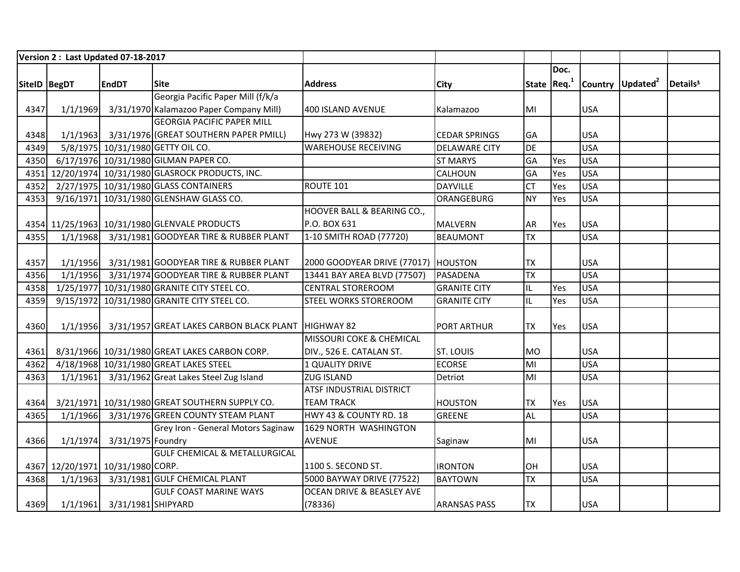| Version 2 : Last Updated 07-18-2017 | | | | | | | | | | |
|---|---|---|---|---|---|---|---|---|---|---|
| SiteID | BegDT | EndDT | Site | Address | City | State | Doc. Req.[1] | Country | Updated[2] | Details³ |
| 4347 | 1/1/1969 | 3/31/1970 | Georgia Pacific Paper Mill (f/k/a Kalamazoo Paper Company Mill) | 400 ISLAND AVENUE | Kalamazoo | MI | | USA | | |
| 4348 | 1/1/1963 | 3/31/1976 | GEORGIA PACIFIC PAPER MILL (GREAT SOUTHERN PAPER PMILL) | Hwy 273 W (39832) | CEDAR SPRINGS | GA | | USA | | |
| 4349 | 5/8/1975 | 10/31/1980 | GETTY OIL CO. | WAREHOUSE RECEIVING | DELAWARE CITY | DE | | USA | | |
| 4350 | 6/17/1976 | 10/31/1980 | GILMAN PAPER CO. | | ST MARYS | GA | Yes | USA | | |
| 4351 | 12/20/1974 | 10/31/1980 | GLASROCK PRODUCTS, INC. | | CALHOUN | GA | Yes | USA | | |
| 4352 | 2/27/1975 | 10/31/1980 | GLASS CONTAINERS | ROUTE 101 | DAYVILLE | CT | Yes | USA | | |
| 4353 | 9/16/1971 | 10/31/1980 | GLENSHAW GLASS CO. | | ORANGEBURG | NY | Yes | USA | | |
| 4354 | 11/25/1963 | 10/31/1980 | GLENVALE PRODUCTS | HOOVER BALL & BEARING CO., P.O. BOX 631 | MALVERN | AR | Yes | USA | | |
| 4355 | 1/1/1968 | 3/31/1981 | GOODYEAR TIRE & RUBBER PLANT | 1-10 SMITH ROAD (77720) | BEAUMONT | TX | | USA | | |
| 4357 | 1/1/1956 | 3/31/1981 | GOODYEAR TIRE & RUBBER PLANT | 2000 GOODYEAR DRIVE (77017) | HOUSTON | TX | | USA | | |
| 4356 | 1/1/1956 | 3/31/1974 | GOODYEAR TIRE & RUBBER PLANT | 13441 BAY AREA BLVD (77507) | PASADENA | TX | | USA | | |
| 4358 | 1/25/1977 | 10/31/1980 | GRANITE CITY STEEL CO. | CENTRAL STOREROOM | GRANITE CITY | IL | Yes | USA | | |
| 4359 | 9/15/1972 | 10/31/1980 | GRANITE CITY STEEL CO. | STEEL WORKS STOREROOM | GRANITE CITY | IL | Yes | USA | | |
| 4360 | 1/1/1956 | 3/31/1957 | GREAT LAKES CARBON BLACK PLANT | HIGHWAY 82 | PORT ARTHUR | TX | Yes | USA | | |
| 4361 | 8/31/1966 | 10/31/1980 | GREAT LAKES CARBON CORP. | MISSOURI COKE & CHEMICAL DIV., 526 E. CATALAN ST. | ST. LOUIS | MO | | USA | | |
| 4362 | 4/18/1968 | 10/31/1980 | GREAT LAKES STEEL | 1 QUALITY DRIVE | ECORSE | MI | | USA | | |
| 4363 | 1/1/1961 | 3/31/1962 | Great Lakes Steel Zug Island | ZUG ISLAND | Detriot | MI | | USA | | |
| 4364 | 3/21/1971 | 10/31/1980 | GREAT SOUTHERN SUPPLY CO. | ATSF INDUSTRIAL DISTRICT TEAM TRACK | HOUSTON | TX | Yes | USA | | |
| 4365 | 1/1/1966 | 3/31/1976 | GREEN COUNTY STEAM PLANT | HWY 43 & COUNTY RD. 18 | GREENE | AL | | USA | | |
| 4366 | 1/1/1974 | 3/31/1975 | Grey Iron - General Motors Saginaw Foundry | 1629 NORTH WASHINGTON AVENUE | Saginaw | MI | | USA | | |
| 4367 | 12/20/1971 | 10/31/1980 | GULF CHEMICAL & METALLURGICAL CORP. | 1100 S. SECOND ST. | IRONTON | OH | | USA | | |
| 4368 | 1/1/1963 | 3/31/1981 | GULF CHEMICAL PLANT | 5000 BAYWAY DRIVE (77522) | BAYTOWN | TX | | USA | | |
| 4369 | 1/1/1961 | 3/31/1981 | GULF COAST MARINE WAYS SHIPYARD | OCEAN DRIVE & BEASLEY AVE (78336) | ARANSAS PASS | TX | | USA | | |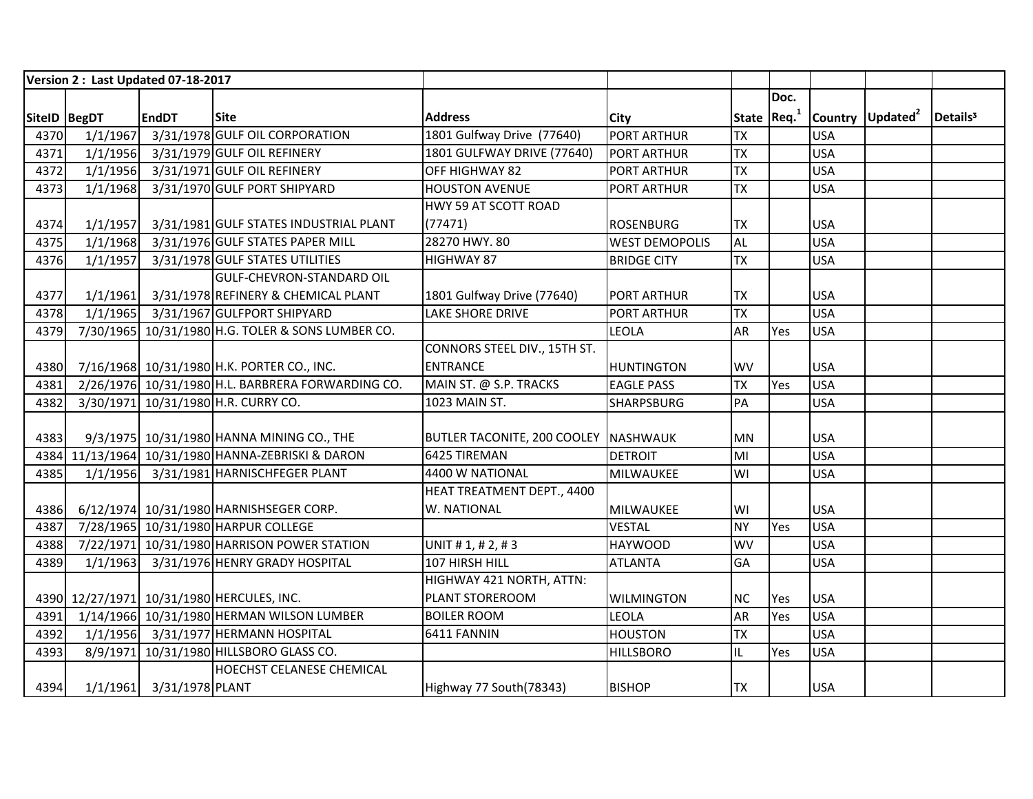| Version 2 : Last Updated 07-18-2017 | | | | | | | | | | |
|---|---|---|---|---|---|---|---|---|---|---|
| SiteID | BegDT | EndDT | Site | Address | City | State | Doc. Req.[1] | Country | Updated[2] | Details[3] |
| 4370 | 1/1/1967 | 3/31/1978 | GULF OIL CORPORATION | 1801 Gulfway Drive (77640) | PORT ARTHUR | TX | | USA | | |
| 4371 | 1/1/1956 | 3/31/1979 | GULF OIL REFINERY | 1801 GULFWAY DRIVE (77640) | PORT ARTHUR | TX | | USA | | |
| 4372 | 1/1/1956 | 3/31/1971 | GULF OIL REFINERY | OFF HIGHWAY 82 | PORT ARTHUR | TX | | USA | | |
| 4373 | 1/1/1968 | 3/31/1970 | GULF PORT SHIPYARD | HOUSTON AVENUE | PORT ARTHUR | TX | | USA | | |
| 4374 | 1/1/1957 | 3/31/1981 | GULF STATES INDUSTRIAL PLANT | HWY 59 AT SCOTT ROAD (77471) | ROSENBURG | TX | | USA | | |
| 4375 | 1/1/1968 | 3/31/1976 | GULF STATES PAPER MILL | 28270 HWY. 80 | WEST DEMOPOLIS | AL | | USA | | |
| 4376 | 1/1/1957 | 3/31/1978 | GULF STATES UTILITIES | HIGHWAY 87 | BRIDGE CITY | TX | | USA | | |
| 4377 | 1/1/1961 | 3/31/1978 | GULF-CHEVRON-STANDARD OIL REFINERY & CHEMICAL PLANT | 1801 Gulfway Drive (77640) | PORT ARTHUR | TX | | USA | | |
| 4378 | 1/1/1965 | 3/31/1967 | GULFPORT SHIPYARD | LAKE SHORE DRIVE | PORT ARTHUR | TX | | USA | | |
| 4379 | 7/30/1965 | 10/31/1980 | H.G. TOLER & SONS LUMBER CO. | | LEOLA | AR | Yes | USA | | |
| 4380 | 7/16/1968 | 10/31/1980 | H.K. PORTER CO., INC. | CONNORS STEEL DIV., 15TH ST. ENTRANCE | HUNTINGTON | WV | | USA | | |
| 4381 | 2/26/1976 | 10/31/1980 | H.L. BARBRERA FORWARDING CO. | MAIN ST. @ S.P. TRACKS | EAGLE PASS | TX | Yes | USA | | |
| 4382 | 3/30/1971 | 10/31/1980 | H.R. CURRY CO. | 1023 MAIN ST. | SHARPSBURG | PA | | USA | | |
| 4383 | 9/3/1975 | 10/31/1980 | HANNA MINING CO., THE | BUTLER TACONITE, 200 COOLEY | NASHWAUK | MN | | USA | | |
| 4384 | 11/13/1964 | 10/31/1980 | HANNA-ZEBRISKI & DARON | 6425 TIREMAN | DETROIT | MI | | USA | | |
| 4385 | 1/1/1956 | 3/31/1981 | HARNISCHFEGER PLANT | 4400 W NATIONAL | MILWAUKEE | WI | | USA | | |
| 4386 | 6/12/1974 | 10/31/1980 | HARNISHSEGER CORP. | HEAT TREATMENT DEPT., 4400 W. NATIONAL | MILWAUKEE | WI | | USA | | |
| 4387 | 7/28/1965 | 10/31/1980 | HARPUR COLLEGE | | VESTAL | NY | Yes | USA | | |
| 4388 | 7/22/1971 | 10/31/1980 | HARRISON POWER STATION | UNIT # 1, # 2, # 3 | HAYWOOD | WV | | USA | | |
| 4389 | 1/1/1963 | 3/31/1976 | HENRY GRADY HOSPITAL | 107 HIRSH HILL | ATLANTA | GA | | USA | | |
| 4390 | 12/27/1971 | 10/31/1980 | HERCULES, INC. | HIGHWAY 421 NORTH, ATTN: PLANT STOREROOM | WILMINGTON | NC | Yes | USA | | |
| 4391 | 1/14/1966 | 10/31/1980 | HERMAN WILSON LUMBER | BOILER ROOM | LEOLA | AR | Yes | USA | | |
| 4392 | 1/1/1956 | 3/31/1977 | HERMANN HOSPITAL | 6411 FANNIN | HOUSTON | TX | | USA | | |
| 4393 | 8/9/1971 | 10/31/1980 | HILLSBORO GLASS CO. | | HILLSBORO | IL | Yes | USA | | |
| 4394 | 1/1/1961 | 3/31/1978 | HOECHST CELANESE CHEMICAL PLANT | Highway 77 South(78343) | BISHOP | TX | | USA | | |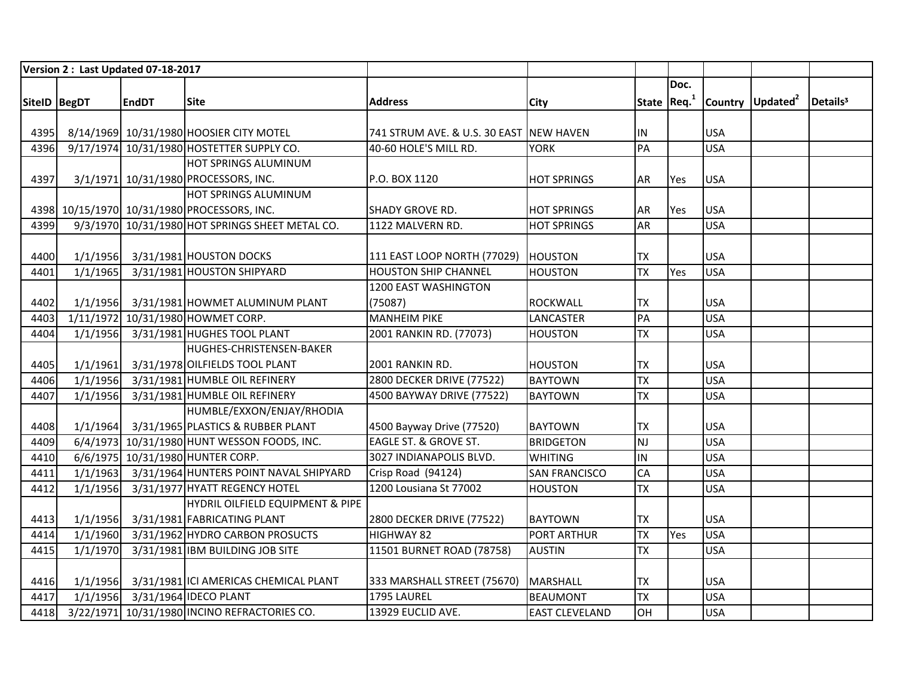| Version 2 : Last Updated 07-18-2017 | | | | | | | | | | |
|---|---|---|---|---|---|---|---|---|---|---|
| SiteID | BegDT | EndDT | Site | Address | City | State | Doc. Req.[1] | Country | Updated[2] | Details³ |
| 4395 | 8/14/1969 | 10/31/1980 | HOOSIER CITY MOTEL | 741 STRUM AVE. & U.S. 30 EAST | NEW HAVEN | IN | | USA | | |
| 4396 | 9/17/1974 | 10/31/1980 | HOSTETTER SUPPLY CO. | 40-60 HOLE'S MILL RD. | YORK | PA | | USA | | |
| 4397 | 3/1/1971 | 10/31/1980 | HOT SPRINGS ALUMINUM PROCESSORS, INC. | P.O. BOX 1120 | HOT SPRINGS | AR | Yes | USA | | |
| 4398 | 10/15/1970 | 10/31/1980 | HOT SPRINGS ALUMINUM PROCESSORS, INC. | SHADY GROVE RD. | HOT SPRINGS | AR | Yes | USA | | |
| 4399 | 9/3/1970 | 10/31/1980 | HOT SPRINGS SHEET METAL CO. | 1122 MALVERN RD. | HOT SPRINGS | AR | | USA | | |
| 4400 | 1/1/1956 | 3/31/1981 | HOUSTON DOCKS | 111 EAST LOOP NORTH (77029) | HOUSTON | TX | | USA | | |
| 4401 | 1/1/1965 | 3/31/1981 | HOUSTON SHIPYARD | HOUSTON SHIP CHANNEL | HOUSTON | TX | Yes | USA | | |
| 4402 | 1/1/1956 | 3/31/1981 | HOWMET ALUMINUM PLANT | 1200 EAST WASHINGTON (75087) | ROCKWALL | TX | | USA | | |
| 4403 | 1/11/1972 | 10/31/1980 | HOWMET CORP. | MANHEIM PIKE | LANCASTER | PA | | USA | | |
| 4404 | 1/1/1956 | 3/31/1981 | HUGHES TOOL PLANT | 2001 RANKIN RD. (77073) | HOUSTON | TX | | USA | | |
| 4405 | 1/1/1961 | 3/31/1978 | HUGHES-CHRISTENSEN-BAKER OILFIELDS TOOL PLANT | 2001 RANKIN RD. | HOUSTON | TX | | USA | | |
| 4406 | 1/1/1956 | 3/31/1981 | HUMBLE OIL REFINERY | 2800 DECKER DRIVE (77522) | BAYTOWN | TX | | USA | | |
| 4407 | 1/1/1956 | 3/31/1981 | HUMBLE OIL REFINERY | 4500 BAYWAY DRIVE (77522) | BAYTOWN | TX | | USA | | |
| 4408 | 1/1/1964 | 3/31/1965 | HUMBLE/EXXON/ENJAY/RHODIA PLASTICS & RUBBER PLANT | 4500 Bayway Drive (77520) | BAYTOWN | TX | | USA | | |
| 4409 | 6/4/1973 | 10/31/1980 | HUNT WESSON FOODS, INC. | EAGLE ST. & GROVE ST. | BRIDGETON | NJ | | USA | | |
| 4410 | 6/6/1975 | 10/31/1980 | HUNTER CORP. | 3027 INDIANAPOLIS BLVD. | WHITING | IN | | USA | | |
| 4411 | 1/1/1963 | 3/31/1964 | HUNTERS POINT NAVAL SHIPYARD | Crisp Road (94124) | SAN FRANCISCO | CA | | USA | | |
| 4412 | 1/1/1956 | 3/31/1977 | HYATT REGENCY HOTEL | 1200 Lousiana St 77002 | HOUSTON | TX | | USA | | |
| 4413 | 1/1/1956 | 3/31/1981 | HYDRIL OILFIELD EQUIPMENT & PIPE FABRICATING PLANT | 2800 DECKER DRIVE (77522) | BAYTOWN | TX | | USA | | |
| 4414 | 1/1/1960 | 3/31/1962 | HYDRO CARBON PROSUCTS | HIGHWAY 82 | PORT ARTHUR | TX | Yes | USA | | |
| 4415 | 1/1/1970 | 3/31/1981 | IBM BUILDING JOB SITE | 11501 BURNET ROAD (78758) | AUSTIN | TX | | USA | | |
| 4416 | 1/1/1956 | 3/31/1981 | ICI AMERICAS CHEMICAL PLANT | 333 MARSHALL STREET (75670) | MARSHALL | TX | | USA | | |
| 4417 | 1/1/1956 | 3/31/1964 | IDECO PLANT | 1795 LAUREL | BEAUMONT | TX | | USA | | |
| 4418 | 3/22/1971 | 10/31/1980 | INCINO REFRACTORIES CO. | 13929 EUCLID AVE. | EAST CLEVELAND | OH | | USA | | |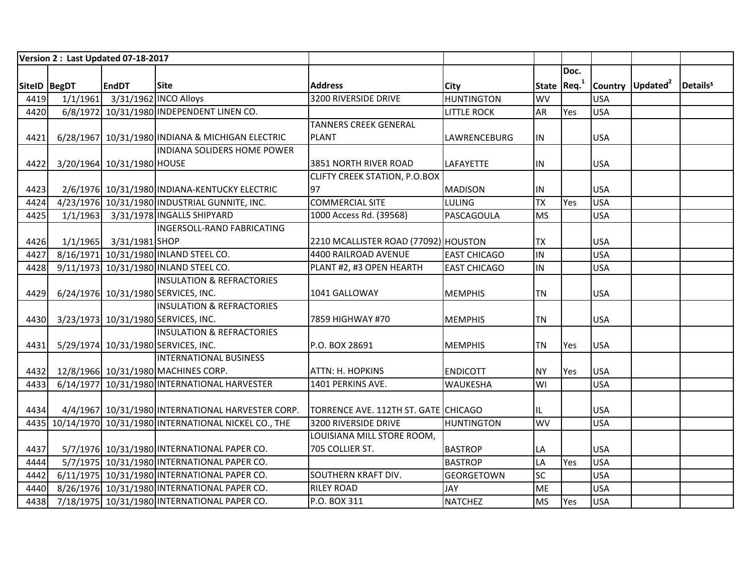**Version 2 : Last Updated 07-18-2017**

| SiteID | BegDT | EndDT | Site | Address | City | State | Doc. Req.[1] | Country | Updated[2] | Details[3] |
|---|---|---|---|---|---|---|---|---|---|---|
| 4419 | 1/1/1961 | 3/31/1962 | INCO Alloys | 3200 RIVERSIDE DRIVE | HUNTINGTON | WV | | USA | | |
| 4420 | 6/8/1972 | 10/31/1980 | INDEPENDENT LINEN CO. | | LITTLE ROCK | AR | Yes | USA | | |
| 4421 | 6/28/1967 | 10/31/1980 | INDIANA & MICHIGAN ELECTRIC | TANNERS CREEK GENERAL PLANT | LAWRENCEBURG | IN | | USA | | |
| 4422 | 3/20/1964 | 10/31/1980 | INDIANA SOLIDERS HOME POWER HOUSE | 3851 NORTH RIVER ROAD | LAFAYETTE | IN | | USA | | |
| 4423 | 2/6/1976 | 10/31/1980 | INDIANA-KENTUCKY ELECTRIC | CLIFTY CREEK STATION, P.O.BOX 97 | MADISON | IN | | USA | | |
| 4424 | 4/23/1976 | 10/31/1980 | INDUSTRIAL GUNNITE, INC. | COMMERCIAL SITE | LULING | TX | Yes | USA | | |
| 4425 | 1/1/1963 | 3/31/1978 | INGALLS SHIPYARD | 1000 Access Rd. (39568) | PASCAGOULA | MS | | USA | | |
| 4426 | 1/1/1965 | 3/31/1981 | INGERSOLL-RAND FABRICATING SHOP | 2210 MCALLISTER ROAD (77092) | HOUSTON | TX | | USA | | |
| 4427 | 8/16/1971 | 10/31/1980 | INLAND STEEL CO. | 4400 RAILROAD AVENUE | EAST CHICAGO | IN | | USA | | |
| 4428 | 9/11/1973 | 10/31/1980 | INLAND STEEL CO. | PLANT #2, #3 OPEN HEARTH | EAST CHICAGO | IN | | USA | | |
| 4429 | 6/24/1976 | 10/31/1980 | INSULATION & REFRACTORIES SERVICES, INC. | 1041 GALLOWAY | MEMPHIS | TN | | USA | | |
| 4430 | 3/23/1973 | 10/31/1980 | INSULATION & REFRACTORIES SERVICES, INC. | 7859 HIGHWAY #70 | MEMPHIS | TN | | USA | | |
| 4431 | 5/29/1974 | 10/31/1980 | INSULATION & REFRACTORIES SERVICES, INC. | P.O. BOX 28691 | MEMPHIS | TN | Yes | USA | | |
| 4432 | 12/8/1966 | 10/31/1980 | INTERNATIONAL BUSINESS MACHINES CORP. | ATTN: H. HOPKINS | ENDICOTT | NY | Yes | USA | | |
| 4433 | 6/14/1977 | 10/31/1980 | INTERNATIONAL HARVESTER | 1401 PERKINS AVE. | WAUKESHA | WI | | USA | | |
| 4434 | 4/4/1967 | 10/31/1980 | INTERNATIONAL HARVESTER CORP. | TORRENCE AVE. 112TH ST. GATE | CHICAGO | IL | | USA | | |
| 4435 | 10/14/1970 | 10/31/1980 | INTERNATIONAL NICKEL CO., THE | 3200 RIVERSIDE DRIVE | HUNTINGTON | WV | | USA | | |
| 4437 | 5/7/1976 | 10/31/1980 | INTERNATIONAL PAPER CO. | LOUISIANA MILL STORE ROOM, 705 COLLIER ST. | BASTROP | LA | | USA | | |
| 4444 | 5/7/1975 | 10/31/1980 | INTERNATIONAL PAPER CO. | | BASTROP | LA | Yes | USA | | |
| 4442 | 6/11/1975 | 10/31/1980 | INTERNATIONAL PAPER CO. | SOUTHERN KRAFT DIV. | GEORGETOWN | SC | | USA | | |
| 4440 | 8/26/1976 | 10/31/1980 | INTERNATIONAL PAPER CO. | RILEY ROAD | JAY | ME | | USA | | |
| 4438 | 7/18/1975 | 10/31/1980 | INTERNATIONAL PAPER CO. | P.O. BOX 311 | NATCHEZ | MS | Yes | USA | | |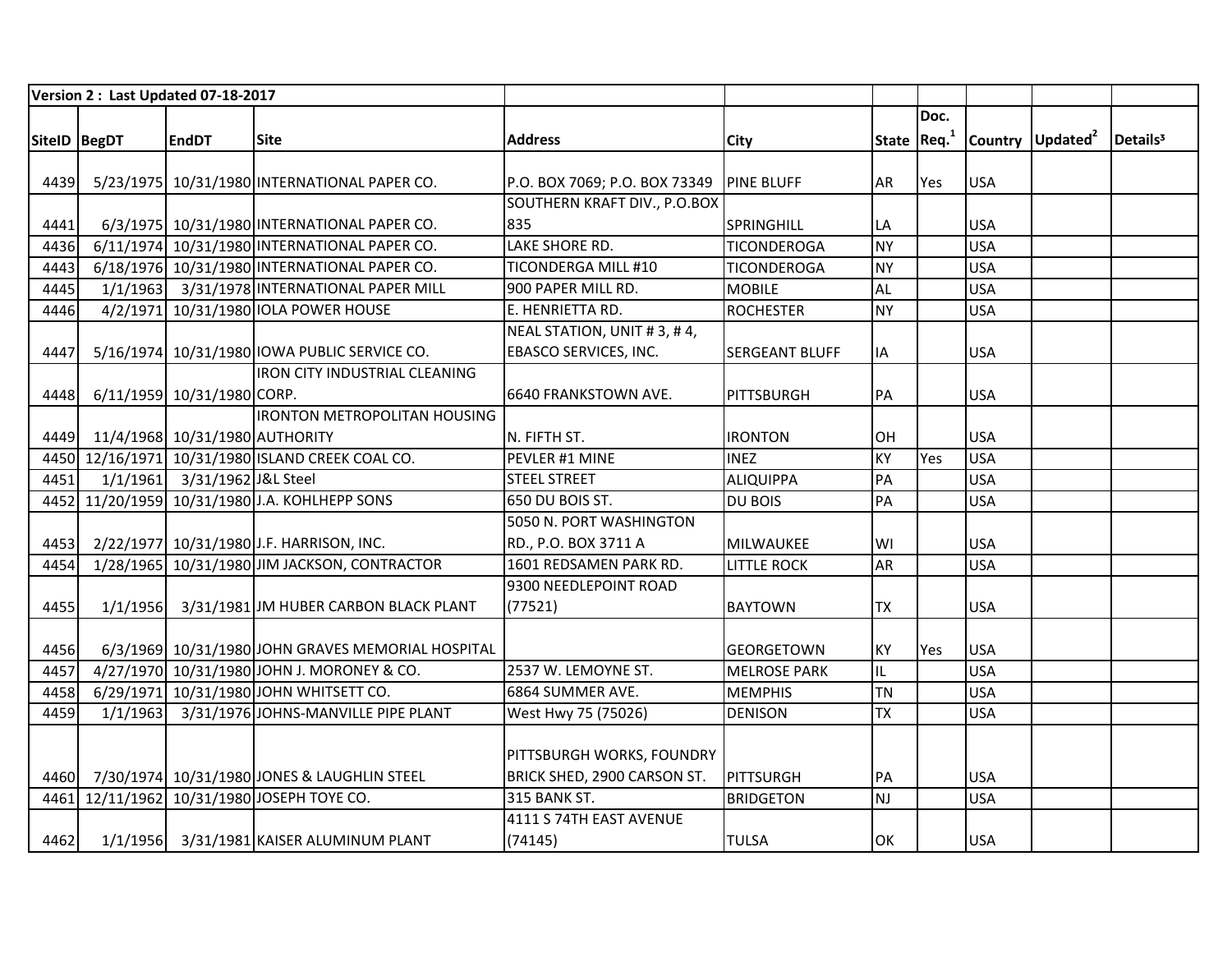| Version 2 : Last Updated 07-18-2017 | | | | | | | | | | |
|---|---|---|---|---|---|---|---|---|---|---|
| SiteID | BegDT | EndDT | Site | Address | City | State | Doc. Req.[1] | Country | Updated[2] | Details[3] |
| 4439 | 5/23/1975 | 10/31/1980 | INTERNATIONAL PAPER CO. | P.O. BOX 7069; P.O. BOX 73349 | PINE BLUFF | AR | Yes | USA | | |
| 4441 | 6/3/1975 | 10/31/1980 | INTERNATIONAL PAPER CO. | SOUTHERN KRAFT DIV., P.O.BOX 835 | SPRINGHILL | LA | | USA | | |
| 4436 | 6/11/1974 | 10/31/1980 | INTERNATIONAL PAPER CO. | LAKE SHORE RD. | TICONDEROGA | NY | | USA | | |
| 4443 | 6/18/1976 | 10/31/1980 | INTERNATIONAL PAPER CO. | TICONDERGA MILL #10 | TICONDEROGA | NY | | USA | | |
| 4445 | 1/1/1963 | 3/31/1978 | INTERNATIONAL PAPER MILL | 900 PAPER MILL RD. | MOBILE | AL | | USA | | |
| 4446 | 4/2/1971 | 10/31/1980 | IOLA POWER HOUSE | E. HENRIETTA RD. | ROCHESTER | NY | | USA | | |
| 4447 | 5/16/1974 | 10/31/1980 | IOWA PUBLIC SERVICE CO. | NEAL STATION, UNIT # 3, # 4, EBASCO SERVICES, INC. | SERGEANT BLUFF | IA | | USA | | |
| 4448 | 6/11/1959 | 10/31/1980 | IRON CITY INDUSTRIAL CLEANING CORP. | 6640 FRANKSTOWN AVE. | PITTSBURGH | PA | | USA | | |
| 4449 | 11/4/1968 | 10/31/1980 | IRONTON METROPOLITAN HOUSING AUTHORITY | N. FIFTH ST. | IRONTON | OH | | USA | | |
| 4450 | 12/16/1971 | 10/31/1980 | ISLAND CREEK COAL CO. | PEVLER #1 MINE | INEZ | KY | Yes | USA | | |
| 4451 | 1/1/1961 | 3/31/1962 | J&L Steel | STEEL STREET | ALIQUIPPA | PA | | USA | | |
| 4452 | 11/20/1959 | 10/31/1980 | J.A. KOHLHEPP SONS | 650 DU BOIS ST. | DU BOIS | PA | | USA | | |
| 4453 | 2/22/1977 | 10/31/1980 | J.F. HARRISON, INC. | 5050 N. PORT WASHINGTON RD., P.O. BOX 3711 A | MILWAUKEE | WI | | USA | | |
| 4454 | 1/28/1965 | 10/31/1980 | JIM JACKSON, CONTRACTOR | 1601 REDSAMEN PARK RD. | LITTLE ROCK | AR | | USA | | |
| 4455 | 1/1/1956 | 3/31/1981 | JM HUBER CARBON BLACK PLANT | 9300 NEEDLEPOINT ROAD (77521) | BAYTOWN | TX | | USA | | |
| 4456 | 6/3/1969 | 10/31/1980 | JOHN GRAVES MEMORIAL HOSPITAL | | GEORGETOWN | KY | Yes | USA | | |
| 4457 | 4/27/1970 | 10/31/1980 | JOHN J. MORONEY & CO. | 2537 W. LEMOYNE ST. | MELROSE PARK | IL | | USA | | |
| 4458 | 6/29/1971 | 10/31/1980 | JOHN WHITSETT CO. | 6864 SUMMER AVE. | MEMPHIS | TN | | USA | | |
| 4459 | 1/1/1963 | 3/31/1976 | JOHNS-MANVILLE PIPE PLANT | West Hwy 75 (75026) | DENISON | TX | | USA | | |
| 4460 | 7/30/1974 | 10/31/1980 | JONES & LAUGHLIN STEEL | PITTSBURGH WORKS, FOUNDRY BRICK SHED, 2900 CARSON ST. | PITTSURGH | PA | | USA | | |
| 4461 | 12/11/1962 | 10/31/1980 | JOSEPH TOYE CO. | 315 BANK ST. | BRIDGETON | NJ | | USA | | |
| 4462 | 1/1/1956 | 3/31/1981 | KAISER ALUMINUM PLANT | 4111 S 74TH EAST AVENUE (74145) | TULSA | OK | | USA | | |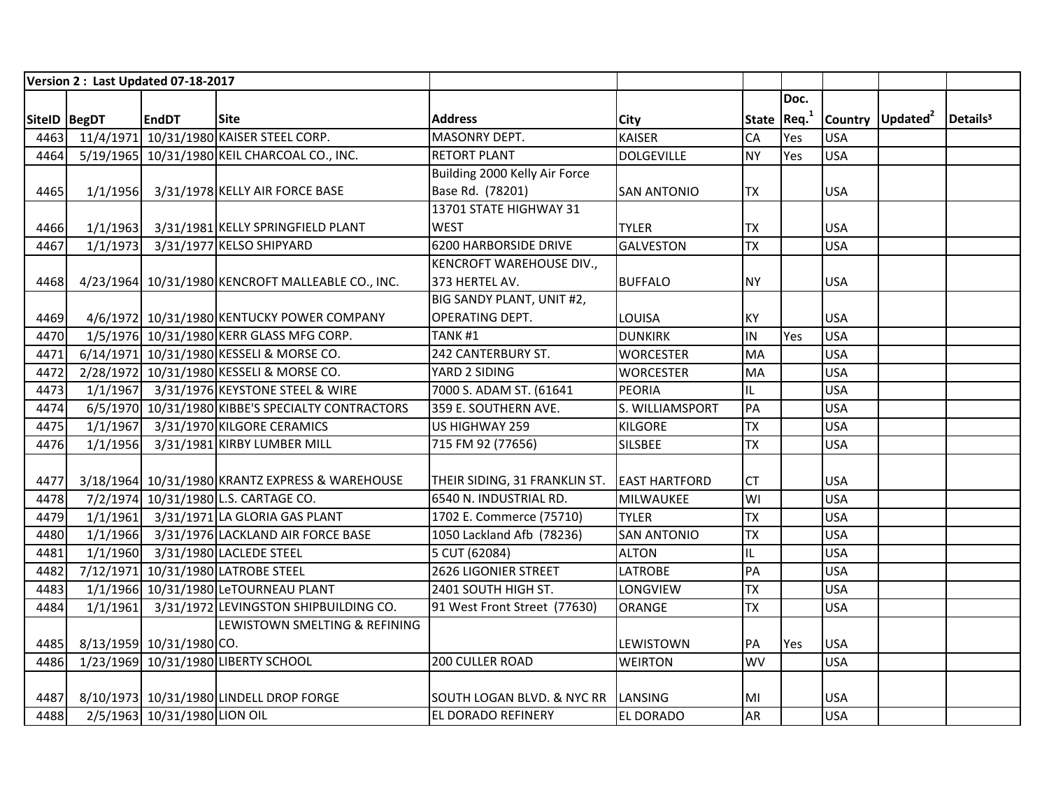| Version 2 : Last Updated 07-18-2017 | | | | | | | | | | |
|---|---|---|---|---|---|---|---|---|---|---|
| SiteID | BegDT | EndDT | Site | Address | City | State | Doc. Req.[1] | Country | Updated[2] | Details[3] |
| 4463 | 11/4/1971 | 10/31/1980 | KAISER STEEL CORP. | MASONRY DEPT. | KAISER | CA | Yes | USA | | |
| 4464 | 5/19/1965 | 10/31/1980 | KEIL CHARCOAL CO., INC. | RETORT PLANT | DOLGEVILLE | NY | Yes | USA | | |
| 4465 | 1/1/1956 | 3/31/1978 | KELLY AIR FORCE BASE | Building 2000 Kelly Air Force Base Rd. (78201) | SAN ANTONIO | TX | | USA | | |
| 4466 | 1/1/1963 | 3/31/1981 | KELLY SPRINGFIELD PLANT | 13701 STATE HIGHWAY 31 WEST | TYLER | TX | | USA | | |
| 4467 | 1/1/1973 | 3/31/1977 | KELSO SHIPYARD | 6200 HARBORSIDE DRIVE | GALVESTON | TX | | USA | | |
| 4468 | 4/23/1964 | 10/31/1980 | KENCROFT MALLEABLE CO., INC. | KENCROFT WAREHOUSE DIV., 373 HERTEL AV. | BUFFALO | NY | | USA | | |
| 4469 | 4/6/1972 | 10/31/1980 | KENTUCKY POWER COMPANY | BIG SANDY PLANT, UNIT #2, OPERATING DEPT. | LOUISA | KY | | USA | | |
| 4470 | 1/5/1976 | 10/31/1980 | KERR GLASS MFG CORP. | TANK #1 | DUNKIRK | IN | Yes | USA | | |
| 4471 | 6/14/1971 | 10/31/1980 | KESSELI & MORSE CO. | 242 CANTERBURY ST. | WORCESTER | MA | | USA | | |
| 4472 | 2/28/1972 | 10/31/1980 | KESSELI & MORSE CO. | YARD 2 SIDING | WORCESTER | MA | | USA | | |
| 4473 | 1/1/1967 | 3/31/1976 | KEYSTONE STEEL & WIRE | 7000 S. ADAM ST. (61641 | PEORIA | IL | | USA | | |
| 4474 | 6/5/1970 | 10/31/1980 | KIBBE'S SPECIALTY CONTRACTORS | 359 E. SOUTHERN AVE. | S. WILLIAMSPORT | PA | | USA | | |
| 4475 | 1/1/1967 | 3/31/1970 | KILGORE CERAMICS | US HIGHWAY 259 | KILGORE | TX | | USA | | |
| 4476 | 1/1/1956 | 3/31/1981 | KIRBY LUMBER MILL | 715 FM 92 (77656) | SILSBEE | TX | | USA | | |
| 4477 | 3/18/1964 | 10/31/1980 | KRANTZ EXPRESS & WAREHOUSE | THEIR SIDING, 31 FRANKLIN ST. | EAST HARTFORD | CT | | USA | | |
| 4478 | 7/2/1974 | 10/31/1980 | L.S. CARTAGE CO. | 6540 N. INDUSTRIAL RD. | MILWAUKEE | WI | | USA | | |
| 4479 | 1/1/1961 | 3/31/1971 | LA GLORIA GAS PLANT | 1702 E. Commerce (75710) | TYLER | TX | | USA | | |
| 4480 | 1/1/1966 | 3/31/1976 | LACKLAND AIR FORCE BASE | 1050 Lackland Afb (78236) | SAN ANTONIO | TX | | USA | | |
| 4481 | 1/1/1960 | 3/31/1980 | LACLEDE STEEL | 5 CUT (62084) | ALTON | IL | | USA | | |
| 4482 | 7/12/1971 | 10/31/1980 | LATROBE STEEL | 2626 LIGONIER STREET | LATROBE | PA | | USA | | |
| 4483 | 1/1/1966 | 10/31/1980 | LeTOURNEAU PLANT | 2401 SOUTH HIGH ST. | LONGVIEW | TX | | USA | | |
| 4484 | 1/1/1961 | 3/31/1972 | LEVINGSTON SHIPBUILDING CO. | 91 West Front Street (77630) | ORANGE | TX | | USA | | |
| 4485 | 8/13/1959 | 10/31/1980 | LEWISTOWN SMELTING & REFINING CO. | | LEWISTOWN | PA | Yes | USA | | |
| 4486 | 1/23/1969 | 10/31/1980 | LIBERTY SCHOOL | 200 CULLER ROAD | WEIRTON | WV | | USA | | |
| 4487 | 8/10/1973 | 10/31/1980 | LINDELL DROP FORGE | SOUTH LOGAN BLVD. & NYC RR | LANSING | MI | | USA | | |
| 4488 | 2/5/1963 | 10/31/1980 | LION OIL | EL DORADO REFINERY | EL DORADO | AR | | USA | | |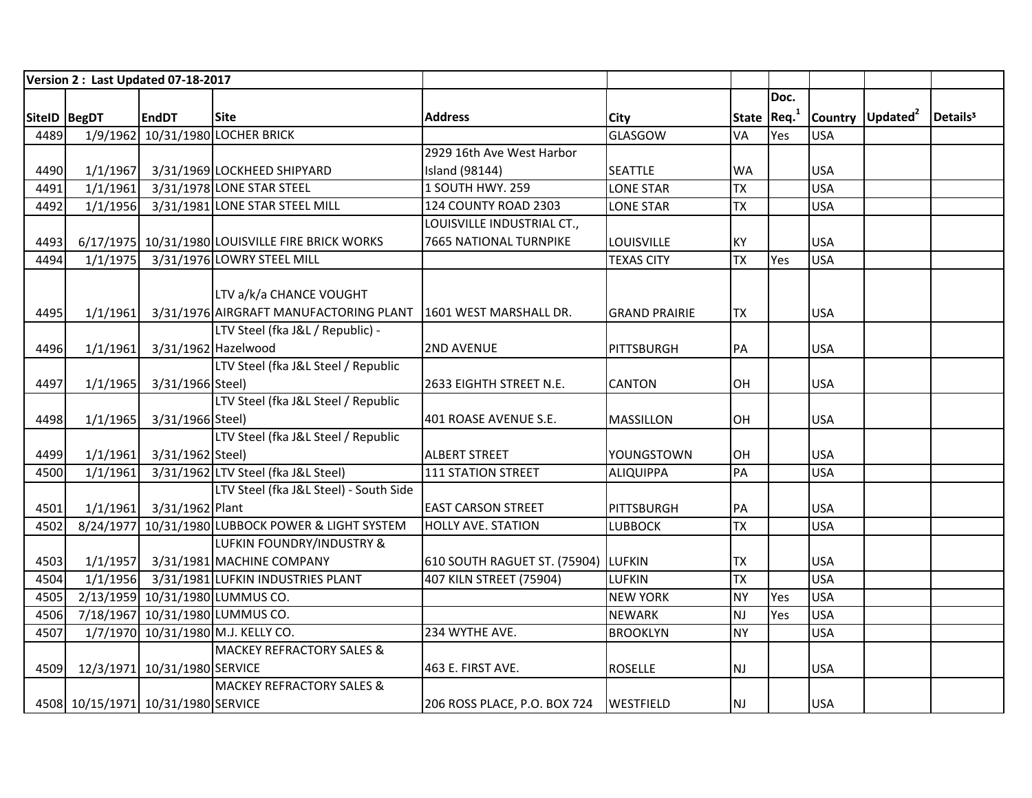| Version 2 : Last Updated 07-18-2017 | | | | | | | | | | |
|---|---|---|---|---|---|---|---|---|---|---|
| SiteID | BegDT | EndDT | Site | Address | City | State | Doc. Req.[1] | Country | Updated[2] | Details³ |
| 4489 | 1/9/1962 | 10/31/1980 | LOCHER BRICK | | GLASGOW | VA | Yes | USA | | |
| 4490 | 1/1/1967 | 3/31/1969 | LOCKHEED SHIPYARD | 2929 16th Ave West Harbor Island (98144) | SEATTLE | WA | | USA | | |
| 4491 | 1/1/1961 | 3/31/1978 | LONE STAR STEEL | 1 SOUTH HWY. 259 | LONE STAR | TX | | USA | | |
| 4492 | 1/1/1956 | 3/31/1981 | LONE STAR STEEL MILL | 124 COUNTY ROAD 2303 | LONE STAR | TX | | USA | | |
| 4493 | 6/17/1975 | 10/31/1980 | LOUISVILLE FIRE BRICK WORKS | LOUISVILLE INDUSTRIAL CT., 7665 NATIONAL TURNPIKE | LOUISVILLE | KY | | USA | | |
| 4494 | 1/1/1975 | 3/31/1976 | LOWRY STEEL MILL | | TEXAS CITY | TX | Yes | USA | | |
| 4495 | 1/1/1961 | 3/31/1976 | LTV a/k/a CHANCE VOUGHT AIRGRAFT MANUFACTORING PLANT | 1601 WEST MARSHALL DR. | GRAND PRAIRIE | TX | | USA | | |
| 4496 | 1/1/1961 | 3/31/1962 | LTV Steel (fka J&L / Republic) - Hazelwood | 2ND AVENUE | PITTSBURGH | PA | | USA | | |
| 4497 | 1/1/1965 | 3/31/1966 | LTV Steel (fka J&L Steel / Republic Steel) | 2633 EIGHTH STREET N.E. | CANTON | OH | | USA | | |
| 4498 | 1/1/1965 | 3/31/1966 | LTV Steel (fka J&L Steel / Republic Steel) | 401 ROASE AVENUE S.E. | MASSILLON | OH | | USA | | |
| 4499 | 1/1/1961 | 3/31/1962 | LTV Steel (fka J&L Steel / Republic Steel) | ALBERT STREET | YOUNGSTOWN | OH | | USA | | |
| 4500 | 1/1/1961 | 3/31/1962 | LTV Steel (fka J&L Steel) | 111 STATION STREET | ALIQUIPPA | PA | | USA | | |
| 4501 | 1/1/1961 | 3/31/1962 | LTV Steel (fka J&L Steel) - South Side Plant | EAST CARSON STREET | PITTSBURGH | PA | | USA | | |
| 4502 | 8/24/1977 | 10/31/1980 | LUBBOCK POWER & LIGHT SYSTEM | HOLLY AVE. STATION | LUBBOCK | TX | | USA | | |
| 4503 | 1/1/1957 | 3/31/1981 | LUFKIN FOUNDRY/INDUSTRY & MACHINE COMPANY | 610 SOUTH RAGUET ST. (75904) | LUFKIN | TX | | USA | | |
| 4504 | 1/1/1956 | 3/31/1981 | LUFKIN INDUSTRIES PLANT | 407 KILN STREET (75904) | LUFKIN | TX | | USA | | |
| 4505 | 2/13/1959 | 10/31/1980 | LUMMUS CO. | | NEW YORK | NY | Yes | USA | | |
| 4506 | 7/18/1967 | 10/31/1980 | LUMMUS CO. | | NEWARK | NJ | Yes | USA | | |
| 4507 | 1/7/1970 | 10/31/1980 | M.J. KELLY CO. | 234 WYTHE AVE. | BROOKLYN | NY | | USA | | |
| 4509 | 12/3/1971 | 10/31/1980 | MACKEY REFRACTORY SALES & SERVICE | 463 E. FIRST AVE. | ROSELLE | NJ | | USA | | |
| 4508 | 10/15/1971 | 10/31/1980 | MACKEY REFRACTORY SALES & SERVICE | 206 ROSS PLACE, P.O. BOX 724 | WESTFIELD | NJ | | USA | | |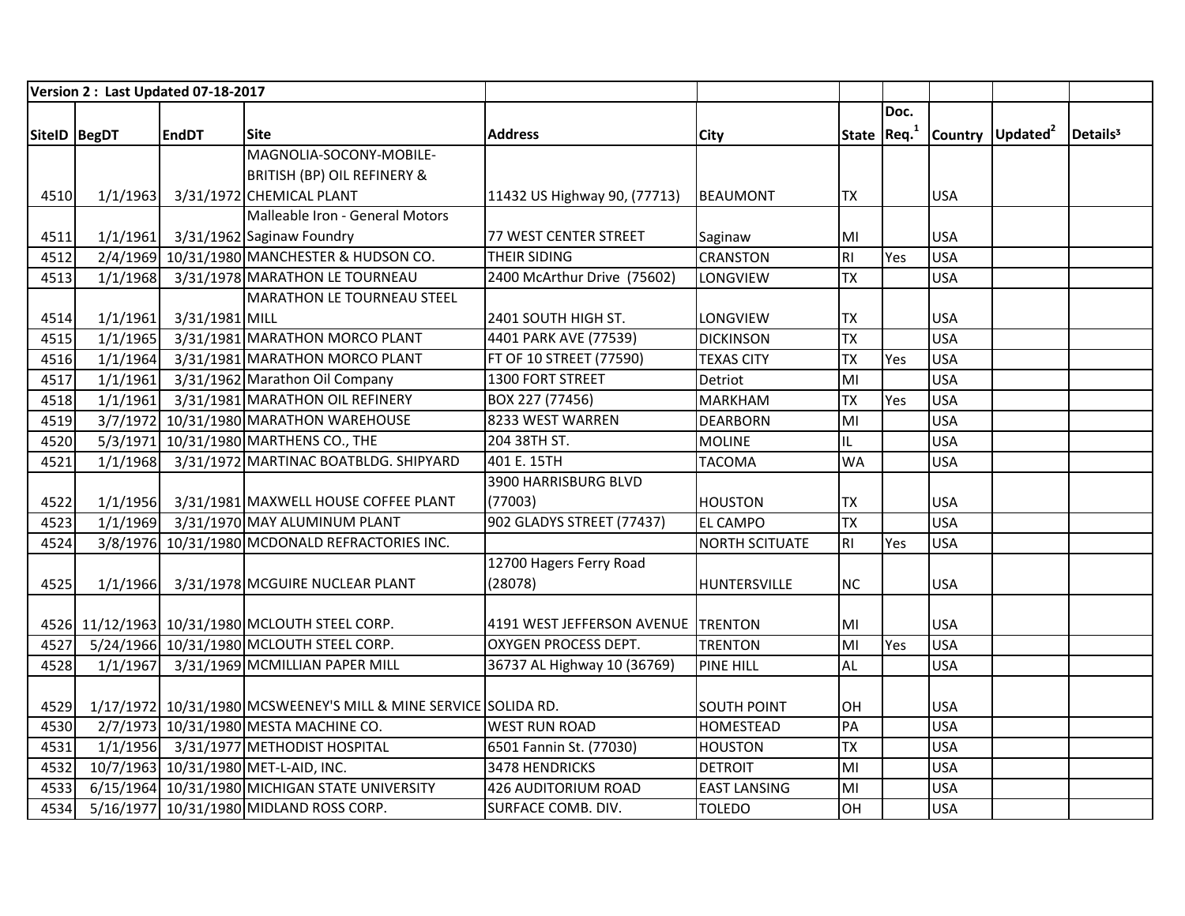| Version 2 : Last Updated 07-18-2017 | | | | | | | | | | |
|---|---|---|---|---|---|---|---|---|---|---|
| SiteID | BegDT | EndDT | Site | Address | City | State | Doc. Req.[1] | Country | Updated[2] | Details[3] |
| 4510 | 1/1/1963 | 3/31/1972 | MAGNOLIA-SOCONY-MOBILE-BRITISH (BP) OIL REFINERY & CHEMICAL PLANT | 11432 US Highway 90, (77713) | BEAUMONT | TX | | USA | | |
| 4511 | 1/1/1961 | 3/31/1962 | Malleable Iron - General Motors Saginaw Foundry | 77 WEST CENTER STREET | Saginaw | MI | | USA | | |
| 4512 | 2/4/1969 | 10/31/1980 | MANCHESTER & HUDSON CO. | THEIR SIDING | CRANSTON | RI | Yes | USA | | |
| 4513 | 1/1/1968 | 3/31/1978 | MARATHON LE TOURNEAU | 2400 McArthur Drive (75602) | LONGVIEW | TX | | USA | | |
| 4514 | 1/1/1961 | 3/31/1981 | MARATHON LE TOURNEAU STEEL MILL | 2401 SOUTH HIGH ST. | LONGVIEW | TX | | USA | | |
| 4515 | 1/1/1965 | 3/31/1981 | MARATHON MORCO PLANT | 4401 PARK AVE (77539) | DICKINSON | TX | | USA | | |
| 4516 | 1/1/1964 | 3/31/1981 | MARATHON MORCO PLANT | FT OF 10 STREET (77590) | TEXAS CITY | TX | Yes | USA | | |
| 4517 | 1/1/1961 | 3/31/1962 | Marathon Oil Company | 1300 FORT STREET | Detriot | MI | | USA | | |
| 4518 | 1/1/1961 | 3/31/1981 | MARATHON OIL REFINERY | BOX 227 (77456) | MARKHAM | TX | Yes | USA | | |
| 4519 | 3/7/1972 | 10/31/1980 | MARATHON WAREHOUSE | 8233 WEST WARREN | DEARBORN | MI | | USA | | |
| 4520 | 5/3/1971 | 10/31/1980 | MARTHENS CO., THE | 204 38TH ST. | MOLINE | IL | | USA | | |
| 4521 | 1/1/1968 | 3/31/1972 | MARTINAC BOATBLDG. SHIPYARD | 401 E. 15TH | TACOMA | WA | | USA | | |
| 4522 | 1/1/1956 | 3/31/1981 | MAXWELL HOUSE COFFEE PLANT | 3900 HARRISBURG BLVD (77003) | HOUSTON | TX | | USA | | |
| 4523 | 1/1/1969 | 3/31/1970 | MAY ALUMINUM PLANT | 902 GLADYS STREET (77437) | EL CAMPO | TX | | USA | | |
| 4524 | 3/8/1976 | 10/31/1980 | MCDONALD REFRACTORIES INC. | | NORTH SCITUATE | RI | Yes | USA | | |
| 4525 | 1/1/1966 | 3/31/1978 | MCGUIRE NUCLEAR PLANT | 12700 Hagers Ferry Road (28078) | HUNTERSVILLE | NC | | USA | | |
| 4526 | 11/12/1963 | 10/31/1980 | MCLOUTH STEEL CORP. | 4191 WEST JEFFERSON AVENUE | TRENTON | MI | | USA | | |
| 4527 | 5/24/1966 | 10/31/1980 | MCLOUTH STEEL CORP. | OXYGEN PROCESS DEPT. | TRENTON | MI | Yes | USA | | |
| 4528 | 1/1/1967 | 3/31/1969 | MCMILLIAN PAPER MILL | 36737 AL Highway 10 (36769) | PINE HILL | AL | | USA | | |
| 4529 | 1/17/1972 | 10/31/1980 | MCSWEENEY'S MILL & MINE SERVICE | SOLIDA RD. | SOUTH POINT | OH | | USA | | |
| 4530 | 2/7/1973 | 10/31/1980 | MESTA MACHINE CO. | WEST RUN ROAD | HOMESTEAD | PA | | USA | | |
| 4531 | 1/1/1956 | 3/31/1977 | METHODIST HOSPITAL | 6501 Fannin St. (77030) | HOUSTON | TX | | USA | | |
| 4532 | 10/7/1963 | 10/31/1980 | MET-L-AID, INC. | 3478 HENDRICKS | DETROIT | MI | | USA | | |
| 4533 | 6/15/1964 | 10/31/1980 | MICHIGAN STATE UNIVERSITY | 426 AUDITORIUM ROAD | EAST LANSING | MI | | USA | | |
| 4534 | 5/16/1977 | 10/31/1980 | MIDLAND ROSS CORP. | SURFACE COMB. DIV. | TOLEDO | OH | | USA | | |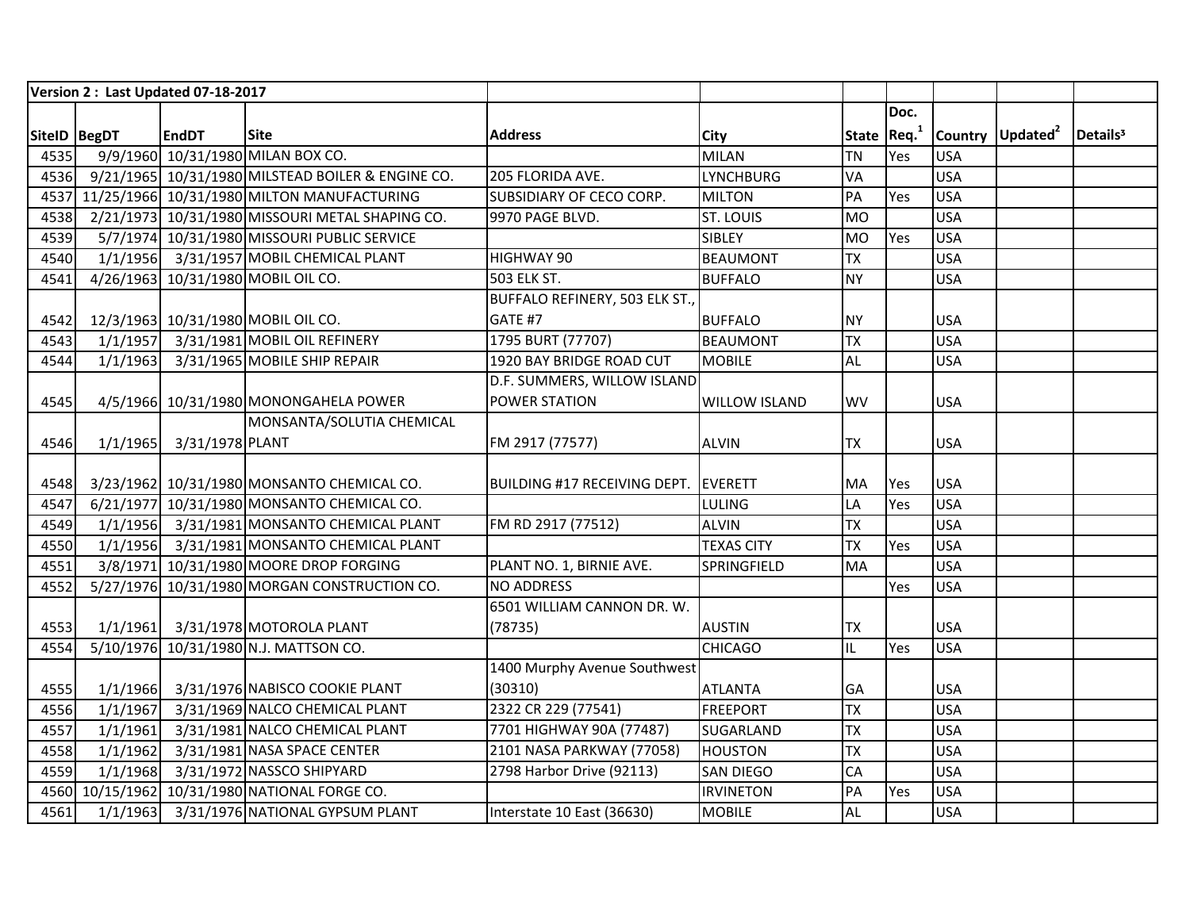| Version 2 : Last Updated 07-18-2017 | | | | | | | | | | |
|---|---|---|---|---|---|---|---|---|---|---|
| SiteID | BegDT | EndDT | Site | Address | City | State | Doc. Req.[1] | Country | Updated[2] | Details[3] |
| 4535 | 9/9/1960 | 10/31/1980 | MILAN BOX CO. | | MILAN | TN | Yes | USA | | |
| 4536 | 9/21/1965 | 10/31/1980 | MILSTEAD BOILER & ENGINE CO. | 205 FLORIDA AVE. | LYNCHBURG | VA | | USA | | |
| 4537 | 11/25/1966 | 10/31/1980 | MILTON MANUFACTURING | SUBSIDIARY OF CECO CORP. | MILTON | PA | Yes | USA | | |
| 4538 | 2/21/1973 | 10/31/1980 | MISSOURI METAL SHAPING CO. | 9970 PAGE BLVD. | ST. LOUIS | MO | | USA | | |
| 4539 | 5/7/1974 | 10/31/1980 | MISSOURI PUBLIC SERVICE | | SIBLEY | MO | Yes | USA | | |
| 4540 | 1/1/1956 | 3/31/1957 | MOBIL CHEMICAL PLANT | HIGHWAY 90 | BEAUMONT | TX | | USA | | |
| 4541 | 4/26/1963 | 10/31/1980 | MOBIL OIL CO. | 503 ELK ST. | BUFFALO | NY | | USA | | |
| 4542 | 12/3/1963 | 10/31/1980 | MOBIL OIL CO. | BUFFALO REFINERY, 503 ELK ST., GATE #7 | BUFFALO | NY | | USA | | |
| 4543 | 1/1/1957 | 3/31/1981 | MOBIL OIL REFINERY | 1795 BURT (77707) | BEAUMONT | TX | | USA | | |
| 4544 | 1/1/1963 | 3/31/1965 | MOBILE SHIP REPAIR | 1920 BAY BRIDGE ROAD CUT | MOBILE | AL | | USA | | |
| 4545 | 4/5/1966 | 10/31/1980 | MONONGAHELA POWER | D.F. SUMMERS, WILLOW ISLAND POWER STATION | WILLOW ISLAND | WV | | USA | | |
| 4546 | 1/1/1965 | 3/31/1978 | MONSANTA/SOLUTIA CHEMICAL PLANT | FM 2917 (77577) | ALVIN | TX | | USA | | |
| 4548 | 3/23/1962 | 10/31/1980 | MONSANTO CHEMICAL CO. | BUILDING #17 RECEIVING DEPT. | EVERETT | MA | Yes | USA | | |
| 4547 | 6/21/1977 | 10/31/1980 | MONSANTO CHEMICAL CO. | | LULING | LA | Yes | USA | | |
| 4549 | 1/1/1956 | 3/31/1981 | MONSANTO CHEMICAL PLANT | FM RD 2917 (77512) | ALVIN | TX | | USA | | |
| 4550 | 1/1/1956 | 3/31/1981 | MONSANTO CHEMICAL PLANT | | TEXAS CITY | TX | Yes | USA | | |
| 4551 | 3/8/1971 | 10/31/1980 | MOORE DROP FORGING | PLANT NO. 1, BIRNIE AVE. | SPRINGFIELD | MA | | USA | | |
| 4552 | 5/27/1976 | 10/31/1980 | MORGAN CONSTRUCTION CO. | NO ADDRESS | | | Yes | USA | | |
| 4553 | 1/1/1961 | 3/31/1978 | MOTOROLA PLANT | 6501 WILLIAM CANNON DR. W. (78735) | AUSTIN | TX | | USA | | |
| 4554 | 5/10/1976 | 10/31/1980 | N.J. MATTSON CO. | | CHICAGO | IL | Yes | USA | | |
| 4555 | 1/1/1966 | 3/31/1976 | NABISCO COOKIE PLANT | 1400 Murphy Avenue Southwest (30310) | ATLANTA | GA | | USA | | |
| 4556 | 1/1/1967 | 3/31/1969 | NALCO CHEMICAL PLANT | 2322 CR 229 (77541) | FREEPORT | TX | | USA | | |
| 4557 | 1/1/1961 | 3/31/1981 | NALCO CHEMICAL PLANT | 7701 HIGHWAY 90A (77487) | SUGARLAND | TX | | USA | | |
| 4558 | 1/1/1962 | 3/31/1981 | NASA SPACE CENTER | 2101 NASA PARKWAY (77058) | HOUSTON | TX | | USA | | |
| 4559 | 1/1/1968 | 3/31/1972 | NASSCO SHIPYARD | 2798 Harbor Drive (92113) | SAN DIEGO | CA | | USA | | |
| 4560 | 10/15/1962 | 10/31/1980 | NATIONAL FORGE CO. | | IRVINETON | PA | Yes | USA | | |
| 4561 | 1/1/1963 | 3/31/1976 | NATIONAL GYPSUM PLANT | Interstate 10 East (36630) | MOBILE | AL | | USA | | |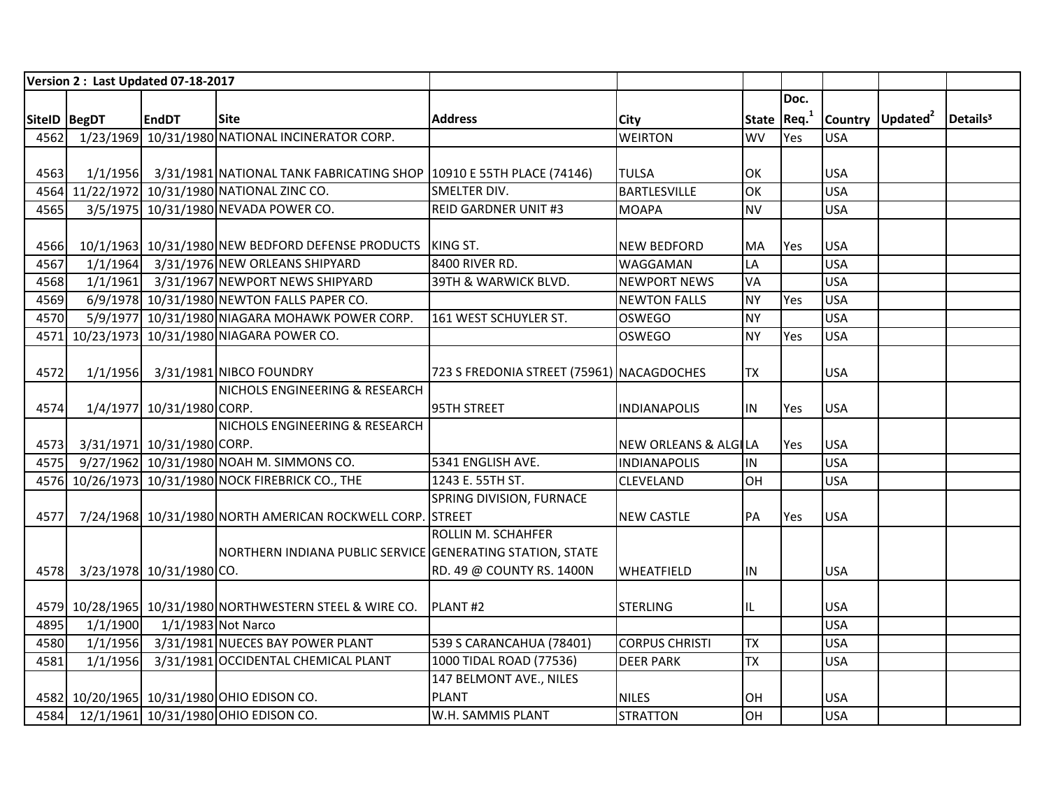| Version 2 : Last Updated 07-18-2017 | | | | | | | | | | |
|---|---|---|---|---|---|---|---|---|---|---|
| SiteID | BegDT | EndDT | Site | Address | City | State | Doc. Req.[1] | Country | Updated[2] | Details[3] |
| 4562 | 1/23/1969 | 10/31/1980 | NATIONAL INCINERATOR CORP. | | WEIRTON | WV | Yes | USA | | |
| 4563 | 1/1/1956 | 3/31/1981 | NATIONAL TANK FABRICATING SHOP | 10910 E 55TH PLACE (74146) | TULSA | OK | | USA | | |
| 4564 | 11/22/1972 | 10/31/1980 | NATIONAL ZINC CO. | SMELTER DIV. | BARTLESVILLE | OK | | USA | | |
| 4565 | 3/5/1975 | 10/31/1980 | NEVADA POWER CO. | REID GARDNER UNIT #3 | MOAPA | NV | | USA | | |
| 4566 | 10/1/1963 | 10/31/1980 | NEW BEDFORD DEFENSE PRODUCTS | KING ST. | NEW BEDFORD | MA | Yes | USA | | |
| 4567 | 1/1/1964 | 3/31/1976 | NEW ORLEANS SHIPYARD | 8400 RIVER RD. | WAGGAMAN | LA | | USA | | |
| 4568 | 1/1/1961 | 3/31/1967 | NEWPORT NEWS SHIPYARD | 39TH & WARWICK BLVD. | NEWPORT NEWS | VA | | USA | | |
| 4569 | 6/9/1978 | 10/31/1980 | NEWTON FALLS PAPER CO. | | NEWTON FALLS | NY | Yes | USA | | |
| 4570 | 5/9/1977 | 10/31/1980 | NIAGARA MOHAWK POWER CORP. | 161 WEST SCHUYLER ST. | OSWEGO | NY | | USA | | |
| 4571 | 10/23/1973 | 10/31/1980 | NIAGARA POWER CO. | | OSWEGO | NY | Yes | USA | | |
| 4572 | 1/1/1956 | 3/31/1981 | NIBCO FOUNDRY | 723 S FREDONIA STREET (75961) | NACAGDOCHES | TX | | USA | | |
| 4574 | 1/4/1977 | 10/31/1980 | NICHOLS ENGINEERING & RESEARCH CORP. | 95TH STREET | INDIANAPOLIS | IN | Yes | USA | | |
| 4573 | 3/31/1971 | 10/31/1980 | NICHOLS ENGINEERING & RESEARCH CORP. | | NEW ORLEANS & ALGI | LA | Yes | USA | | |
| 4575 | 9/27/1962 | 10/31/1980 | NOAH M. SIMMONS CO. | 5341 ENGLISH AVE. | INDIANAPOLIS | IN | | USA | | |
| 4576 | 10/26/1973 | 10/31/1980 | NOCK FIREBRICK CO., THE | 1243 E. 55TH ST. | CLEVELAND | OH | | USA | | |
| 4577 | 7/24/1968 | 10/31/1980 | NORTH AMERICAN ROCKWELL CORP. | SPRING DIVISION, FURNACE STREET | NEW CASTLE | PA | Yes | USA | | |
| 4578 | 3/23/1978 | 10/31/1980 | NORTHERN INDIANA PUBLIC SERVICE CO. | ROLLIN M. SCHAHFER GENERATING STATION, STATE RD. 49 @ COUNTY RS. 1400N | WHEATFIELD | IN | | USA | | |
| 4579 | 10/28/1965 | 10/31/1980 | NORTHWESTERN STEEL & WIRE CO. | PLANT #2 | STERLING | IL | | USA | | |
| 4895 | 1/1/1900 | 1/1/1983 | Not Narco | | | | | USA | | |
| 4580 | 1/1/1956 | 3/31/1981 | NUECES BAY POWER PLANT | 539 S CARANCAHUA (78401) | CORPUS CHRISTI | TX | | USA | | |
| 4581 | 1/1/1956 | 3/31/1981 | OCCIDENTAL CHEMICAL PLANT | 1000 TIDAL ROAD (77536) | DEER PARK | TX | | USA | | |
| 4582 | 10/20/1965 | 10/31/1980 | OHIO EDISON CO. | 147 BELMONT AVE., NILES PLANT | NILES | OH | | USA | | |
| 4584 | 12/1/1961 | 10/31/1980 | OHIO EDISON CO. | W.H. SAMMIS PLANT | STRATTON | OH | | USA | | |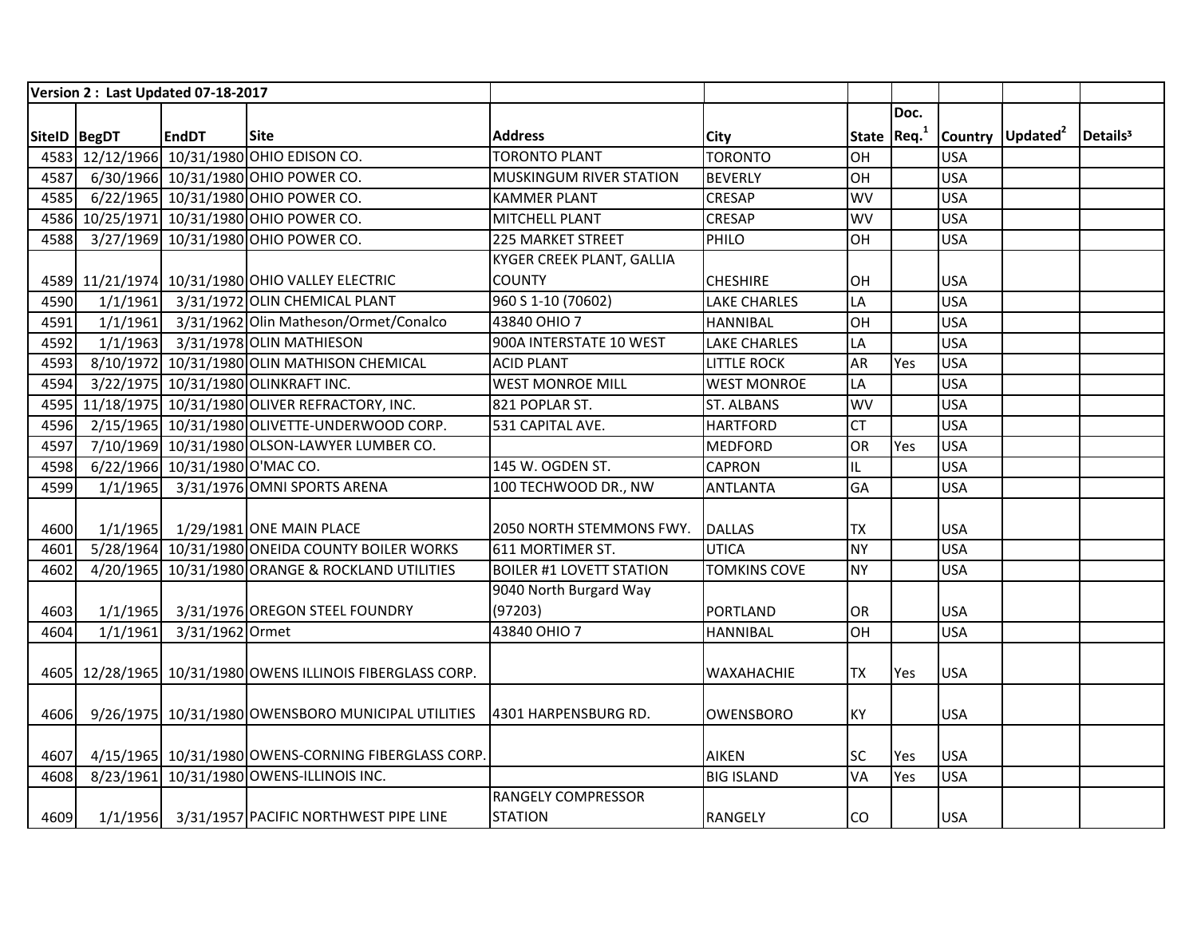| Version 2 : Last Updated 07-18-2017 | | | | | | | | | | |
|---|---|---|---|---|---|---|---|---|---|---|
| SiteID | BegDT | EndDT | Site | Address | City | State | Doc. Req.[1] | Country | Updated[2] | Details³ |
| 4583 | 12/12/1966 | 10/31/1980 | OHIO EDISON CO. | TORONTO PLANT | TORONTO | OH | | USA | | |
| 4587 | 6/30/1966 | 10/31/1980 | OHIO POWER CO. | MUSKINGUM RIVER STATION | BEVERLY | OH | | USA | | |
| 4585 | 6/22/1965 | 10/31/1980 | OHIO POWER CO. | KAMMER PLANT | CRESAP | WV | | USA | | |
| 4586 | 10/25/1971 | 10/31/1980 | OHIO POWER CO. | MITCHELL PLANT | CRESAP | WV | | USA | | |
| 4588 | 3/27/1969 | 10/31/1980 | OHIO POWER CO. | 225 MARKET STREET | PHILO | OH | | USA | | |
| 4589 | 11/21/1974 | 10/31/1980 | OHIO VALLEY ELECTRIC | KYGER CREEK PLANT, GALLIA COUNTY | CHESHIRE | OH | | USA | | |
| 4590 | 1/1/1961 | 3/31/1972 | OLIN CHEMICAL PLANT | 960 S 1-10 (70602) | LAKE CHARLES | LA | | USA | | |
| 4591 | 1/1/1961 | 3/31/1962 | Olin Matheson/Ormet/Conalco | 43840 OHIO 7 | HANNIBAL | OH | | USA | | |
| 4592 | 1/1/1963 | 3/31/1978 | OLIN MATHIESON | 900A INTERSTATE 10 WEST | LAKE CHARLES | LA | | USA | | |
| 4593 | 8/10/1972 | 10/31/1980 | OLIN MATHISON CHEMICAL | ACID PLANT | LITTLE ROCK | AR | Yes | USA | | |
| 4594 | 3/22/1975 | 10/31/1980 | OLINKRAFT INC. | WEST MONROE MILL | WEST MONROE | LA | | USA | | |
| 4595 | 11/18/1975 | 10/31/1980 | OLIVER REFRACTORY, INC. | 821 POPLAR ST. | ST. ALBANS | WV | | USA | | |
| 4596 | 2/15/1965 | 10/31/1980 | OLIVETTE-UNDERWOOD CORP. | 531 CAPITAL AVE. | HARTFORD | CT | | USA | | |
| 4597 | 7/10/1969 | 10/31/1980 | OLSON-LAWYER LUMBER CO. | | MEDFORD | OR | Yes | USA | | |
| 4598 | 6/22/1966 | 10/31/1980 | O'MAC CO. | 145 W. OGDEN ST. | CAPRON | IL | | USA | | |
| 4599 | 1/1/1965 | 3/31/1976 | OMNI SPORTS ARENA | 100 TECHWOOD DR., NW | ANTLANTA | GA | | USA | | |
| 4600 | 1/1/1965 | 1/29/1981 | ONE MAIN PLACE | 2050 NORTH STEMMONS FWY. | DALLAS | TX | | USA | | |
| 4601 | 5/28/1964 | 10/31/1980 | ONEIDA COUNTY BOILER WORKS | 611 MORTIMER ST. | UTICA | NY | | USA | | |
| 4602 | 4/20/1965 | 10/31/1980 | ORANGE & ROCKLAND UTILITIES | BOILER #1 LOVETT STATION | TOMKINS COVE | NY | | USA | | |
| 4603 | 1/1/1965 | 3/31/1976 | OREGON STEEL FOUNDRY | 9040 North Burgard Way (97203) | PORTLAND | OR | | USA | | |
| 4604 | 1/1/1961 | 3/31/1962 | Ormet | 43840 OHIO 7 | HANNIBAL | OH | | USA | | |
| 4605 | 12/28/1965 | 10/31/1980 | OWENS ILLINOIS FIBERGLASS CORP. | | WAXAHACHIE | TX | Yes | USA | | |
| 4606 | 9/26/1975 | 10/31/1980 | OWENSBORO MUNICIPAL UTILITIES | 4301 HARPENSBURG RD. | OWENSBORO | KY | | USA | | |
| 4607 | 4/15/1965 | 10/31/1980 | OWENS-CORNING FIBERGLASS CORP. | | AIKEN | SC | Yes | USA | | |
| 4608 | 8/23/1961 | 10/31/1980 | OWENS-ILLINOIS INC. | | BIG ISLAND | VA | Yes | USA | | |
| 4609 | 1/1/1956 | 3/31/1957 | PACIFIC NORTHWEST PIPE LINE | RANGELY COMPRESSOR STATION | RANGELY | CO | | USA | | |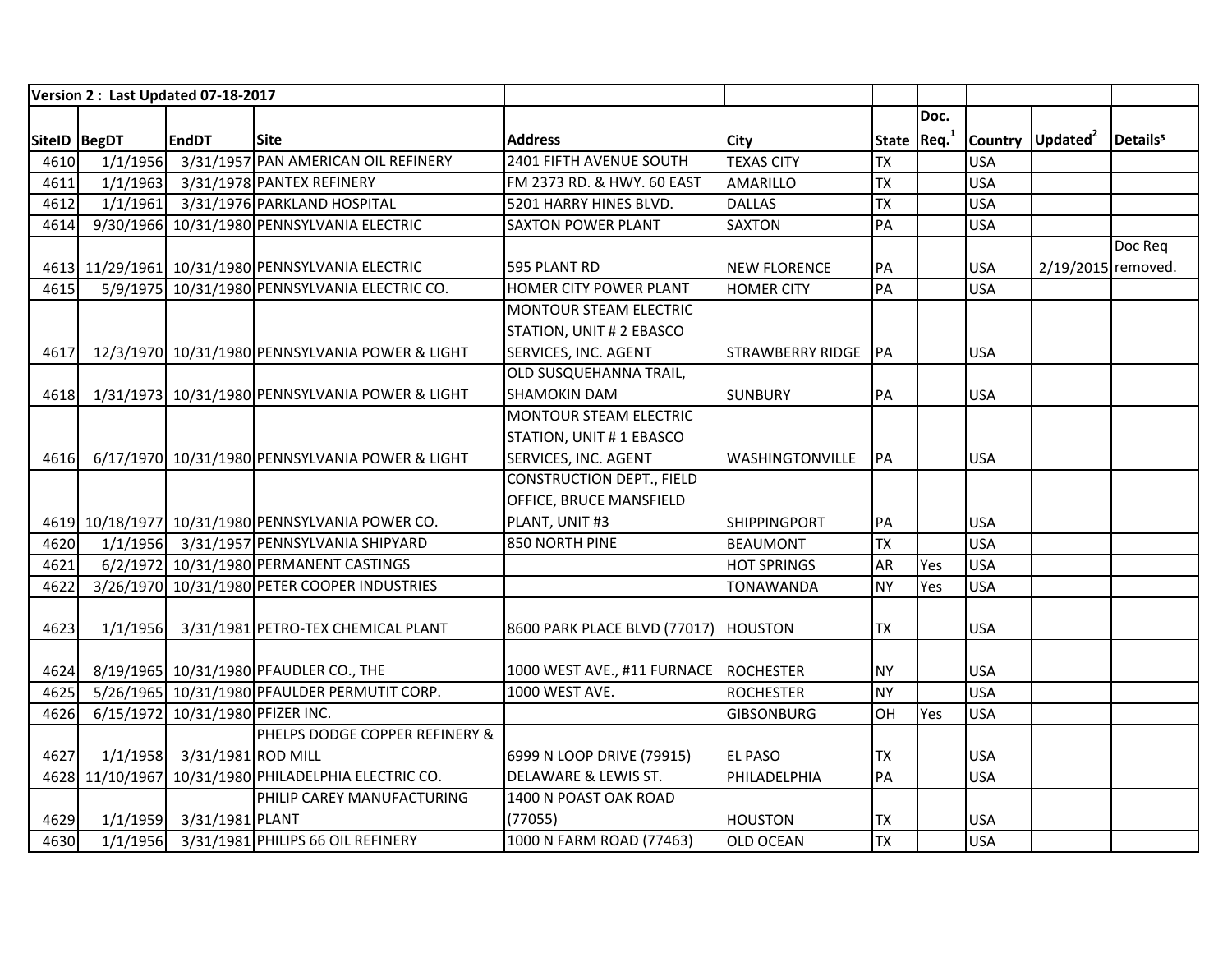| Version 2 : Last Updated 07-18-2017 | | | | | | | | | | |
|---|---|---|---|---|---|---|---|---|---|---|
| SiteID | BegDT | EndDT | Site | Address | City | State | Doc. Req.[1] | Country | Updated[2] | Details³ |
| 4610 | 1/1/1956 | 3/31/1957 | PAN AMERICAN OIL REFINERY | 2401 FIFTH AVENUE SOUTH | TEXAS CITY | TX | | USA | | |
| 4611 | 1/1/1963 | 3/31/1978 | PANTEX REFINERY | FM 2373 RD. & HWY. 60 EAST | AMARILLO | TX | | USA | | |
| 4612 | 1/1/1961 | 3/31/1976 | PARKLAND HOSPITAL | 5201 HARRY HINES BLVD. | DALLAS | TX | | USA | | |
| 4614 | 9/30/1966 | 10/31/1980 | PENNSYLVANIA ELECTRIC | SAXTON POWER PLANT | SAXTON | PA | | USA | | |
| 4613 | 11/29/1961 | 10/31/1980 | PENNSYLVANIA ELECTRIC | 595 PLANT RD | NEW FLORENCE | PA | | USA | 2/19/2015 | Doc Req removed. |
| 4615 | 5/9/1975 | 10/31/1980 | PENNSYLVANIA ELECTRIC CO. | HOMER CITY POWER PLANT | HOMER CITY | PA | | USA | | |
| 4617 | 12/3/1970 | 10/31/1980 | PENNSYLVANIA POWER & LIGHT | MONTOUR STEAM ELECTRIC STATION, UNIT # 2 EBASCO SERVICES, INC. AGENT | STRAWBERRY RIDGE | PA | | USA | | |
| 4618 | 1/31/1973 | 10/31/1980 | PENNSYLVANIA POWER & LIGHT | OLD SUSQUEHANNA TRAIL, SHAMOKIN DAM | SUNBURY | PA | | USA | | |
| 4616 | 6/17/1970 | 10/31/1980 | PENNSYLVANIA POWER & LIGHT | MONTOUR STEAM ELECTRIC STATION, UNIT # 1 EBASCO SERVICES, INC. AGENT | WASHINGTONVILLE | PA | | USA | | |
| 4619 | 10/18/1977 | 10/31/1980 | PENNSYLVANIA POWER CO. | CONSTRUCTION DEPT., FIELD OFFICE, BRUCE MANSFIELD PLANT, UNIT #3 | SHIPPINGPORT | PA | | USA | | |
| 4620 | 1/1/1956 | 3/31/1957 | PENNSYLVANIA SHIPYARD | 850 NORTH PINE | BEAUMONT | TX | | USA | | |
| 4621 | 6/2/1972 | 10/31/1980 | PERMANENT CASTINGS | | HOT SPRINGS | AR | Yes | USA | | |
| 4622 | 3/26/1970 | 10/31/1980 | PETER COOPER INDUSTRIES | | TONAWANDA | NY | Yes | USA | | |
| 4623 | 1/1/1956 | 3/31/1981 | PETRO-TEX CHEMICAL PLANT | 8600 PARK PLACE BLVD (77017) | HOUSTON | TX | | USA | | |
| 4624 | 8/19/1965 | 10/31/1980 | PFAUDLER CO., THE | 1000 WEST AVE., #11 FURNACE | ROCHESTER | NY | | USA | | |
| 4625 | 5/26/1965 | 10/31/1980 | PFAULDER PERMUTIT CORP. | 1000 WEST AVE. | ROCHESTER | NY | | USA | | |
| 4626 | 6/15/1972 | 10/31/1980 | PFIZER INC. | | GIBSONBURG | OH | Yes | USA | | |
| 4627 | 1/1/1958 | 3/31/1981 | PHELPS DODGE COPPER REFINERY & ROD MILL | 6999 N LOOP DRIVE (79915) | EL PASO | TX | | USA | | |
| 4628 | 11/10/1967 | 10/31/1980 | PHILADELPHIA ELECTRIC CO. | DELAWARE & LEWIS ST. | PHILADELPHIA | PA | | USA | | |
| 4629 | 1/1/1959 | 3/31/1981 | PHILIP CAREY MANUFACTURING PLANT | 1400 N POAST OAK ROAD (77055) | HOUSTON | TX | | USA | | |
| 4630 | 1/1/1956 | 3/31/1981 | PHILIPS 66 OIL REFINERY | 1000 N FARM ROAD (77463) | OLD OCEAN | TX | | USA | | |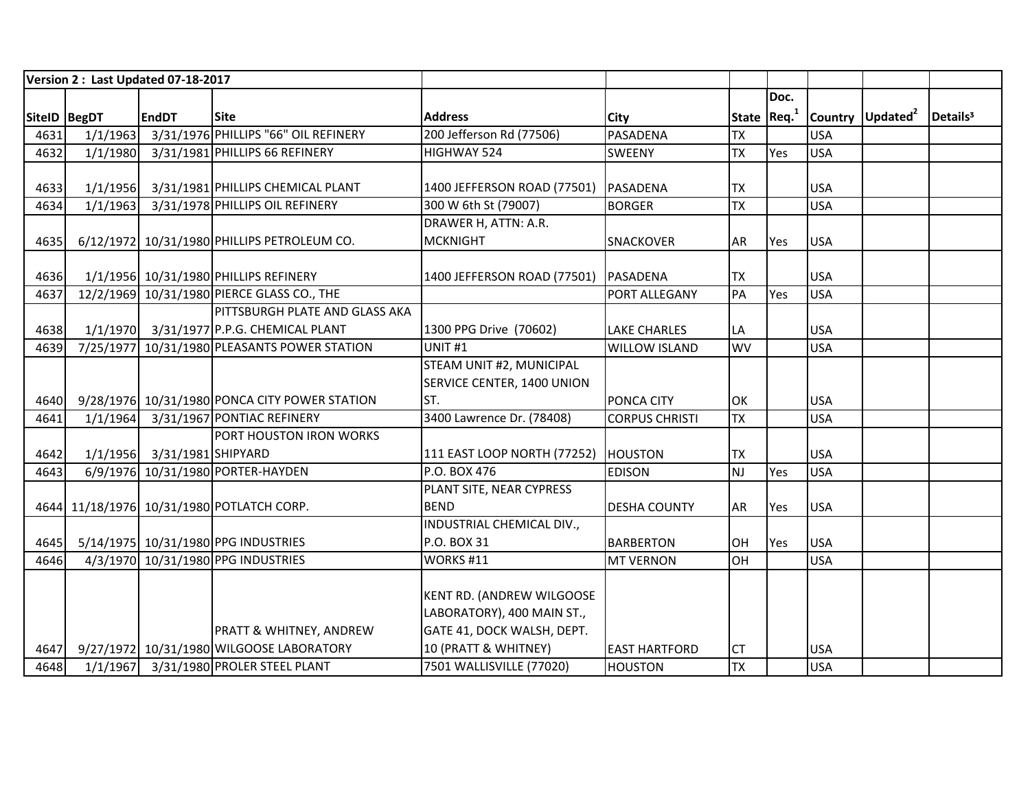| Version 2 : Last Updated 07-18-2017 | | | | | | | | | | |
|---|---|---|---|---|---|---|---|---|---|---|
| SiteID | BegDT | EndDT | Site | Address | City | State | Doc. Req.[1] | Country | Updated[2] | Details[3] |
| 4631 | 1/1/1963 | 3/31/1976 | PHILLIPS "66" OIL REFINERY | 200 Jefferson Rd (77506) | PASADENA | TX | | USA | | |
| 4632 | 1/1/1980 | 3/31/1981 | PHILLIPS 66 REFINERY | HIGHWAY 524 | SWEENY | TX | Yes | USA | | |
| 4633 | 1/1/1956 | 3/31/1981 | PHILLIPS CHEMICAL PLANT | 1400 JEFFERSON ROAD (77501) | PASADENA | TX | | USA | | |
| 4634 | 1/1/1963 | 3/31/1978 | PHILLIPS OIL REFINERY | 300 W 6th St (79007) | BORGER | TX | | USA | | |
| 4635 | 6/12/1972 | 10/31/1980 | PHILLIPS PETROLEUM CO. | DRAWER H, ATTN: A.R. MCKNIGHT | SNACKOVER | AR | Yes | USA | | |
| 4636 | 1/1/1956 | 10/31/1980 | PHILLIPS REFINERY | 1400 JEFFERSON ROAD (77501) | PASADENA | TX | | USA | | |
| 4637 | 12/2/1969 | 10/31/1980 | PIERCE GLASS CO., THE | | PORT ALLEGANY | PA | Yes | USA | | |
| 4638 | 1/1/1970 | 3/31/1977 | PITTSBURGH PLATE AND GLASS AKA P.P.G. CHEMICAL PLANT | 1300 PPG Drive (70602) | LAKE CHARLES | LA | | USA | | |
| 4639 | 7/25/1977 | 10/31/1980 | PLEASANTS POWER STATION | UNIT #1 | WILLOW ISLAND | WV | | USA | | |
| 4640 | 9/28/1976 | 10/31/1980 | PONCA CITY POWER STATION | STEAM UNIT #2, MUNICIPAL SERVICE CENTER, 1400 UNION ST. | PONCA CITY | OK | | USA | | |
| 4641 | 1/1/1964 | 3/31/1967 | PONTIAC REFINERY | 3400 Lawrence Dr. (78408) | CORPUS CHRISTI | TX | | USA | | |
| 4642 | 1/1/1956 | 3/31/1981 | PORT HOUSTON IRON WORKS SHIPYARD | 111 EAST LOOP NORTH (77252) | HOUSTON | TX | | USA | | |
| 4643 | 6/9/1976 | 10/31/1980 | PORTER-HAYDEN | P.O. BOX 476 | EDISON | NJ | Yes | USA | | |
| 4644 | 11/18/1976 | 10/31/1980 | POTLATCH CORP. | PLANT SITE, NEAR CYPRESS BEND | DESHA COUNTY | AR | Yes | USA | | |
| 4645 | 5/14/1975 | 10/31/1980 | PPG INDUSTRIES | INDUSTRIAL CHEMICAL DIV., P.O. BOX 31 | BARBERTON | OH | Yes | USA | | |
| 4646 | 4/3/1970 | 10/31/1980 | PPG INDUSTRIES | WORKS #11 | MT VERNON | OH | | USA | | |
| 4647 | 9/27/1972 | 10/31/1980 | PRATT & WHITNEY, ANDREW WILGOOSE LABORATORY | KENT RD. (ANDREW WILGOOSE LABORATORY), 400 MAIN ST., GATE 41, DOCK WALSH, DEPT. 10 (PRATT & WHITNEY) | EAST HARTFORD | CT | | USA | | |
| 4648 | 1/1/1967 | 3/31/1980 | PROLER STEEL PLANT | 7501 WALLISVILLE (77020) | HOUSTON | TX | | USA | | |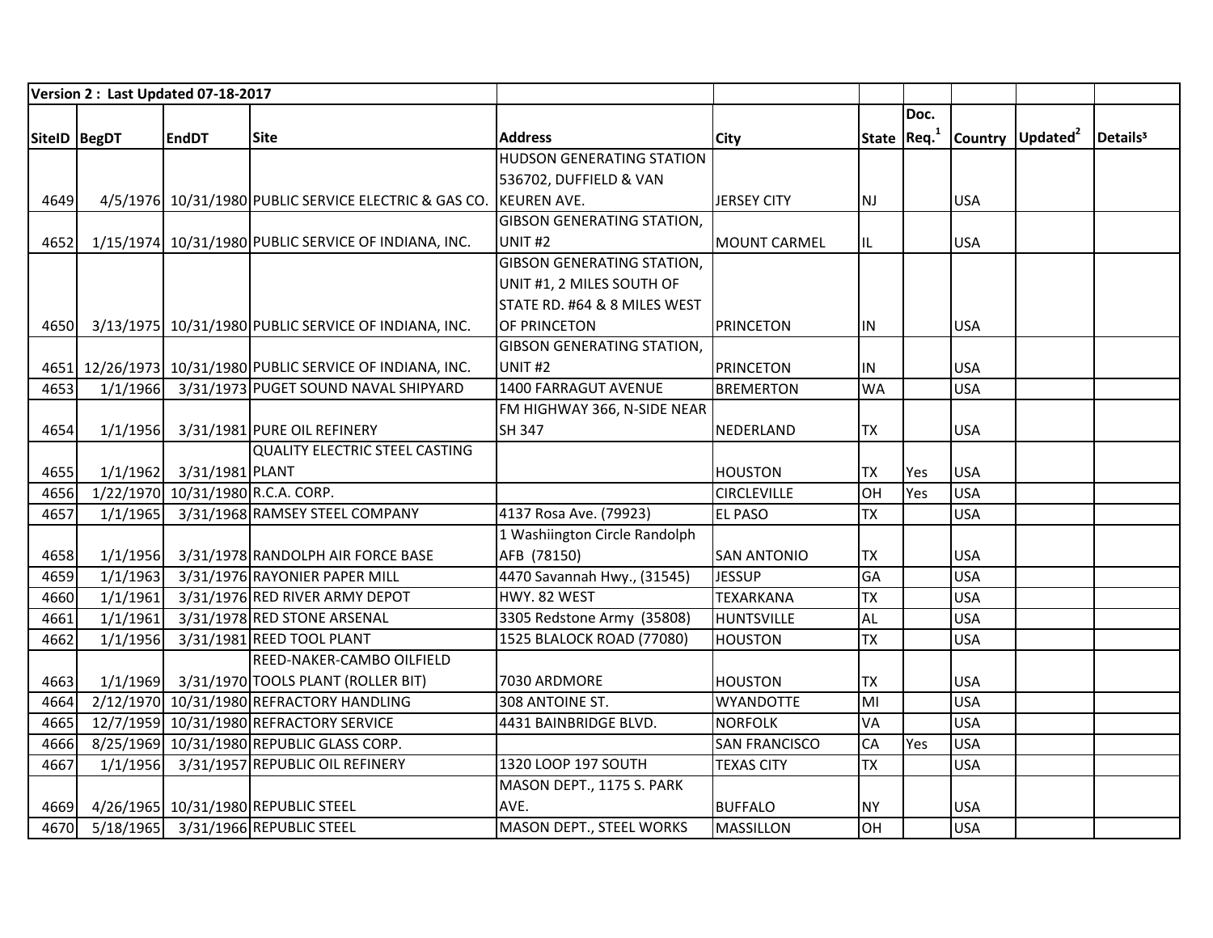| Version 2 : Last Updated 07-18-2017 | | | | | | | | | | |
|---|---|---|---|---|---|---|---|---|---|---|
| SiteID | BegDT | EndDT | Site | Address | City | State | Doc. Req.[1] | Country | Updated[2] | Details³ |
| 4649 | 4/5/1976 | 10/31/1980 | PUBLIC SERVICE ELECTRIC & GAS CO. | HUDSON GENERATING STATION 536702, DUFFIELD & VAN KEUREN AVE. | JERSEY CITY | NJ | | USA | | |
| 4652 | 1/15/1974 | 10/31/1980 | PUBLIC SERVICE OF INDIANA, INC. | GIBSON GENERATING STATION, UNIT #2 | MOUNT CARMEL | IL | | USA | | |
| 4650 | 3/13/1975 | 10/31/1980 | PUBLIC SERVICE OF INDIANA, INC. | GIBSON GENERATING STATION, UNIT #1, 2 MILES SOUTH OF STATE RD. #64 & 8 MILES WEST OF PRINCETON | PRINCETON | IN | | USA | | |
| 4651 | 12/26/1973 | 10/31/1980 | PUBLIC SERVICE OF INDIANA, INC. | GIBSON GENERATING STATION, UNIT #2 | PRINCETON | IN | | USA | | |
| 4653 | 1/1/1966 | 3/31/1973 | PUGET SOUND NAVAL SHIPYARD | 1400 FARRAGUT AVENUE | BREMERTON | WA | | USA | | |
| 4654 | 1/1/1956 | 3/31/1981 | PURE OIL REFINERY | FM HIGHWAY 366, N-SIDE NEAR SH 347 | NEDERLAND | TX | | USA | | |
| 4655 | 1/1/1962 | 3/31/1981 | QUALITY ELECTRIC STEEL CASTING PLANT | | HOUSTON | TX | Yes | USA | | |
| 4656 | 1/22/1970 | 10/31/1980 | R.C.A. CORP. | | CIRCLEVILLE | OH | Yes | USA | | |
| 4657 | 1/1/1965 | 3/31/1968 | RAMSEY STEEL COMPANY | 4137 Rosa Ave. (79923) | EL PASO | TX | | USA | | |
| 4658 | 1/1/1956 | 3/31/1978 | RANDOLPH AIR FORCE BASE | 1 Washiington Circle Randolph AFB (78150) | SAN ANTONIO | TX | | USA | | |
| 4659 | 1/1/1963 | 3/31/1976 | RAYONIER PAPER MILL | 4470 Savannah Hwy., (31545) | JESSUP | GA | | USA | | |
| 4660 | 1/1/1961 | 3/31/1976 | RED RIVER ARMY DEPOT | HWY. 82 WEST | TEXARKANA | TX | | USA | | |
| 4661 | 1/1/1961 | 3/31/1978 | RED STONE ARSENAL | 3305 Redstone Army (35808) | HUNTSVILLE | AL | | USA | | |
| 4662 | 1/1/1956 | 3/31/1981 | REED TOOL PLANT | 1525 BLALOCK ROAD (77080) | HOUSTON | TX | | USA | | |
| 4663 | 1/1/1969 | 3/31/1970 | REED-NAKER-CAMBO OILFIELD TOOLS PLANT (ROLLER BIT) | 7030 ARDMORE | HOUSTON | TX | | USA | | |
| 4664 | 2/12/1970 | 10/31/1980 | REFRACTORY HANDLING | 308 ANTOINE ST. | WYANDOTTE | MI | | USA | | |
| 4665 | 12/7/1959 | 10/31/1980 | REFRACTORY SERVICE | 4431 BAINBRIDGE BLVD. | NORFOLK | VA | | USA | | |
| 4666 | 8/25/1969 | 10/31/1980 | REPUBLIC GLASS CORP. | | SAN FRANCISCO | CA | Yes | USA | | |
| 4667 | 1/1/1956 | 3/31/1957 | REPUBLIC OIL REFINERY | 1320 LOOP 197 SOUTH | TEXAS CITY | TX | | USA | | |
| 4669 | 4/26/1965 | 10/31/1980 | REPUBLIC STEEL | MASON DEPT., 1175 S. PARK AVE. | BUFFALO | NY | | USA | | |
| 4670 | 5/18/1965 | 3/31/1966 | REPUBLIC STEEL | MASON DEPT., STEEL WORKS | MASSILLON | OH | | USA | | |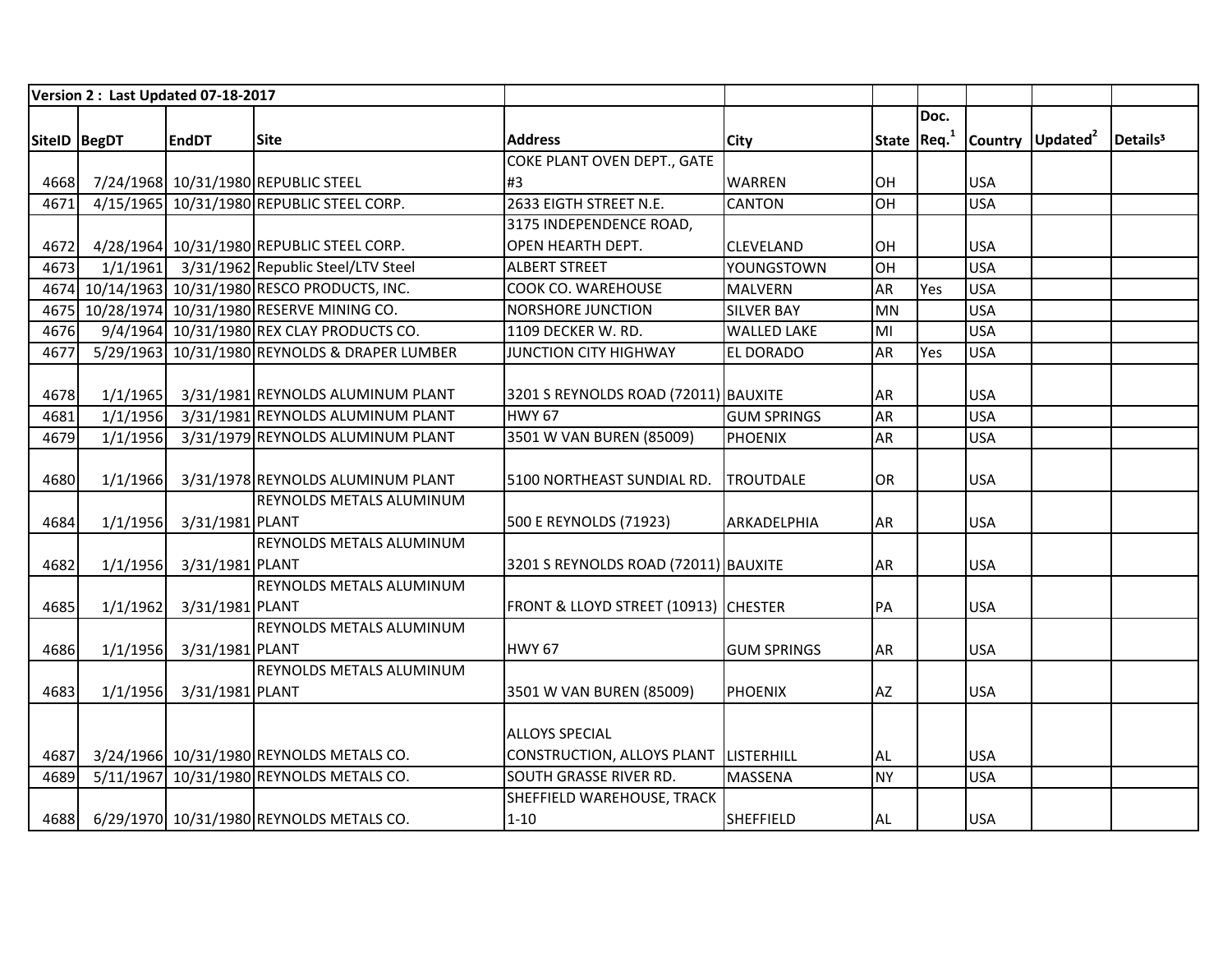| Version 2 : Last Updated 07-18-2017 | | | | | | | | | | |
|---|---|---|---|---|---|---|---|---|---|---|
| SiteID | BegDT | EndDT | Site | Address | City | State | Doc. Req.[1] | Country | Updated[2] | Details[3] |
| 4668 | 7/24/1968 | 10/31/1980 | REPUBLIC STEEL | COKE PLANT OVEN DEPT., GATE #3 | WARREN | OH | | USA | | |
| 4671 | 4/15/1965 | 10/31/1980 | REPUBLIC STEEL CORP. | 2633 EIGTH STREET N.E. | CANTON | OH | | USA | | |
| 4672 | 4/28/1964 | 10/31/1980 | REPUBLIC STEEL CORP. | 3175 INDEPENDENCE ROAD, OPEN HEARTH DEPT. | CLEVELAND | OH | | USA | | |
| 4673 | 1/1/1961 | 3/31/1962 | Republic Steel/LTV Steel | ALBERT STREET | YOUNGSTOWN | OH | | USA | | |
| 4674 | 10/14/1963 | 10/31/1980 | RESCO PRODUCTS, INC. | COOK CO. WAREHOUSE | MALVERN | AR | Yes | USA | | |
| 4675 | 10/28/1974 | 10/31/1980 | RESERVE MINING CO. | NORSHORE JUNCTION | SILVER BAY | MN | | USA | | |
| 4676 | 9/4/1964 | 10/31/1980 | REX CLAY PRODUCTS CO. | 1109 DECKER W. RD. | WALLED LAKE | MI | | USA | | |
| 4677 | 5/29/1963 | 10/31/1980 | REYNOLDS & DRAPER LUMBER | JUNCTION CITY HIGHWAY | EL DORADO | AR | Yes | USA | | |
| 4678 | 1/1/1965 | 3/31/1981 | REYNOLDS ALUMINUM PLANT | 3201 S REYNOLDS ROAD (72011) | BAUXITE | AR | | USA | | |
| 4681 | 1/1/1956 | 3/31/1981 | REYNOLDS ALUMINUM PLANT | HWY 67 | GUM SPRINGS | AR | | USA | | |
| 4679 | 1/1/1956 | 3/31/1979 | REYNOLDS ALUMINUM PLANT | 3501 W VAN BUREN (85009) | PHOENIX | AR | | USA | | |
| 4680 | 1/1/1966 | 3/31/1978 | REYNOLDS ALUMINUM PLANT | 5100 NORTHEAST SUNDIAL RD. | TROUTDALE | OR | | USA | | |
| 4684 | 1/1/1956 | 3/31/1981 | REYNOLDS METALS ALUMINUM PLANT | 500 E REYNOLDS (71923) | ARKADELPHIA | AR | | USA | | |
| 4682 | 1/1/1956 | 3/31/1981 | REYNOLDS METALS ALUMINUM PLANT | 3201 S REYNOLDS ROAD (72011) | BAUXITE | AR | | USA | | |
| 4685 | 1/1/1962 | 3/31/1981 | REYNOLDS METALS ALUMINUM PLANT | FRONT & LLOYD STREET (10913) | CHESTER | PA | | USA | | |
| 4686 | 1/1/1956 | 3/31/1981 | REYNOLDS METALS ALUMINUM PLANT | HWY 67 | GUM SPRINGS | AR | | USA | | |
| 4683 | 1/1/1956 | 3/31/1981 | REYNOLDS METALS ALUMINUM PLANT | 3501 W VAN BUREN (85009) | PHOENIX | AZ | | USA | | |
| 4687 | 3/24/1966 | 10/31/1980 | REYNOLDS METALS CO. | ALLOYS SPECIAL CONSTRUCTION, ALLOYS PLANT | LISTERHILL | AL | | USA | | |
| 4689 | 5/11/1967 | 10/31/1980 | REYNOLDS METALS CO. | SOUTH GRASSE RIVER RD. | MASSENA | NY | | USA | | |
| 4688 | 6/29/1970 | 10/31/1980 | REYNOLDS METALS CO. | SHEFFIELD WAREHOUSE, TRACK 1-10 | SHEFFIELD | AL | | USA | | |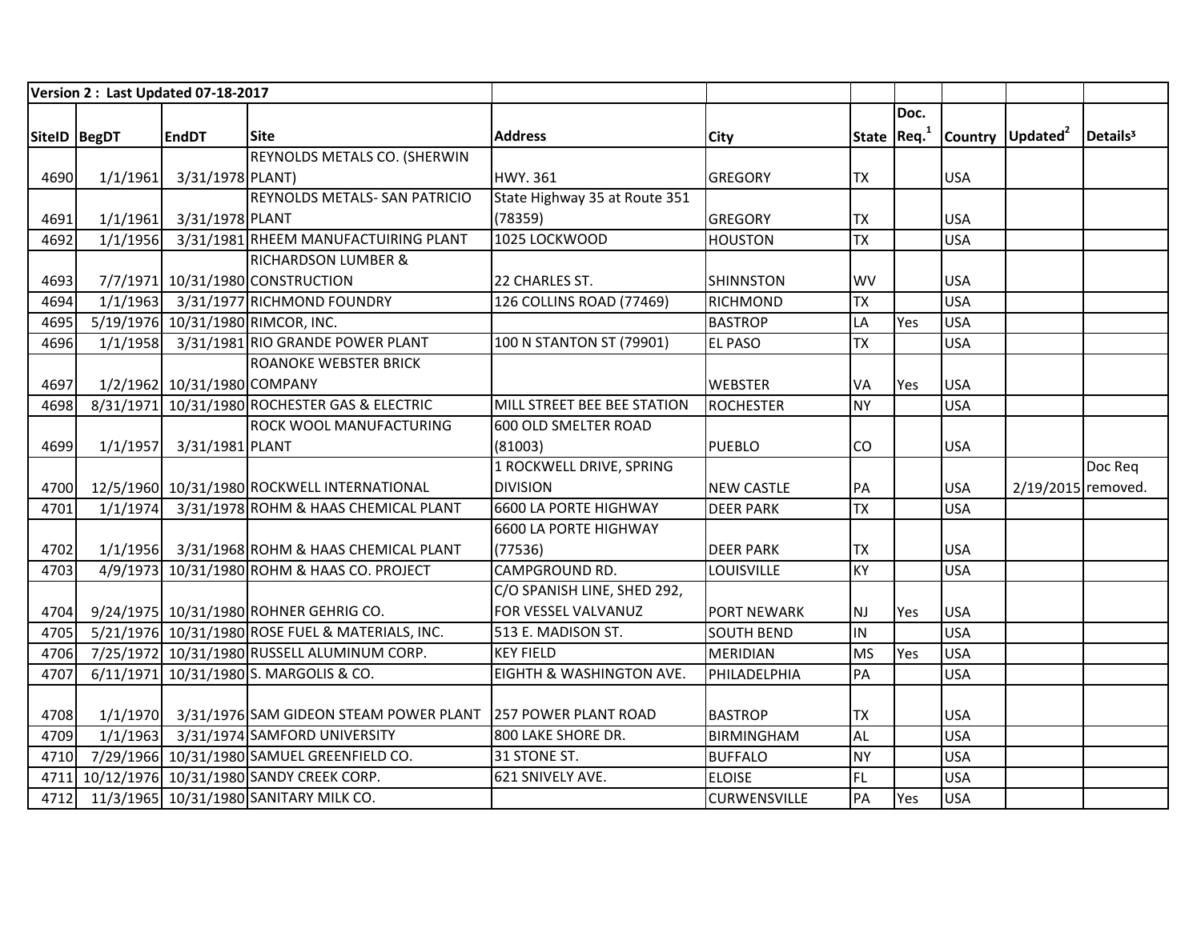| Version 2 : Last Updated 07-18-2017 | | | | | | | | | | |
|---|---|---|---|---|---|---|---|---|---|---|
| SiteID | BegDT | EndDT | Site | Address | City | State | Doc. Req.[1] | Country | Updated[2] | Details[3] |
| 4690 | 1/1/1961 | 3/31/1978 | REYNOLDS METALS CO. (SHERWIN PLANT) | HWY. 361 | GREGORY | TX | | USA | | |
| 4691 | 1/1/1961 | 3/31/1978 | REYNOLDS METALS- SAN PATRICIO PLANT | State Highway 35 at Route 351 (78359) | GREGORY | TX | | USA | | |
| 4692 | 1/1/1956 | 3/31/1981 | RHEEM MANUFACTUIRING PLANT | 1025 LOCKWOOD | HOUSTON | TX | | USA | | |
| 4693 | 7/7/1971 | 10/31/1980 | RICHARDSON LUMBER & CONSTRUCTION | 22 CHARLES ST. | SHINNSTON | WV | | USA | | |
| 4694 | 1/1/1963 | 3/31/1977 | RICHMOND FOUNDRY | 126 COLLINS ROAD (77469) | RICHMOND | TX | | USA | | |
| 4695 | 5/19/1976 | 10/31/1980 | RIMCOR, INC. | | BASTROP | LA | Yes | USA | | |
| 4696 | 1/1/1958 | 3/31/1981 | RIO GRANDE POWER PLANT | 100 N STANTON ST (79901) | EL PASO | TX | | USA | | |
| 4697 | 1/2/1962 | 10/31/1980 | ROANOKE WEBSTER BRICK COMPANY | | WEBSTER | VA | Yes | USA | | |
| 4698 | 8/31/1971 | 10/31/1980 | ROCHESTER GAS & ELECTRIC | MILL STREET BEE BEE STATION | ROCHESTER | NY | | USA | | |
| 4699 | 1/1/1957 | 3/31/1981 | ROCK WOOL MANUFACTURING PLANT | 600 OLD SMELTER ROAD (81003) | PUEBLO | CO | | USA | | |
| 4700 | 12/5/1960 | 10/31/1980 | ROCKWELL INTERNATIONAL | 1 ROCKWELL DRIVE, SPRING DIVISION | NEW CASTLE | PA | | USA | 2/19/2015 | Doc Req removed. |
| 4701 | 1/1/1974 | 3/31/1978 | ROHM & HAAS CHEMICAL PLANT | 6600 LA PORTE HIGHWAY | DEER PARK | TX | | USA | | |
| 4702 | 1/1/1956 | 3/31/1968 | ROHM & HAAS CHEMICAL PLANT | 6600 LA PORTE HIGHWAY (77536) | DEER PARK | TX | | USA | | |
| 4703 | 4/9/1973 | 10/31/1980 | ROHM & HAAS CO. PROJECT | CAMPGROUND RD. | LOUISVILLE | KY | | USA | | |
| 4704 | 9/24/1975 | 10/31/1980 | ROHNER GEHRIG CO. | C/O SPANISH LINE, SHED 292, FOR VESSEL VALVANUZ | PORT NEWARK | NJ | Yes | USA | | |
| 4705 | 5/21/1976 | 10/31/1980 | ROSE FUEL & MATERIALS, INC. | 513 E. MADISON ST. | SOUTH BEND | IN | | USA | | |
| 4706 | 7/25/1972 | 10/31/1980 | RUSSELL ALUMINUM CORP. | KEY FIELD | MERIDIAN | MS | Yes | USA | | |
| 4707 | 6/11/1971 | 10/31/1980 | S. MARGOLIS & CO. | EIGHTH & WASHINGTON AVE. | PHILADELPHIA | PA | | USA | | |
| 4708 | 1/1/1970 | 3/31/1976 | SAM GIDEON STEAM POWER PLANT | 257 POWER PLANT ROAD | BASTROP | TX | | USA | | |
| 4709 | 1/1/1963 | 3/31/1974 | SAMFORD UNIVERSITY | 800 LAKE SHORE DR. | BIRMINGHAM | AL | | USA | | |
| 4710 | 7/29/1966 | 10/31/1980 | SAMUEL GREENFIELD CO. | 31 STONE ST. | BUFFALO | NY | | USA | | |
| 4711 | 10/12/1976 | 10/31/1980 | SANDY CREEK CORP. | 621 SNIVELY AVE. | ELOISE | FL | | USA | | |
| 4712 | 11/3/1965 | 10/31/1980 | SANITARY MILK CO. | | CURWENSVILLE | PA | Yes | USA | | |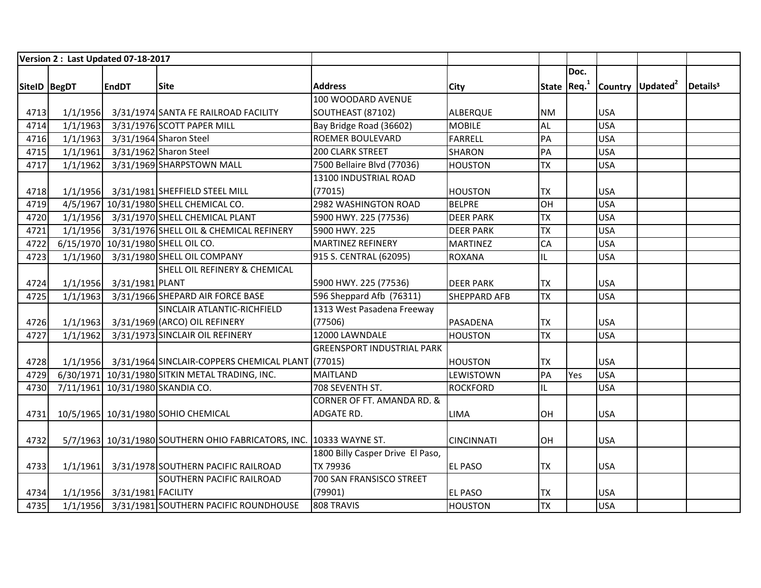| Version 2 : Last Updated 07-18-2017 | | | | | | | | | | |
|---|---|---|---|---|---|---|---|---|---|---|
| SiteID | BegDT | EndDT | Site | Address | City | State | Doc. Req.[1] | Country | Updated[2] | Details³ |
| 4713 | 1/1/1956 | 3/31/1974 | SANTA FE RAILROAD FACILITY | 100 WOODARD AVENUE SOUTHEAST (87102) | ALBERQUE | NM | | USA | | |
| 4714 | 1/1/1963 | 3/31/1976 | SCOTT PAPER MILL | Bay Bridge Road (36602) | MOBILE | AL | | USA | | |
| 4716 | 1/1/1963 | 3/31/1964 | Sharon Steel | ROEMER BOULEVARD | FARRELL | PA | | USA | | |
| 4715 | 1/1/1961 | 3/31/1962 | Sharon Steel | 200 CLARK STREET | SHARON | PA | | USA | | |
| 4717 | 1/1/1962 | 3/31/1969 | SHARPSTOWN MALL | 7500 Bellaire Blvd (77036) | HOUSTON | TX | | USA | | |
| 4718 | 1/1/1956 | 3/31/1981 | SHEFFIELD STEEL MILL | 13100 INDUSTRIAL ROAD (77015) | HOUSTON | TX | | USA | | |
| 4719 | 4/5/1967 | 10/31/1980 | SHELL CHEMICAL CO. | 2982 WASHINGTON ROAD | BELPRE | OH | | USA | | |
| 4720 | 1/1/1956 | 3/31/1970 | SHELL CHEMICAL PLANT | 5900 HWY. 225 (77536) | DEER PARK | TX | | USA | | |
| 4721 | 1/1/1956 | 3/31/1976 | SHELL OIL & CHEMICAL REFINERY | 5900 HWY. 225 | DEER PARK | TX | | USA | | |
| 4722 | 6/15/1970 | 10/31/1980 | SHELL OIL CO. | MARTINEZ REFINERY | MARTINEZ | CA | | USA | | |
| 4723 | 1/1/1960 | 3/31/1980 | SHELL OIL COMPANY | 915 S. CENTRAL (62095) | ROXANA | IL | | USA | | |
| 4724 | 1/1/1956 | 3/31/1981 | SHELL OIL REFINERY & CHEMICAL PLANT | 5900 HWY. 225 (77536) | DEER PARK | TX | | USA | | |
| 4725 | 1/1/1963 | 3/31/1966 | SHEPARD AIR FORCE BASE | 596 Sheppard Afb (76311) | SHEPPARD AFB | TX | | USA | | |
| 4726 | 1/1/1963 | 3/31/1969 | SINCLAIR ATLANTIC-RICHFIELD (ARCO) OIL REFINERY | 1313 West Pasadena Freeway (77506) | PASADENA | TX | | USA | | |
| 4727 | 1/1/1962 | 3/31/1973 | SINCLAIR OIL REFINERY | 12000 LAWNDALE | HOUSTON | TX | | USA | | |
| 4728 | 1/1/1956 | 3/31/1964 | SINCLAIR-COPPERS CHEMICAL PLANT | GREENSPORT INDUSTRIAL PARK (77015) | HOUSTON | TX | | USA | | |
| 4729 | 6/30/1971 | 10/31/1980 | SITKIN METAL TRADING, INC. | MAITLAND | LEWISTOWN | PA | Yes | USA | | |
| 4730 | 7/11/1961 | 10/31/1980 | SKANDIA CO. | 708 SEVENTH ST. | ROCKFORD | IL | | USA | | |
| 4731 | 10/5/1965 | 10/31/1980 | SOHIO CHEMICAL | CORNER OF FT. AMANDA RD. & ADGATE RD. | LIMA | OH | | USA | | |
| 4732 | 5/7/1963 | 10/31/1980 | SOUTHERN OHIO FABRICATORS, INC. | 10333 WAYNE ST. | CINCINNATI | OH | | USA | | |
| 4733 | 1/1/1961 | 3/31/1978 | SOUTHERN PACIFIC RAILROAD | 1800 Billy Casper Drive El Paso, TX 79936 | EL PASO | TX | | USA | | |
| 4734 | 1/1/1956 | 3/31/1981 | SOUTHERN PACIFIC RAILROAD FACILITY | 700 SAN FRANSISCO STREET (79901) | EL PASO | TX | | USA | | |
| 4735 | 1/1/1956 | 3/31/1981 | SOUTHERN PACIFIC ROUNDHOUSE | 808 TRAVIS | HOUSTON | TX | | USA | | |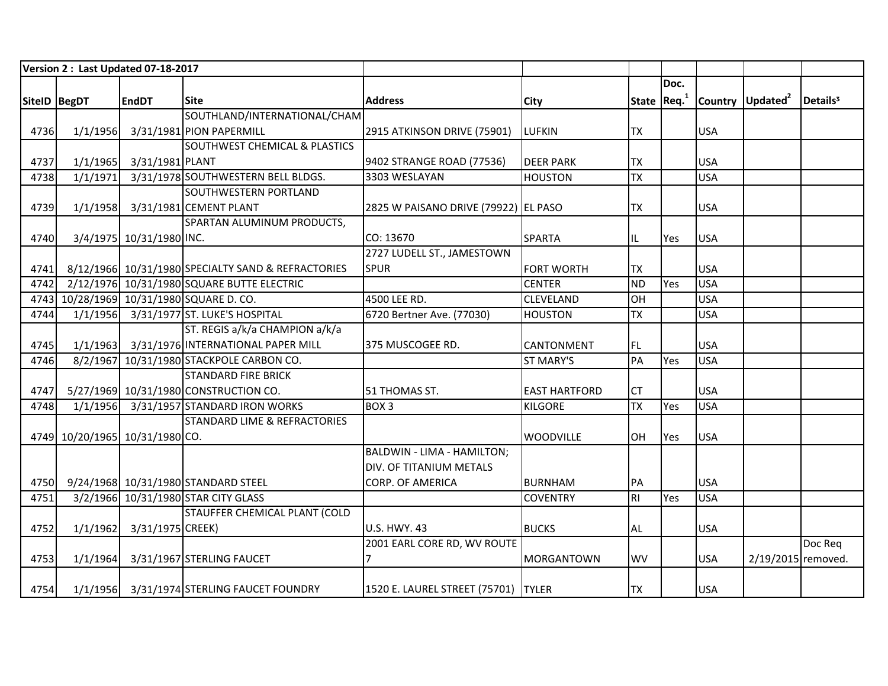| Version 2 : Last Updated 07-18-2017 | | | | | | | | | | |
|---|---|---|---|---|---|---|---|---|---|---|
| SiteID | BegDT | EndDT | Site | Address | City | State | Doc. Req.[1] | Country | Updated[2] | Details³ |
| 4736 | 1/1/1956 | 3/31/1981 | SOUTHLAND/INTERNATIONAL/CHAMPION PAPERMILL | 2915 ATKINSON DRIVE (75901) | LUFKIN | TX | | USA | | |
| 4737 | 1/1/1965 | 3/31/1981 | SOUTHWEST CHEMICAL & PLASTICS PLANT | 9402 STRANGE ROAD (77536) | DEER PARK | TX | | USA | | |
| 4738 | 1/1/1971 | 3/31/1978 | SOUTHWESTERN BELL BLDGS. | 3303 WESLAYAN | HOUSTON | TX | | USA | | |
| 4739 | 1/1/1958 | 3/31/1981 | SOUTHWESTERN PORTLAND CEMENT PLANT | 2825 W PAISANO DRIVE (79922) | EL PASO | TX | | USA | | |
| 4740 | 3/4/1975 | 10/31/1980 | SPARTAN ALUMINUM PRODUCTS, INC. | CO: 13670 | SPARTA | IL | Yes | USA | | |
| 4741 | 8/12/1966 | 10/31/1980 | SPECIALTY SAND & REFRACTORIES | 2727 LUDELL ST., JAMESTOWN SPUR | FORT WORTH | TX | | USA | | |
| 4742 | 2/12/1976 | 10/31/1980 | SQUARE BUTTE ELECTRIC | | CENTER | ND | Yes | USA | | |
| 4743 | 10/28/1969 | 10/31/1980 | SQUARE D. CO. | 4500 LEE RD. | CLEVELAND | OH | | USA | | |
| 4744 | 1/1/1956 | 3/31/1977 | ST. LUKE'S HOSPITAL | 6720 Bertner Ave. (77030) | HOUSTON | TX | | USA | | |
| 4745 | 1/1/1963 | 3/31/1976 | ST. REGIS a/k/a CHAMPION a/k/a INTERNATIONAL PAPER MILL | 375 MUSCOGEE RD. | CANTONMENT | FL | | USA | | |
| 4746 | 8/2/1967 | 10/31/1980 | STACKPOLE CARBON CO. | | ST MARY'S | PA | Yes | USA | | |
| 4747 | 5/27/1969 | 10/31/1980 | STANDARD FIRE BRICK CONSTRUCTION CO. | 51 THOMAS ST. | EAST HARTFORD | CT | | USA | | |
| 4748 | 1/1/1956 | 3/31/1957 | STANDARD IRON WORKS | BOX 3 | KILGORE | TX | Yes | USA | | |
| 4749 | 10/20/1965 | 10/31/1980 | STANDARD LIME & REFRACTORIES CO. | | WOODVILLE | OH | Yes | USA | | |
| 4750 | 9/24/1968 | 10/31/1980 | STANDARD STEEL | BALDWIN - LIMA - HAMILTON; DIV. OF TITANIUM METALS CORP. OF AMERICA | BURNHAM | PA | | USA | | |
| 4751 | 3/2/1966 | 10/31/1980 | STAR CITY GLASS | | COVENTRY | RI | Yes | USA | | |
| 4752 | 1/1/1962 | 3/31/1975 | STAUFFER CHEMICAL PLANT (COLD CREEK) | U.S. HWY. 43 | BUCKS | AL | | USA | | |
| 4753 | 1/1/1964 | 3/31/1967 | STERLING FAUCET | 2001 EARL CORE RD, WV ROUTE 7 | MORGANTOWN | WV | | USA | 2/19/2015 | Doc Req removed. |
| 4754 | 1/1/1956 | 3/31/1974 | STERLING FAUCET FOUNDRY | 1520 E. LAUREL STREET (75701) | TYLER | TX | | USA | | |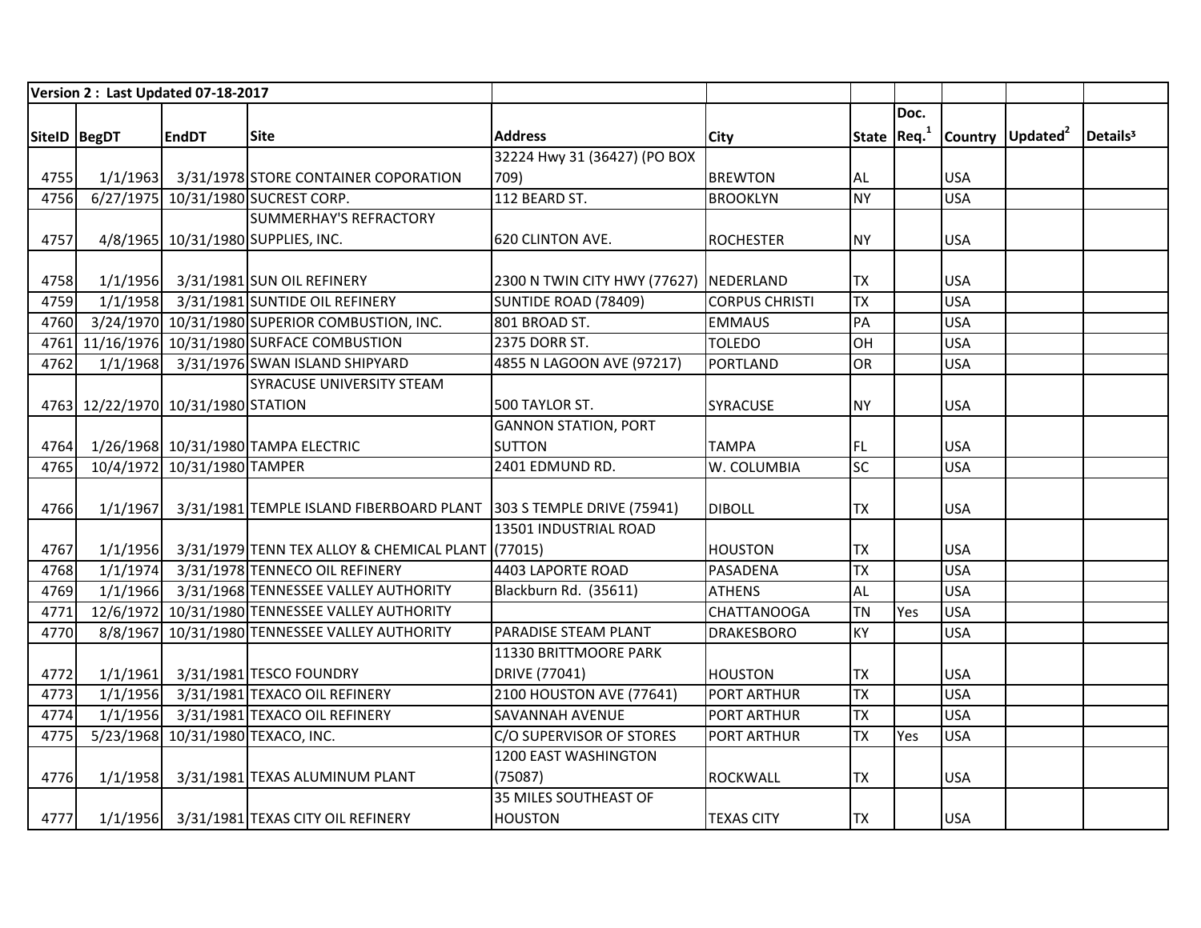| Version 2 : Last Updated 07-18-2017 | | | | | | | | | | |
|---|---|---|---|---|---|---|---|---|---|---|
| SiteID | BegDT | EndDT | Site | Address | City | State | Doc. Req.[1] | Country | Updated[2] | Details[3] |
| 4755 | 1/1/1963 | 3/31/1978 | STORE CONTAINER COPORATION | 32224 Hwy 31 (36427) (PO BOX 709) | BREWTON | AL | | USA | | |
| 4756 | 6/27/1975 | 10/31/1980 | SUCREST CORP. | 112 BEARD ST. | BROOKLYN | NY | | USA | | |
| 4757 | 4/8/1965 | 10/31/1980 | SUMMERHAY'S REFRACTORY SUPPLIES, INC. | 620 CLINTON AVE. | ROCHESTER | NY | | USA | | |
| 4758 | 1/1/1956 | 3/31/1981 | SUN OIL REFINERY | 2300 N TWIN CITY HWY (77627) | NEDERLAND | TX | | USA | | |
| 4759 | 1/1/1958 | 3/31/1981 | SUNTIDE OIL REFINERY | SUNTIDE ROAD (78409) | CORPUS CHRISTI | TX | | USA | | |
| 4760 | 3/24/1970 | 10/31/1980 | SUPERIOR COMBUSTION, INC. | 801 BROAD ST. | EMMAUS | PA | | USA | | |
| 4761 | 11/16/1976 | 10/31/1980 | SURFACE COMBUSTION | 2375 DORR ST. | TOLEDO | OH | | USA | | |
| 4762 | 1/1/1968 | 3/31/1976 | SWAN ISLAND SHIPYARD | 4855 N LAGOON AVE (97217) | PORTLAND | OR | | USA | | |
| 4763 | 12/22/1970 | 10/31/1980 | SYRACUSE UNIVERSITY STEAM STATION | 500 TAYLOR ST. | SYRACUSE | NY | | USA | | |
| 4764 | 1/26/1968 | 10/31/1980 | TAMPA ELECTRIC | GANNON STATION, PORT SUTTON | TAMPA | FL | | USA | | |
| 4765 | 10/4/1972 | 10/31/1980 | TAMPER | 2401 EDMUND RD. | W. COLUMBIA | SC | | USA | | |
| 4766 | 1/1/1967 | 3/31/1981 | TEMPLE ISLAND FIBERBOARD PLANT | 303 S TEMPLE DRIVE (75941) | DIBOLL | TX | | USA | | |
| 4767 | 1/1/1956 | 3/31/1979 | TENN TEX ALLOY & CHEMICAL PLANT | 13501 INDUSTRIAL ROAD (77015) | HOUSTON | TX | | USA | | |
| 4768 | 1/1/1974 | 3/31/1978 | TENNECO OIL REFINERY | 4403 LAPORTE ROAD | PASADENA | TX | | USA | | |
| 4769 | 1/1/1966 | 3/31/1968 | TENNESSEE VALLEY AUTHORITY | Blackburn Rd. (35611) | ATHENS | AL | | USA | | |
| 4771 | 12/6/1972 | 10/31/1980 | TENNESSEE VALLEY AUTHORITY | | CHATTANOOGA | TN | Yes | USA | | |
| 4770 | 8/8/1967 | 10/31/1980 | TENNESSEE VALLEY AUTHORITY | PARADISE STEAM PLANT | DRAKESBORO | KY | | USA | | |
| 4772 | 1/1/1961 | 3/31/1981 | TESCO FOUNDRY | 11330 BRITTMOORE PARK DRIVE (77041) | HOUSTON | TX | | USA | | |
| 4773 | 1/1/1956 | 3/31/1981 | TEXACO OIL REFINERY | 2100 HOUSTON AVE (77641) | PORT ARTHUR | TX | | USA | | |
| 4774 | 1/1/1956 | 3/31/1981 | TEXACO OIL REFINERY | SAVANNAH AVENUE | PORT ARTHUR | TX | | USA | | |
| 4775 | 5/23/1968 | 10/31/1980 | TEXACO, INC. | C/O SUPERVISOR OF STORES | PORT ARTHUR | TX | Yes | USA | | |
| 4776 | 1/1/1958 | 3/31/1981 | TEXAS ALUMINUM PLANT | 1200 EAST WASHINGTON (75087) | ROCKWALL | TX | | USA | | |
| 4777 | 1/1/1956 | 3/31/1981 | TEXAS CITY OIL REFINERY | 35 MILES SOUTHEAST OF HOUSTON | TEXAS CITY | TX | | USA | | |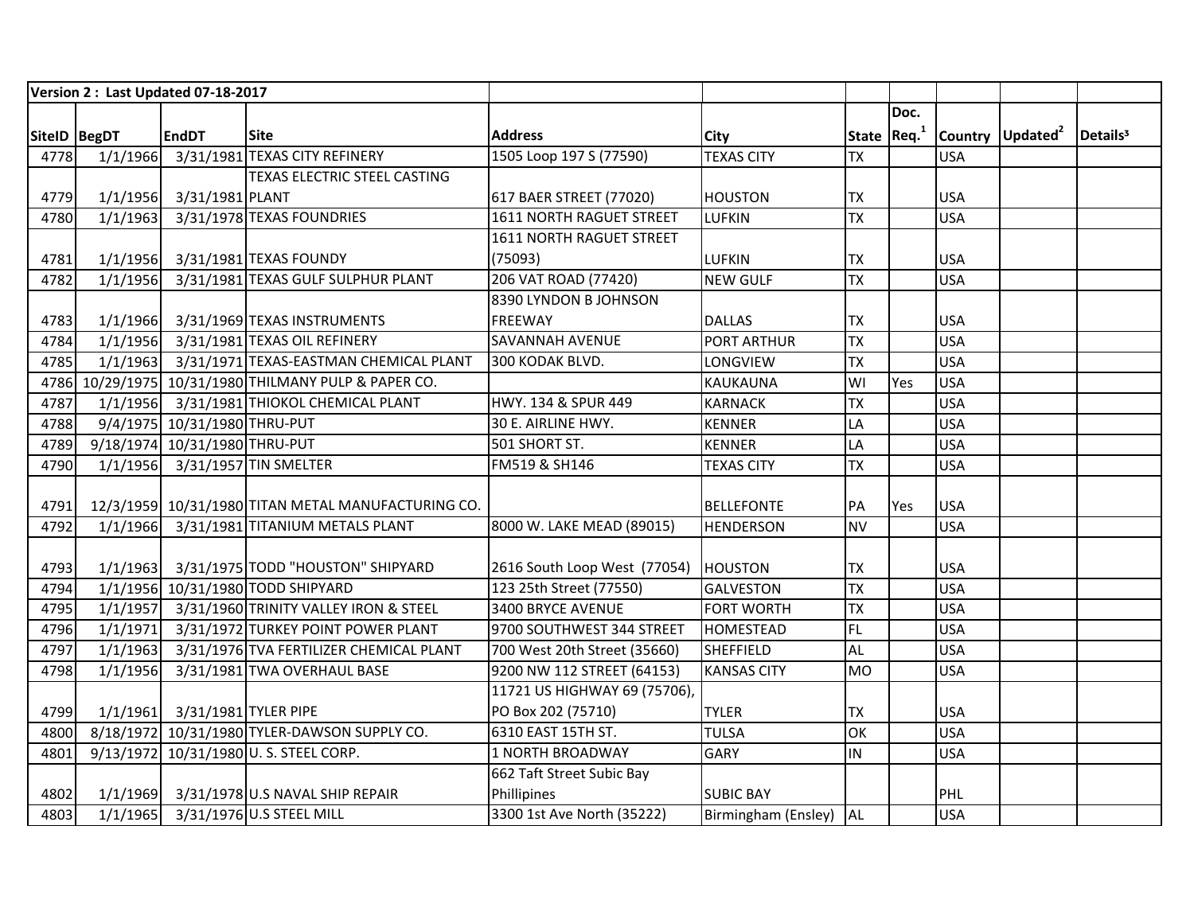| Version 2 : Last Updated 07-18-2017 | | | | | | | | | | |
|---|---|---|---|---|---|---|---|---|---|---|
| SiteID | BegDT | EndDT | Site | Address | City | State | Doc. Req.[1] | Country | Updated[2] | Details[3] |
| 4778 | 1/1/1966 | 3/31/1981 | TEXAS CITY REFINERY | 1505 Loop 197 S (77590) | TEXAS CITY | TX | | USA | | |
| 4779 | 1/1/1956 | 3/31/1981 | TEXAS ELECTRIC STEEL CASTING PLANT | 617 BAER STREET (77020) | HOUSTON | TX | | USA | | |
| 4780 | 1/1/1963 | 3/31/1978 | TEXAS FOUNDRIES | 1611 NORTH RAGUET STREET | LUFKIN | TX | | USA | | |
| 4781 | 1/1/1956 | 3/31/1981 | TEXAS FOUNDY | 1611 NORTH RAGUET STREET (75093) | LUFKIN | TX | | USA | | |
| 4782 | 1/1/1956 | 3/31/1981 | TEXAS GULF SULPHUR PLANT | 206 VAT ROAD (77420) | NEW GULF | TX | | USA | | |
| 4783 | 1/1/1966 | 3/31/1969 | TEXAS INSTRUMENTS | 8390 LYNDON B JOHNSON FREEWAY | DALLAS | TX | | USA | | |
| 4784 | 1/1/1956 | 3/31/1981 | TEXAS OIL REFINERY | SAVANNAH AVENUE | PORT ARTHUR | TX | | USA | | |
| 4785 | 1/1/1963 | 3/31/1971 | TEXAS-EASTMAN CHEMICAL PLANT | 300 KODAK BLVD. | LONGVIEW | TX | | USA | | |
| 4786 | 10/29/1975 | 10/31/1980 | THILMANY PULP & PAPER CO. | | KAUKAUNA | WI | Yes | USA | | |
| 4787 | 1/1/1956 | 3/31/1981 | THIOKOL CHEMICAL PLANT | HWY. 134 & SPUR 449 | KARNACK | TX | | USA | | |
| 4788 | 9/4/1975 | 10/31/1980 | THRU-PUT | 30 E. AIRLINE HWY. | KENNER | LA | | USA | | |
| 4789 | 9/18/1974 | 10/31/1980 | THRU-PUT | 501 SHORT ST. | KENNER | LA | | USA | | |
| 4790 | 1/1/1956 | 3/31/1957 | TIN SMELTER | FM519 & SH146 | TEXAS CITY | TX | | USA | | |
| 4791 | 12/3/1959 | 10/31/1980 | TITAN METAL MANUFACTURING CO. | | BELLEFONTE | PA | Yes | USA | | |
| 4792 | 1/1/1966 | 3/31/1981 | TITANIUM METALS PLANT | 8000 W. LAKE MEAD (89015) | HENDERSON | NV | | USA | | |
| 4793 | 1/1/1963 | 3/31/1975 | TODD "HOUSTON" SHIPYARD | 2616 South Loop West (77054) | HOUSTON | TX | | USA | | |
| 4794 | 1/1/1956 | 10/31/1980 | TODD SHIPYARD | 123 25th Street (77550) | GALVESTON | TX | | USA | | |
| 4795 | 1/1/1957 | 3/31/1960 | TRINITY VALLEY IRON & STEEL | 3400 BRYCE AVENUE | FORT WORTH | TX | | USA | | |
| 4796 | 1/1/1971 | 3/31/1972 | TURKEY POINT POWER PLANT | 9700 SOUTHWEST 344 STREET | HOMESTEAD | FL | | USA | | |
| 4797 | 1/1/1963 | 3/31/1976 | TVA FERTILIZER CHEMICAL PLANT | 700 West 20th Street (35660) | SHEFFIELD | AL | | USA | | |
| 4798 | 1/1/1956 | 3/31/1981 | TWA OVERHAUL BASE | 9200 NW 112 STREET (64153) | KANSAS CITY | MO | | USA | | |
| 4799 | 1/1/1961 | 3/31/1981 | TYLER PIPE | 11721 US HIGHWAY 69 (75706), PO Box 202 (75710) | TYLER | TX | | USA | | |
| 4800 | 8/18/1972 | 10/31/1980 | TYLER-DAWSON SUPPLY CO. | 6310 EAST 15TH ST. | TULSA | OK | | USA | | |
| 4801 | 9/13/1972 | 10/31/1980 | U. S. STEEL CORP. | 1 NORTH BROADWAY | GARY | IN | | USA | | |
| 4802 | 1/1/1969 | 3/31/1978 | U.S NAVAL SHIP REPAIR | 662 Taft Street Subic Bay Phillipines | SUBIC BAY | | | PHL | | |
| 4803 | 1/1/1965 | 3/31/1976 | U.S STEEL MILL | 3300 1st Ave North (35222) | Birmingham (Ensley) | AL | | USA | | |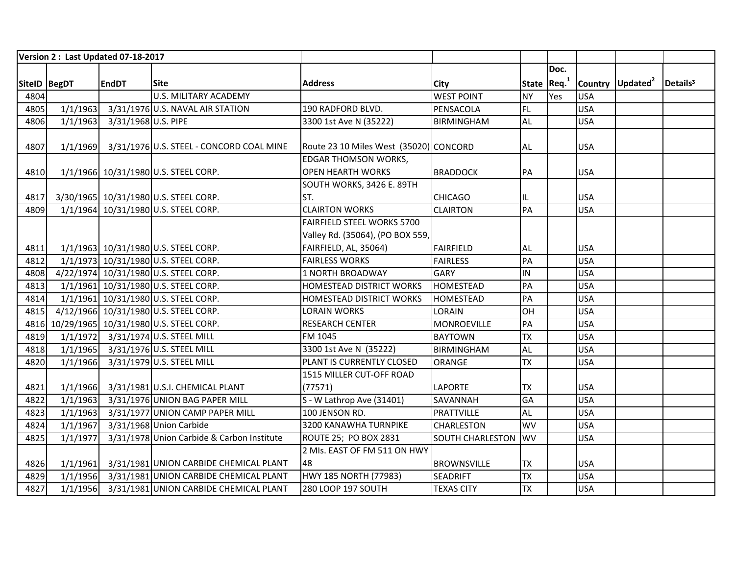| Version 2 : Last Updated 07-18-2017 | | | | | | | | | | |
|---|---|---|---|---|---|---|---|---|---|---|
| SiteID | BegDT | EndDT | Site | Address | City | State | Doc. Req.[1] | Country | Updated[2] | Details[3] |
| 4804 | | | U.S. MILITARY ACADEMY | | WEST POINT | NY | Yes | USA | | |
| 4805 | 1/1/1963 | 3/31/1976 | U.S. NAVAL AIR STATION | 190 RADFORD BLVD. | PENSACOLA | FL | | USA | | |
| 4806 | 1/1/1963 | 3/31/1968 | U.S. PIPE | 3300 1st Ave N (35222) | BIRMINGHAM | AL | | USA | | |
| 4807 | 1/1/1969 | 3/31/1976 | U.S. STEEL - CONCORD COAL MINE | Route 23 10 Miles West (35020) | CONCORD | AL | | USA | | |
| 4810 | 1/1/1966 | 10/31/1980 | U.S. STEEL CORP. | EDGAR THOMSON WORKS, OPEN HEARTH WORKS | BRADDOCK | PA | | USA | | |
| 4817 | 3/30/1965 | 10/31/1980 | U.S. STEEL CORP. | SOUTH WORKS, 3426 E. 89TH ST. | CHICAGO | IL | | USA | | |
| 4809 | 1/1/1964 | 10/31/1980 | U.S. STEEL CORP. | CLAIRTON WORKS | CLAIRTON | PA | | USA | | |
| 4811 | 1/1/1963 | 10/31/1980 | U.S. STEEL CORP. | FAIRFIELD STEEL WORKS 5700 Valley Rd. (35064), (PO BOX 559, FAIRFIELD, AL, 35064) | FAIRFIELD | AL | | USA | | |
| 4812 | 1/1/1973 | 10/31/1980 | U.S. STEEL CORP. | FAIRLESS WORKS | FAIRLESS | PA | | USA | | |
| 4808 | 4/22/1974 | 10/31/1980 | U.S. STEEL CORP. | 1 NORTH BROADWAY | GARY | IN | | USA | | |
| 4813 | 1/1/1961 | 10/31/1980 | U.S. STEEL CORP. | HOMESTEAD DISTRICT WORKS | HOMESTEAD | PA | | USA | | |
| 4814 | 1/1/1961 | 10/31/1980 | U.S. STEEL CORP. | HOMESTEAD DISTRICT WORKS | HOMESTEAD | PA | | USA | | |
| 4815 | 4/12/1966 | 10/31/1980 | U.S. STEEL CORP. | LORAIN WORKS | LORAIN | OH | | USA | | |
| 4816 | 10/29/1965 | 10/31/1980 | U.S. STEEL CORP. | RESEARCH CENTER | MONROEVILLE | PA | | USA | | |
| 4819 | 1/1/1972 | 3/31/1974 | U.S. STEEL MILL | FM 1045 | BAYTOWN | TX | | USA | | |
| 4818 | 1/1/1965 | 3/31/1976 | U.S. STEEL MILL | 3300 1st Ave N (35222) | BIRMINGHAM | AL | | USA | | |
| 4820 | 1/1/1966 | 3/31/1979 | U.S. STEEL MILL | PLANT IS CURRENTLY CLOSED | ORANGE | TX | | USA | | |
| 4821 | 1/1/1966 | 3/31/1981 | U.S.I. CHEMICAL PLANT | 1515 MILLER CUT-OFF ROAD (77571) | LAPORTE | TX | | USA | | |
| 4822 | 1/1/1963 | 3/31/1976 | UNION BAG PAPER MILL | S - W Lathrop Ave (31401) | SAVANNAH | GA | | USA | | |
| 4823 | 1/1/1963 | 3/31/1977 | UNION CAMP PAPER MILL | 100 JENSON RD. | PRATTVILLE | AL | | USA | | |
| 4824 | 1/1/1967 | 3/31/1968 | Union Carbide | 3200 KANAWHA TURNPIKE | CHARLESTON | WV | | USA | | |
| 4825 | 1/1/1977 | 3/31/1978 | Union Carbide & Carbon Institute | ROUTE 25; PO BOX 2831 | SOUTH CHARLESTON | WV | | USA | | |
| 4826 | 1/1/1961 | 3/31/1981 | UNION CARBIDE CHEMICAL PLANT | 2 MIs. EAST OF FM 511 ON HWY 48 | BROWNSVILLE | TX | | USA | | |
| 4829 | 1/1/1956 | 3/31/1981 | UNION CARBIDE CHEMICAL PLANT | HWY 185 NORTH (77983) | SEADRIFT | TX | | USA | | |
| 4827 | 1/1/1956 | 3/31/1981 | UNION CARBIDE CHEMICAL PLANT | 280 LOOP 197 SOUTH | TEXAS CITY | TX | | USA | | |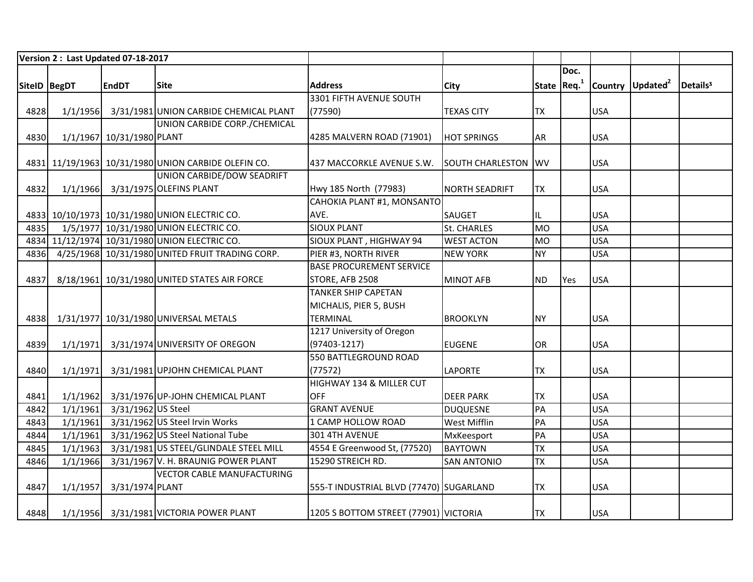| Version 2 : Last Updated 07-18-2017 | | | | | | | | | | |
|---|---|---|---|---|---|---|---|---|---|---|
| SiteID | BegDT | EndDT | Site | Address | City | State | Doc. Req.[1] | Country | Updated[2] | Details[3] |
| 4828 | 1/1/1956 | 3/31/1981 | UNION CARBIDE CHEMICAL PLANT | 3301 FIFTH AVENUE SOUTH (77590) | TEXAS CITY | TX | | USA | | |
| 4830 | 1/1/1967 | 10/31/1980 | UNION CARBIDE CORP./CHEMICAL PLANT | 4285 MALVERN ROAD (71901) | HOT SPRINGS | AR | | USA | | |
| 4831 | 11/19/1963 | 10/31/1980 | UNION CARBIDE OLEFIN CO. | 437 MACCORKLE AVENUE S.W. | SOUTH CHARLESTON | WV | | USA | | |
| 4832 | 1/1/1966 | 3/31/1975 | UNION CARBIDE/DOW SEADRIFT OLEFINS PLANT | Hwy 185 North (77983) | NORTH SEADRIFT | TX | | USA | | |
| 4833 | 10/10/1973 | 10/31/1980 | UNION ELECTRIC CO. | CAHOKIA PLANT #1, MONSANTO AVE. | SAUGET | IL | | USA | | |
| 4835 | 1/5/1977 | 10/31/1980 | UNION ELECTRIC CO. | SIOUX PLANT | St. CHARLES | MO | | USA | | |
| 4834 | 11/12/1974 | 10/31/1980 | UNION ELECTRIC CO. | SIOUX PLANT , HIGHWAY 94 | WEST ACTON | MO | | USA | | |
| 4836 | 4/25/1968 | 10/31/1980 | UNITED FRUIT TRADING CORP. | PIER #3, NORTH RIVER | NEW YORK | NY | | USA | | |
| 4837 | 8/18/1961 | 10/31/1980 | UNITED STATES AIR FORCE | BASE PROCUREMENT SERVICE STORE, AFB 2508 | MINOT AFB | ND | Yes | USA | | |
| 4838 | 1/31/1977 | 10/31/1980 | UNIVERSAL METALS | TANKER SHIP CAPETAN MICHALIS, PIER 5, BUSH TERMINAL | BROOKLYN | NY | | USA | | |
| 4839 | 1/1/1971 | 3/31/1974 | UNIVERSITY OF OREGON | 1217 University of Oregon (97403-1217) | EUGENE | OR | | USA | | |
| 4840 | 1/1/1971 | 3/31/1981 | UPJOHN CHEMICAL PLANT | 550 BATTLEGROUND ROAD (77572) | LAPORTE | TX | | USA | | |
| 4841 | 1/1/1962 | 3/31/1976 | UP-JOHN CHEMICAL PLANT | HIGHWAY 134 & MILLER CUT OFF | DEER PARK | TX | | USA | | |
| 4842 | 1/1/1961 | 3/31/1962 | US Steel | GRANT AVENUE | DUQUESNE | PA | | USA | | |
| 4843 | 1/1/1961 | 3/31/1962 | US Steel Irvin Works | 1 CAMP HOLLOW ROAD | West Mifflin | PA | | USA | | |
| 4844 | 1/1/1961 | 3/31/1962 | US Steel National Tube | 301 4TH AVENUE | MxKeesport | PA | | USA | | |
| 4845 | 1/1/1963 | 3/31/1981 | US STEEL/GLINDALE STEEL MILL | 4554 E Greenwood St, (77520) | BAYTOWN | TX | | USA | | |
| 4846 | 1/1/1966 | 3/31/1967 | V. H. BRAUNIG POWER PLANT | 15290 STREICH RD. | SAN ANTONIO | TX | | USA | | |
| 4847 | 1/1/1957 | 3/31/1974 | VECTOR CABLE MANUFACTURING PLANT | 555-T INDUSTRIAL BLVD (77470) | SUGARLAND | TX | | USA | | |
| 4848 | 1/1/1956 | 3/31/1981 | VICTORIA POWER PLANT | 1205 S BOTTOM STREET (77901) | VICTORIA | TX | | USA | | |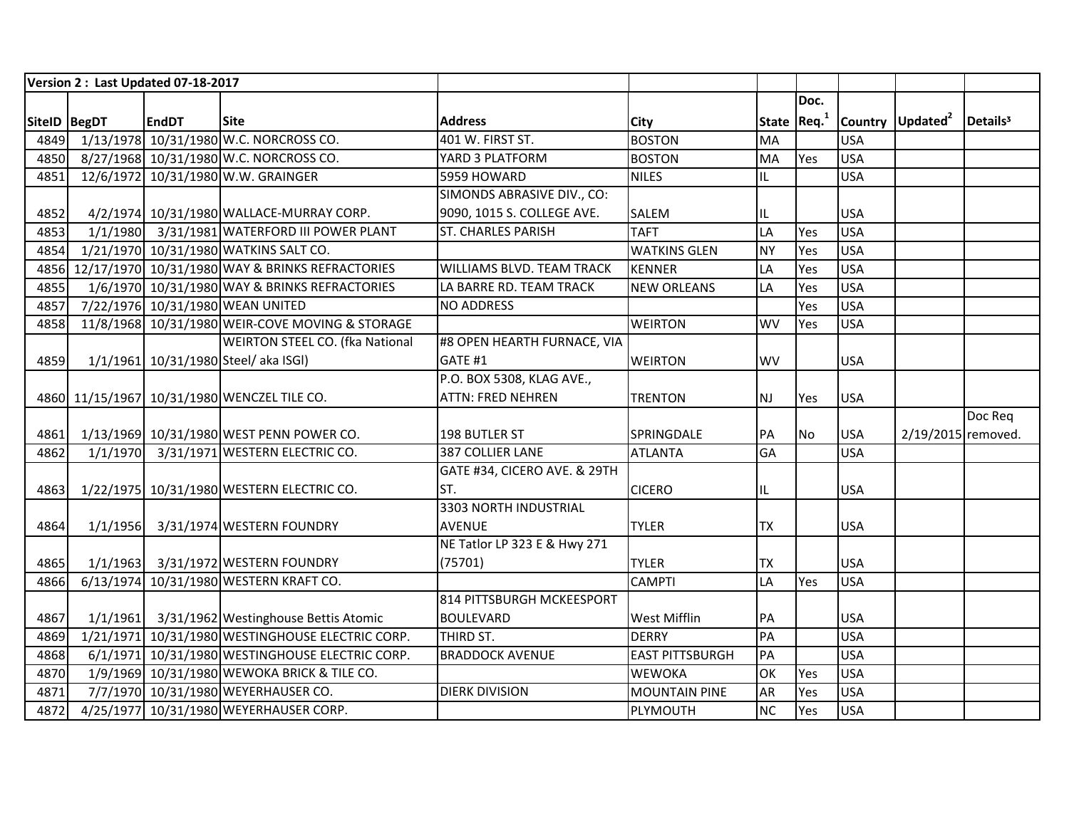| Version 2 : Last Updated 07-18-2017 | | | | | | | | | | |
|---|---|---|---|---|---|---|---|---|---|---|
| SiteID | BegDT | EndDT | Site | Address | City | State | Doc. Req.[1] | Country | Updated[2] | Details[3] |
| 4849 | 1/13/1978 | 10/31/1980 | W.C. NORCROSS CO. | 401 W. FIRST ST. | BOSTON | MA | | USA | | |
| 4850 | 8/27/1968 | 10/31/1980 | W.C. NORCROSS CO. | YARD 3 PLATFORM | BOSTON | MA | Yes | USA | | |
| 4851 | 12/6/1972 | 10/31/1980 | W.W. GRAINGER | 5959 HOWARD | NILES | IL | | USA | | |
| 4852 | 4/2/1974 | 10/31/1980 | WALLACE-MURRAY CORP. | SIMONDS ABRASIVE DIV., CO: 9090, 1015 S. COLLEGE AVE. | SALEM | IL | | USA | | |
| 4853 | 1/1/1980 | 3/31/1981 | WATERFORD III POWER PLANT | ST. CHARLES PARISH | TAFT | LA | Yes | USA | | |
| 4854 | 1/21/1970 | 10/31/1980 | WATKINS SALT CO. | | WATKINS GLEN | NY | Yes | USA | | |
| 4856 | 12/17/1970 | 10/31/1980 | WAY & BRINKS REFRACTORIES | WILLIAMS BLVD. TEAM TRACK | KENNER | LA | Yes | USA | | |
| 4855 | 1/6/1970 | 10/31/1980 | WAY & BRINKS REFRACTORIES | LA BARRE RD. TEAM TRACK | NEW ORLEANS | LA | Yes | USA | | |
| 4857 | 7/22/1976 | 10/31/1980 | WEAN UNITED | NO ADDRESS | | | Yes | USA | | |
| 4858 | 11/8/1968 | 10/31/1980 | WEIR-COVE MOVING & STORAGE | | WEIRTON | WV | Yes | USA | | |
| 4859 | 1/1/1961 | 10/31/1980 | WEIRTON STEEL CO. (fka National Steel/ aka ISGl) | #8 OPEN HEARTH FURNACE, VIA GATE #1 | WEIRTON | WV | | USA | | |
| 4860 | 11/15/1967 | 10/31/1980 | WENCZEL TILE CO. | P.O. BOX 5308, KLAG AVE., ATTN: FRED NEHREN | TRENTON | NJ | Yes | USA | | |
| 4861 | 1/13/1969 | 10/31/1980 | WEST PENN POWER CO. | 198 BUTLER ST | SPRINGDALE | PA | No | USA | 2/19/2015 | Doc Req removed. |
| 4862 | 1/1/1970 | 3/31/1971 | WESTERN ELECTRIC CO. | 387 COLLIER LANE | ATLANTA | GA | | USA | | |
| 4863 | 1/22/1975 | 10/31/1980 | WESTERN ELECTRIC CO. | GATE #34, CICERO AVE. & 29TH ST. | CICERO | IL | | USA | | |
| 4864 | 1/1/1956 | 3/31/1974 | WESTERN FOUNDRY | 3303 NORTH INDUSTRIAL AVENUE | TYLER | TX | | USA | | |
| 4865 | 1/1/1963 | 3/31/1972 | WESTERN FOUNDRY | NE Tatlor LP 323 E & Hwy 271 (75701) | TYLER | TX | | USA | | |
| 4866 | 6/13/1974 | 10/31/1980 | WESTERN KRAFT CO. | | CAMPTI | LA | Yes | USA | | |
| 4867 | 1/1/1961 | 3/31/1962 | Westinghouse Bettis Atomic | 814 PITTSBURGH MCKEESPORT BOULEVARD | West Mifflin | PA | | USA | | |
| 4869 | 1/21/1971 | 10/31/1980 | WESTINGHOUSE ELECTRIC CORP. | THIRD ST. | DERRY | PA | | USA | | |
| 4868 | 6/1/1971 | 10/31/1980 | WESTINGHOUSE ELECTRIC CORP. | BRADDOCK AVENUE | EAST PITTSBURGH | PA | | USA | | |
| 4870 | 1/9/1969 | 10/31/1980 | WEWOKA BRICK & TILE CO. | | WEWOKA | OK | Yes | USA | | |
| 4871 | 7/7/1970 | 10/31/1980 | WEYERHAUSER CO. | DIERK DIVISION | MOUNTAIN PINE | AR | Yes | USA | | |
| 4872 | 4/25/1977 | 10/31/1980 | WEYERHAUSER CORP. | | PLYMOUTH | NC | Yes | USA | | |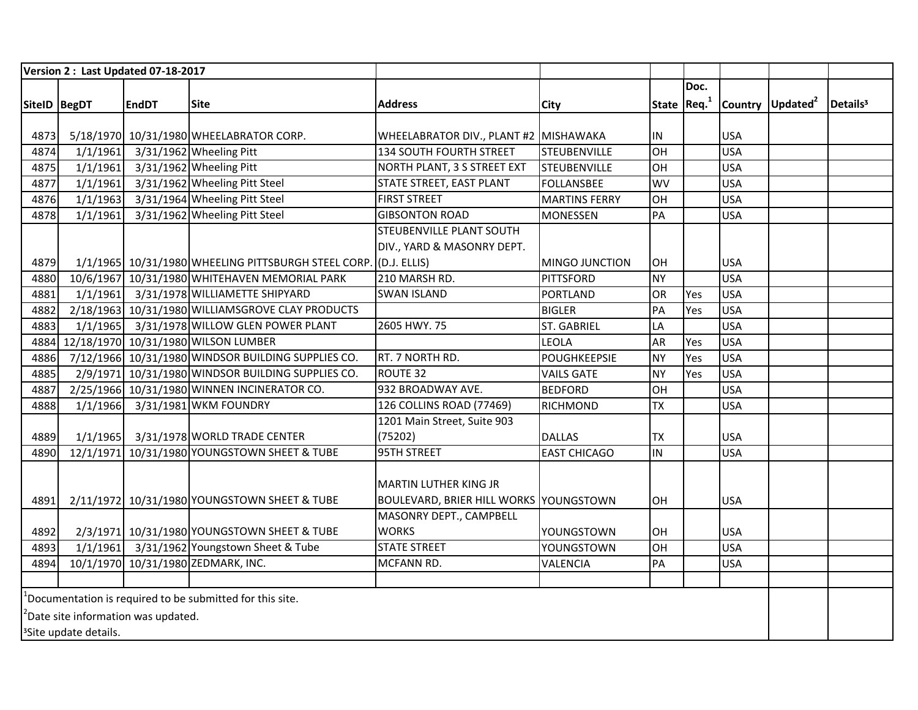| Version 2 : Last Updated 07-18-2017 | | | | | | | | | | |
|---|---|---|---|---|---|---|---|---|---|---|
| SiteID | BegDT | EndDT | Site | Address | City | State | Doc. Req.[1] | Country | Updated[2] | Details³ |
| 4873 | 5/18/1970 | 10/31/1980 | WHEELABRATOR CORP. | WHEELABRATOR DIV., PLANT #2 | MISHAWAKA | IN | | USA | | |
| 4874 | 1/1/1961 | 3/31/1962 | Wheeling Pitt | 134 SOUTH FOURTH STREET | STEUBENVILLE | OH | | USA | | |
| 4875 | 1/1/1961 | 3/31/1962 | Wheeling Pitt | NORTH PLANT, 3 S STREET EXT | STEUBENVILLE | OH | | USA | | |
| 4877 | 1/1/1961 | 3/31/1962 | Wheeling Pitt Steel | STATE STREET, EAST PLANT | FOLLANSBEE | WV | | USA | | |
| 4876 | 1/1/1963 | 3/31/1964 | Wheeling Pitt Steel | FIRST STREET | MARTINS FERRY | OH | | USA | | |
| 4878 | 1/1/1961 | 3/31/1962 | Wheeling Pitt Steel | GIBSONTON ROAD | MONESSEN | PA | | USA | | |
| 4879 | 1/1/1965 | 10/31/1980 | WHEELING PITTSBURGH STEEL CORP. | STEUBENVILLE PLANT SOUTH DIV., YARD & MASONRY DEPT. (D.J. ELLIS) | MINGO JUNCTION | OH | | USA | | |
| 4880 | 10/6/1967 | 10/31/1980 | WHITEHAVEN MEMORIAL PARK | 210 MARSH RD. | PITTSFORD | NY | | USA | | |
| 4881 | 1/1/1961 | 3/31/1978 | WILLIAMETTE SHIPYARD | SWAN ISLAND | PORTLAND | OR | Yes | USA | | |
| 4882 | 2/18/1963 | 10/31/1980 | WILLIAMSGROVE CLAY PRODUCTS | | BIGLER | PA | Yes | USA | | |
| 4883 | 1/1/1965 | 3/31/1978 | WILLOW GLEN POWER PLANT | 2605 HWY. 75 | ST. GABRIEL | LA | | USA | | |
| 4884 | 12/18/1970 | 10/31/1980 | WILSON LUMBER | | LEOLA | AR | Yes | USA | | |
| 4886 | 7/12/1966 | 10/31/1980 | WINDSOR BUILDING SUPPLIES CO. | RT. 7 NORTH RD. | POUGHKEEPSIE | NY | Yes | USA | | |
| 4885 | 2/9/1971 | 10/31/1980 | WINDSOR BUILDING SUPPLIES CO. | ROUTE 32 | VAILS GATE | NY | Yes | USA | | |
| 4887 | 2/25/1966 | 10/31/1980 | WINNEN INCINERATOR CO. | 932 BROADWAY AVE. | BEDFORD | OH | | USA | | |
| 4888 | 1/1/1966 | 3/31/1981 | WKM FOUNDRY | 126 COLLINS ROAD (77469) | RICHMOND | TX | | USA | | |
| 4889 | 1/1/1965 | 3/31/1978 | WORLD TRADE CENTER | 1201 Main Street, Suite 903 (75202) | DALLAS | TX | | USA | | |
| 4890 | 12/1/1971 | 10/31/1980 | YOUNGSTOWN SHEET & TUBE | 95TH STREET | EAST CHICAGO | IN | | USA | | |
| 4891 | 2/11/1972 | 10/31/1980 | YOUNGSTOWN SHEET & TUBE | MARTIN LUTHER KING JR BOULEVARD, BRIER HILL WORKS | YOUNGSTOWN | OH | | USA | | |
| 4892 | 2/3/1971 | 10/31/1980 | YOUNGSTOWN SHEET & TUBE | MASONRY DEPT., CAMPBELL WORKS | YOUNGSTOWN | OH | | USA | | |
| 4893 | 1/1/1961 | 3/31/1962 | Youngstown Sheet & Tube | STATE STREET | YOUNGSTOWN | OH | | USA | | |
| 4894 | 10/1/1970 | 10/31/1980 | ZEDMARK, INC. | MCFANN RD. | VALENCIA | PA | | USA | | |

[1]Documentation is required to be submitted for this site.

[2]Date site information was updated.

³Site update details.